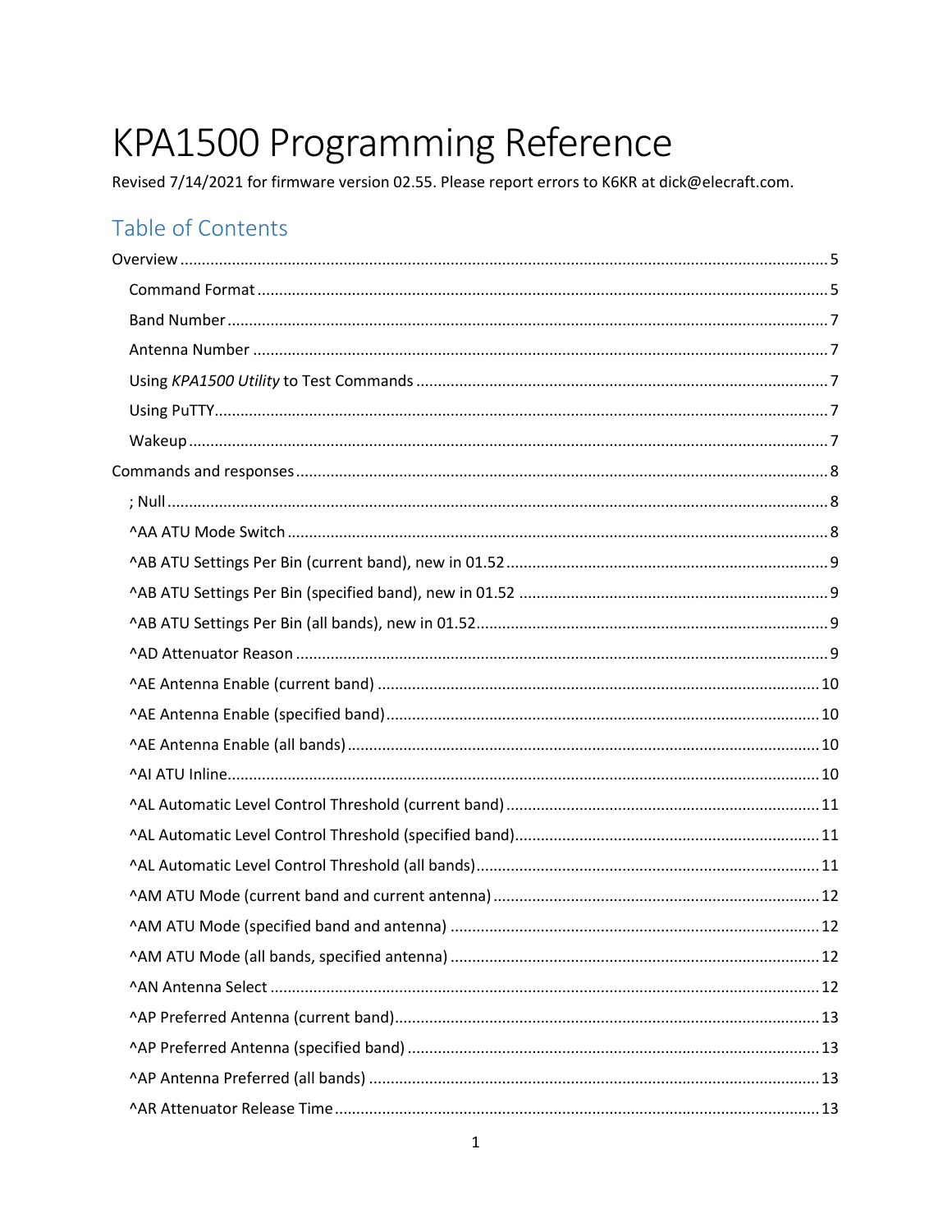# KPA1500 Programming Reference

Revised 7/14/2021 for firmware version 02.55. Please report errors to K6KR at dick@elecraft.com.

## Table of Contents

Overview ..... 5

- Command Format ..... 5
- Band Number ..... 7
- Antenna Number ..... 7
- Using *KPA1500 Utility* to Test Commands ..... 7
- Using PuTTY ..... 7
- Wakeup ..... 7

Commands and responses ..... 8

- ; Null ..... 8
- ^AA ATU Mode Switch ..... 8
- ^AB ATU Settings Per Bin (current band), new in 01.52 ..... 9
- ^AB ATU Settings Per Bin (specified band), new in 01.52 ..... 9
- ^AB ATU Settings Per Bin (all bands), new in 01.52 ..... 9
- ^AD Attenuator Reason ..... 9
- ^AE Antenna Enable (current band) ..... 10
- ^AE Antenna Enable (specified band) ..... 10
- ^AE Antenna Enable (all bands) ..... 10
- ^AI ATU Inline ..... 10
- ^AL Automatic Level Control Threshold (current band) ..... 11
- ^AL Automatic Level Control Threshold (specified band) ..... 11
- ^AL Automatic Level Control Threshold (all bands) ..... 11
- ^AM ATU Mode (current band and current antenna) ..... 12
- ^AM ATU Mode (specified band and antenna) ..... 12
- ^AM ATU Mode (all bands, specified antenna) ..... 12
- ^AN Antenna Select ..... 12
- ^AP Preferred Antenna (current band) ..... 13
- ^AP Preferred Antenna (specified band) ..... 13
- ^AP Antenna Preferred (all bands) ..... 13
- ^AR Attenuator Release Time ..... 13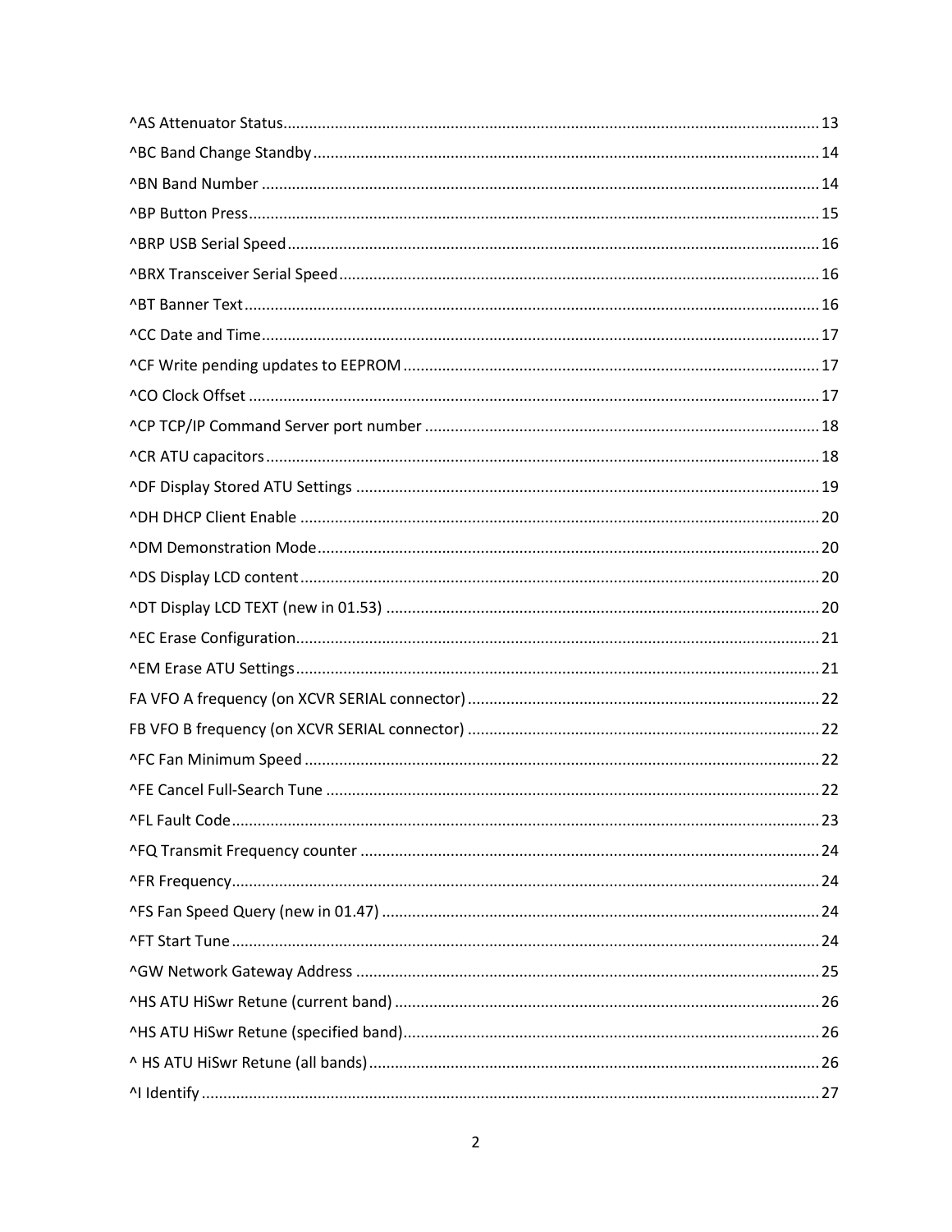^AS Attenuator Status ........................................................................................................................ 13

^BC Band Change Standby ................................................................................................................. 14

^BN Band Number ............................................................................................................................. 14

^BP Button Press ................................................................................................................................ 15

^BRP USB Serial Speed ...................................................................................................................... 16

^BRX Transceiver Serial Speed .......................................................................................................... 16

^BT Banner Text ................................................................................................................................. 16

^CC Date and Time ............................................................................................................................. 17

^CF Write pending updates to EEPROM ............................................................................................ 17

^CO Clock Offset ................................................................................................................................ 17

^CP TCP/IP Command Server port number ....................................................................................... 18

^CR ATU capacitors ............................................................................................................................ 18

^DF Display Stored ATU Settings ....................................................................................................... 19

^DH DHCP Client Enable .................................................................................................................... 20

^DM Demonstration Mode ................................................................................................................ 20

^DS Display LCD content .................................................................................................................... 20

^DT Display LCD TEXT (new in 01.53) ................................................................................................ 20

^EC Erase Configuration ..................................................................................................................... 21

^EM Erase ATU Settings ..................................................................................................................... 21

FA VFO A frequency (on XCVR SERIAL connector) ............................................................................. 22

FB VFO B frequency (on XCVR SERIAL connector) ............................................................................. 22

^FC Fan Minimum Speed ................................................................................................................... 22

^FE Cancel Full-Search Tune .............................................................................................................. 22

^FL Fault Code .................................................................................................................................... 23

^FQ Transmit Frequency counter ...................................................................................................... 24

^FR Frequency .................................................................................................................................... 24

^FS Fan Speed Query (new in 01.47) ................................................................................................. 24

^FT Start Tune .................................................................................................................................... 24

^GW Network Gateway Address ....................................................................................................... 25

^HS ATU HiSwr Retune (current band) .............................................................................................. 26

^HS ATU HiSwr Retune (specified band) ............................................................................................ 26

^ HS ATU HiSwr Retune (all bands) ..................................................................................................... 26

^I Identify ............................................................................................................................................ 27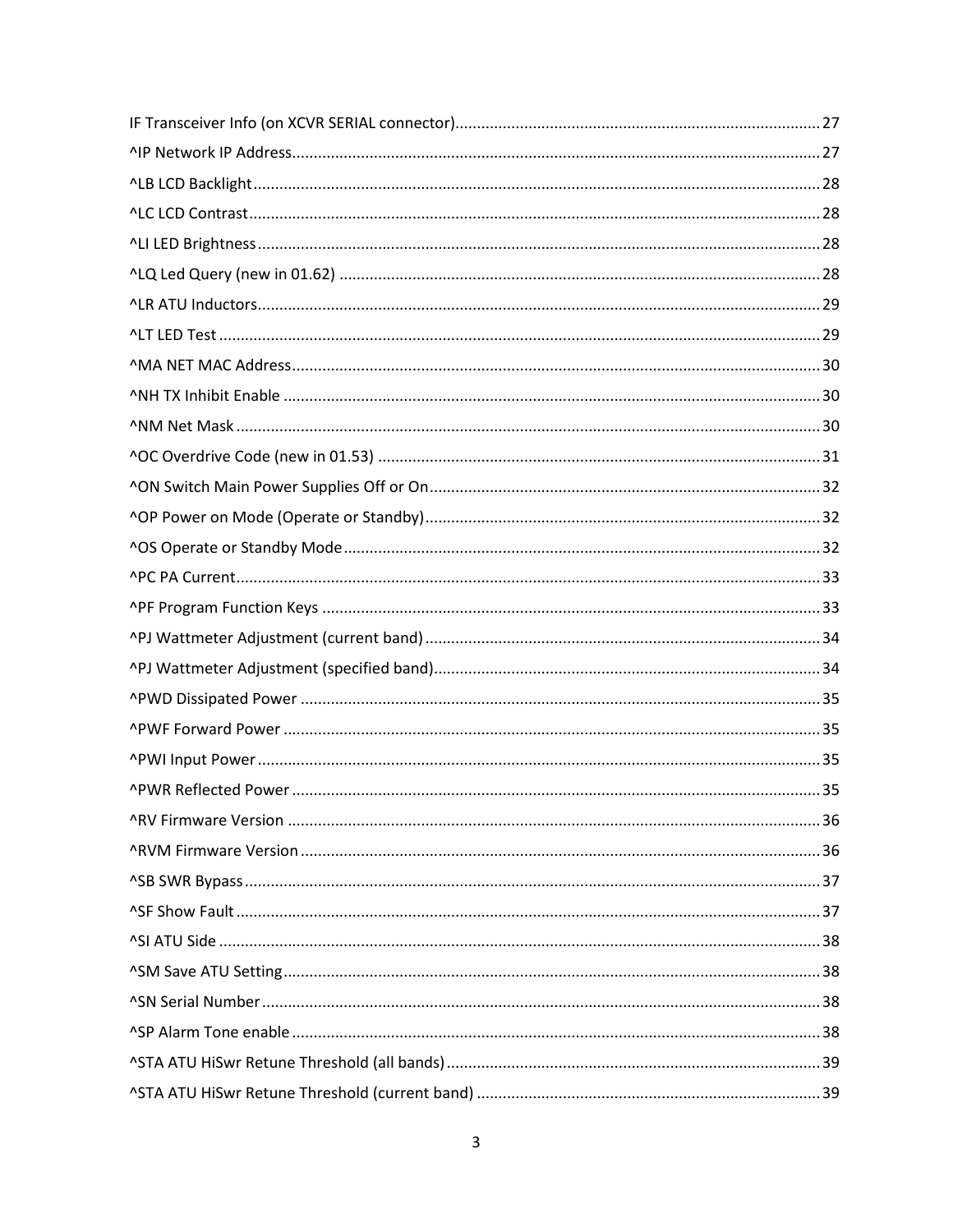IF Transceiver Info (on XCVR SERIAL connector).................................................................................... 27

^IP Network IP Address.......................................................................................................................... 27

^LB LCD Backlight................................................................................................................................... 28

^LC LCD Contrast.................................................................................................................................... 28

^LI LED Brightness.................................................................................................................................. 28

^LQ Led Query (new in 01.62) .............................................................................................................. 28

^LR ATU Inductors.................................................................................................................................. 29

^LT LED Test ........................................................................................................................................... 29

^MA NET MAC Address.......................................................................................................................... 30

^NH TX Inhibit Enable ............................................................................................................................ 30

^NM Net Mask ....................................................................................................................................... 30

^OC Overdrive Code (new in 01.53) ...................................................................................................... 31

^ON Switch Main Power Supplies Off or On.......................................................................................... 32

^OP Power on Mode (Operate or Standby)........................................................................................... 32

^OS Operate or Standby Mode.............................................................................................................. 32

^PC PA Current....................................................................................................................................... 33

^PF Program Function Keys ................................................................................................................... 33

^PJ Wattmeter Adjustment (current band)........................................................................................... 34

^PJ Wattmeter Adjustment (specified band)......................................................................................... 34

^PWD Dissipated Power ........................................................................................................................ 35

^PWF Forward Power ............................................................................................................................ 35

^PWI Input Power.................................................................................................................................. 35

^PWR Reflected Power .......................................................................................................................... 35

^RV Firmware Version ........................................................................................................................... 36

^RVM Firmware Version ........................................................................................................................ 36

^SB SWR Bypass..................................................................................................................................... 37

^SF Show Fault ....................................................................................................................................... 37

^SI ATU Side ........................................................................................................................................... 38

^SM Save ATU Setting............................................................................................................................ 38

^SN Serial Number................................................................................................................................. 38

^SP Alarm Tone enable .......................................................................................................................... 38

^STA ATU HiSwr Retune Threshold (all bands)...................................................................................... 39

^STA ATU HiSwr Retune Threshold (current band) ............................................................................... 39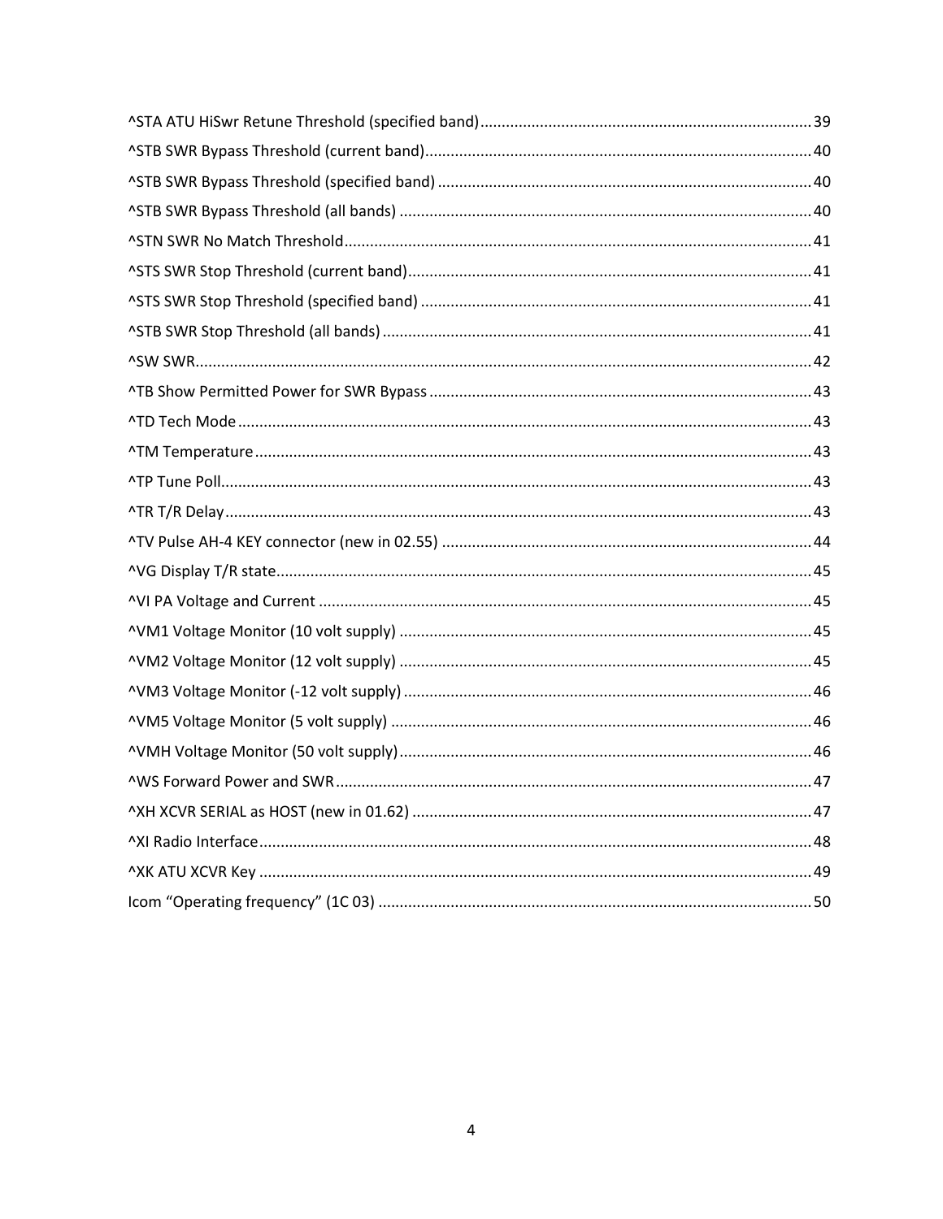^STA ATU HiSwr Retune Threshold (specified band) ............................................................................. 39
^STB SWR Bypass Threshold (current band)........................................................................................... 40
^STB SWR Bypass Threshold (specified band) ....................................................................................... 40
^STB SWR Bypass Threshold (all bands) ................................................................................................ 40
^STN SWR No Match Threshold ............................................................................................................. 41
^STS SWR Stop Threshold (current band) .............................................................................................. 41
^STS SWR Stop Threshold (specified band) ........................................................................................... 41
^STB SWR Stop Threshold (all bands) .................................................................................................... 41
^SW SWR ................................................................................................................................................ 42
^TB Show Permitted Power for SWR Bypass ......................................................................................... 43
^TD Tech Mode ...................................................................................................................................... 43
^TM Temperature .................................................................................................................................. 43
^TP Tune Poll .......................................................................................................................................... 43
^TR T/R Delay ......................................................................................................................................... 43
^TV Pulse AH-4 KEY connector (new in 02.55) ...................................................................................... 44
^VG Display T/R state ............................................................................................................................. 45
^VI PA Voltage and Current ................................................................................................................... 45
^VM1 Voltage Monitor (10 volt supply) ................................................................................................. 45
^VM2 Voltage Monitor (12 volt supply) ................................................................................................. 45
^VM3 Voltage Monitor (-12 volt supply) ................................................................................................ 46
^VM5 Voltage Monitor (5 volt supply) ................................................................................................... 46
^VMH Voltage Monitor (50 volt supply) ................................................................................................. 46
^WS Forward Power and SWR ............................................................................................................... 47
^XH XCVR SERIAL as HOST (new in 01.62) ............................................................................................. 47
^XI Radio Interface ................................................................................................................................. 48
^XK ATU XCVR Key ................................................................................................................................. 49
Icom “Operating frequency” (1C 03) ..................................................................................................... 50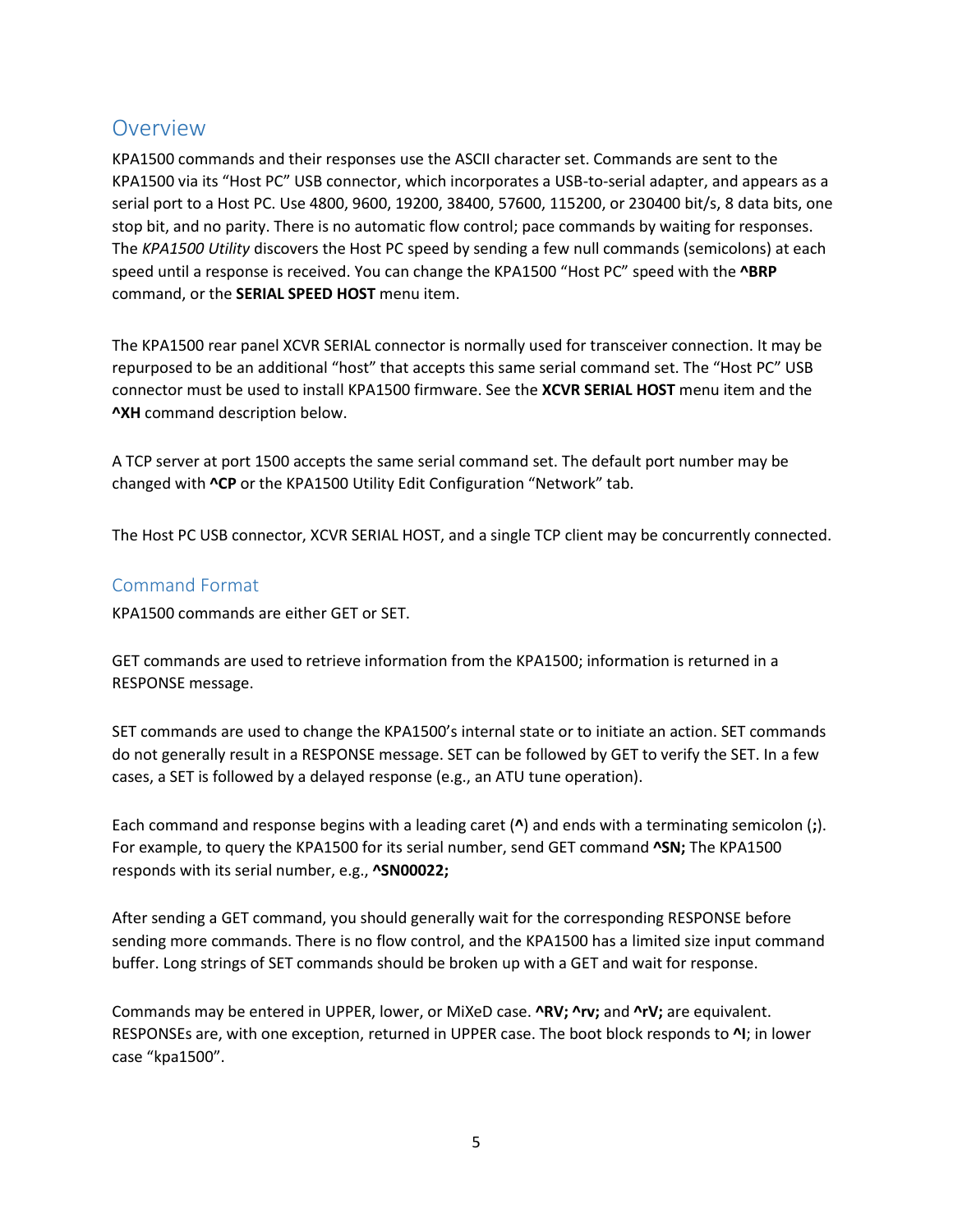## Overview

KPA1500 commands and their responses use the ASCII character set. Commands are sent to the KPA1500 via its "Host PC" USB connector, which incorporates a USB-to-serial adapter, and appears as a serial port to a Host PC. Use 4800, 9600, 19200, 38400, 57600, 115200, or 230400 bit/s, 8 data bits, one stop bit, and no parity. There is no automatic flow control; pace commands by waiting for responses. The *KPA1500 Utility* discovers the Host PC speed by sending a few null commands (semicolons) at each speed until a response is received. You can change the KPA1500 "Host PC" speed with the **^BRP** command, or the **SERIAL SPEED HOST** menu item.

The KPA1500 rear panel XCVR SERIAL connector is normally used for transceiver connection. It may be repurposed to be an additional "host" that accepts this same serial command set. The "Host PC" USB connector must be used to install KPA1500 firmware. See the **XCVR SERIAL HOST** menu item and the **^XH** command description below.

A TCP server at port 1500 accepts the same serial command set. The default port number may be changed with **^CP** or the KPA1500 Utility Edit Configuration "Network" tab.

The Host PC USB connector, XCVR SERIAL HOST, and a single TCP client may be concurrently connected.

### Command Format

KPA1500 commands are either GET or SET.

GET commands are used to retrieve information from the KPA1500; information is returned in a RESPONSE message.

SET commands are used to change the KPA1500's internal state or to initiate an action. SET commands do not generally result in a RESPONSE message. SET can be followed by GET to verify the SET. In a few cases, a SET is followed by a delayed response (e.g., an ATU tune operation).

Each command and response begins with a leading caret (**^**) and ends with a terminating semicolon (**;**). For example, to query the KPA1500 for its serial number, send GET command **^SN;** The KPA1500 responds with its serial number, e.g., **^SN00022;**

After sending a GET command, you should generally wait for the corresponding RESPONSE before sending more commands. There is no flow control, and the KPA1500 has a limited size input command buffer. Long strings of SET commands should be broken up with a GET and wait for response.

Commands may be entered in UPPER, lower, or MiXeD case. **^RV; ^rv;** and **^rV;** are equivalent. RESPONSEs are, with one exception, returned in UPPER case. The boot block responds to **^I**; in lower case "kpa1500".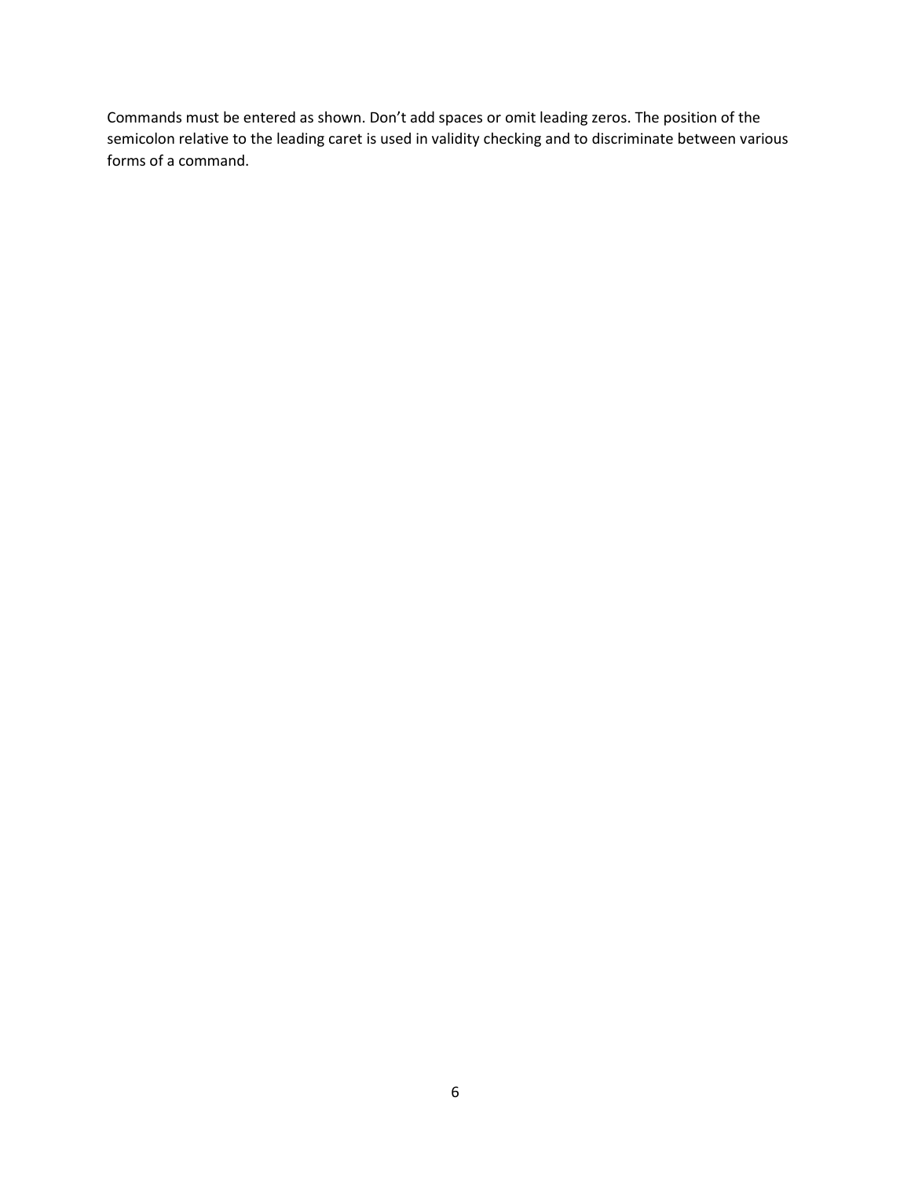Commands must be entered as shown. Don’t add spaces or omit leading zeros. The position of the semicolon relative to the leading caret is used in validity checking and to discriminate between various forms of a command.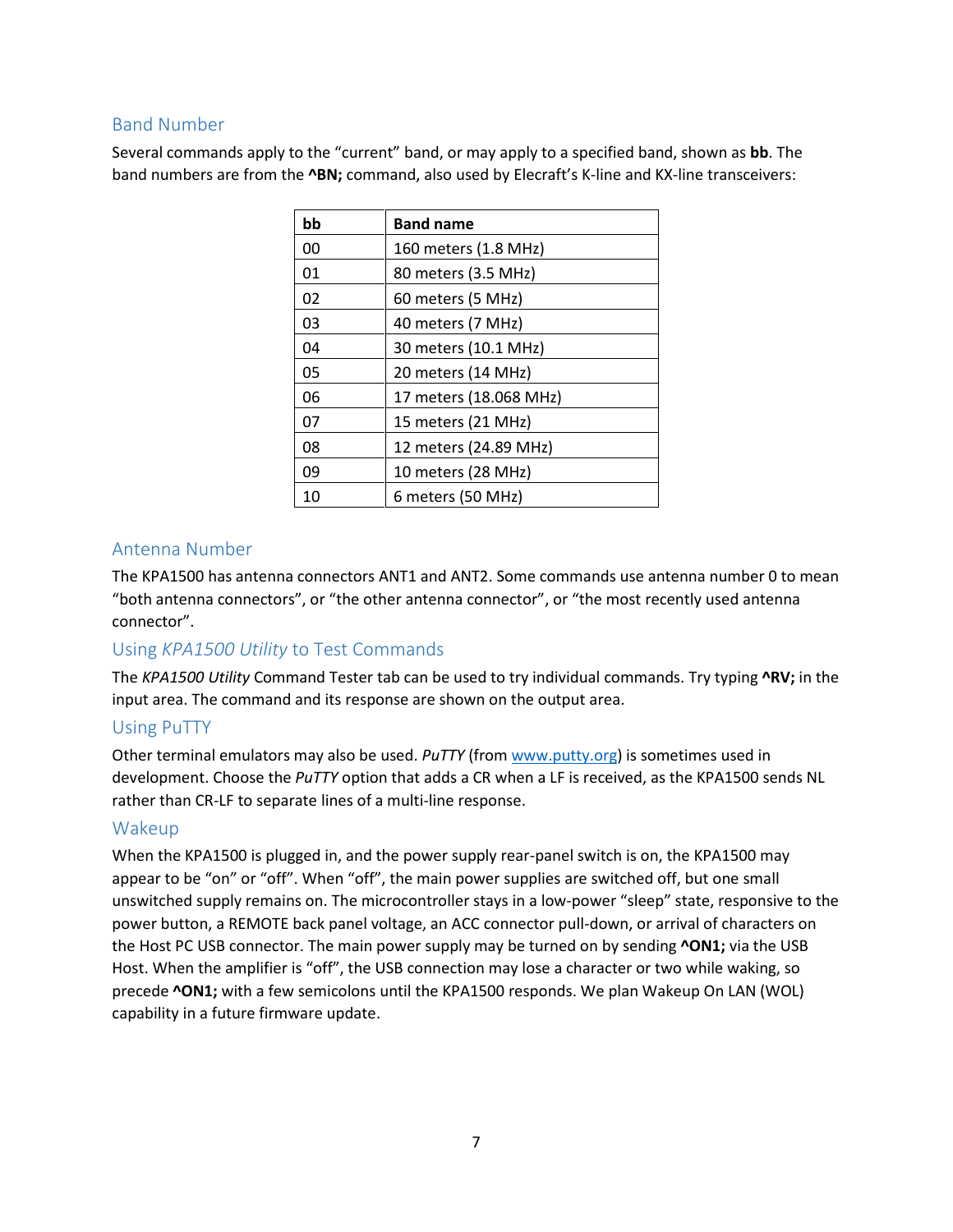## Band Number

Several commands apply to the "current" band, or may apply to a specified band, shown as **bb**. The band numbers are from the **^BN;** command, also used by Elecraft's K-line and KX-line transceivers:

| bb | Band name |
|---|---|
| 00 | 160 meters (1.8 MHz) |
| 01 | 80 meters (3.5 MHz) |
| 02 | 60 meters (5 MHz) |
| 03 | 40 meters (7 MHz) |
| 04 | 30 meters (10.1 MHz) |
| 05 | 20 meters (14 MHz) |
| 06 | 17 meters (18.068 MHz) |
| 07 | 15 meters (21 MHz) |
| 08 | 12 meters (24.89 MHz) |
| 09 | 10 meters (28 MHz) |
| 10 | 6 meters (50 MHz) |

## Antenna Number

The KPA1500 has antenna connectors ANT1 and ANT2. Some commands use antenna number 0 to mean "both antenna connectors", or "the other antenna connector", or "the most recently used antenna connector".

## Using *KPA1500 Utility* to Test Commands

The *KPA1500 Utility* Command Tester tab can be used to try individual commands. Try typing **^RV;** in the input area. The command and its response are shown on the output area.

## Using PuTTY

Other terminal emulators may also be used. *PuTTY* (from www.putty.org) is sometimes used in development. Choose the *PuTTY* option that adds a CR when a LF is received, as the KPA1500 sends NL rather than CR-LF to separate lines of a multi-line response.

## Wakeup

When the KPA1500 is plugged in, and the power supply rear-panel switch is on, the KPA1500 may appear to be "on" or "off". When "off", the main power supplies are switched off, but one small unswitched supply remains on. The microcontroller stays in a low-power "sleep" state, responsive to the power button, a REMOTE back panel voltage, an ACC connector pull-down, or arrival of characters on the Host PC USB connector. The main power supply may be turned on by sending **^ON1;** via the USB Host. When the amplifier is "off", the USB connection may lose a character or two while waking, so precede **^ON1;** with a few semicolons until the KPA1500 responds. We plan Wakeup On LAN (WOL) capability in a future firmware update.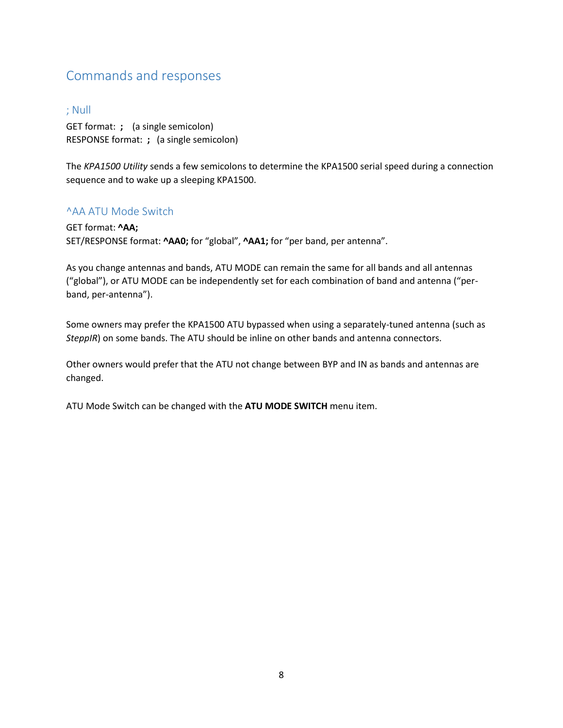# Commands and responses

## ; Null

GET format: **;** (a single semicolon)
RESPONSE format: **;** (a single semicolon)

The *KPA1500 Utility* sends a few semicolons to determine the KPA1500 serial speed during a connection sequence and to wake up a sleeping KPA1500.

## ^AA ATU Mode Switch

GET format: **^AA;**
SET/RESPONSE format: **^AA0;** for "global", **^AA1;** for "per band, per antenna".

As you change antennas and bands, ATU MODE can remain the same for all bands and all antennas ("global"), or ATU MODE can be independently set for each combination of band and antenna ("per-band, per-antenna").

Some owners may prefer the KPA1500 ATU bypassed when using a separately-tuned antenna (such as *SteppIR*) on some bands. The ATU should be inline on other bands and antenna connectors.

Other owners would prefer that the ATU not change between BYP and IN as bands and antennas are changed.

ATU Mode Switch can be changed with the **ATU MODE SWITCH** menu item.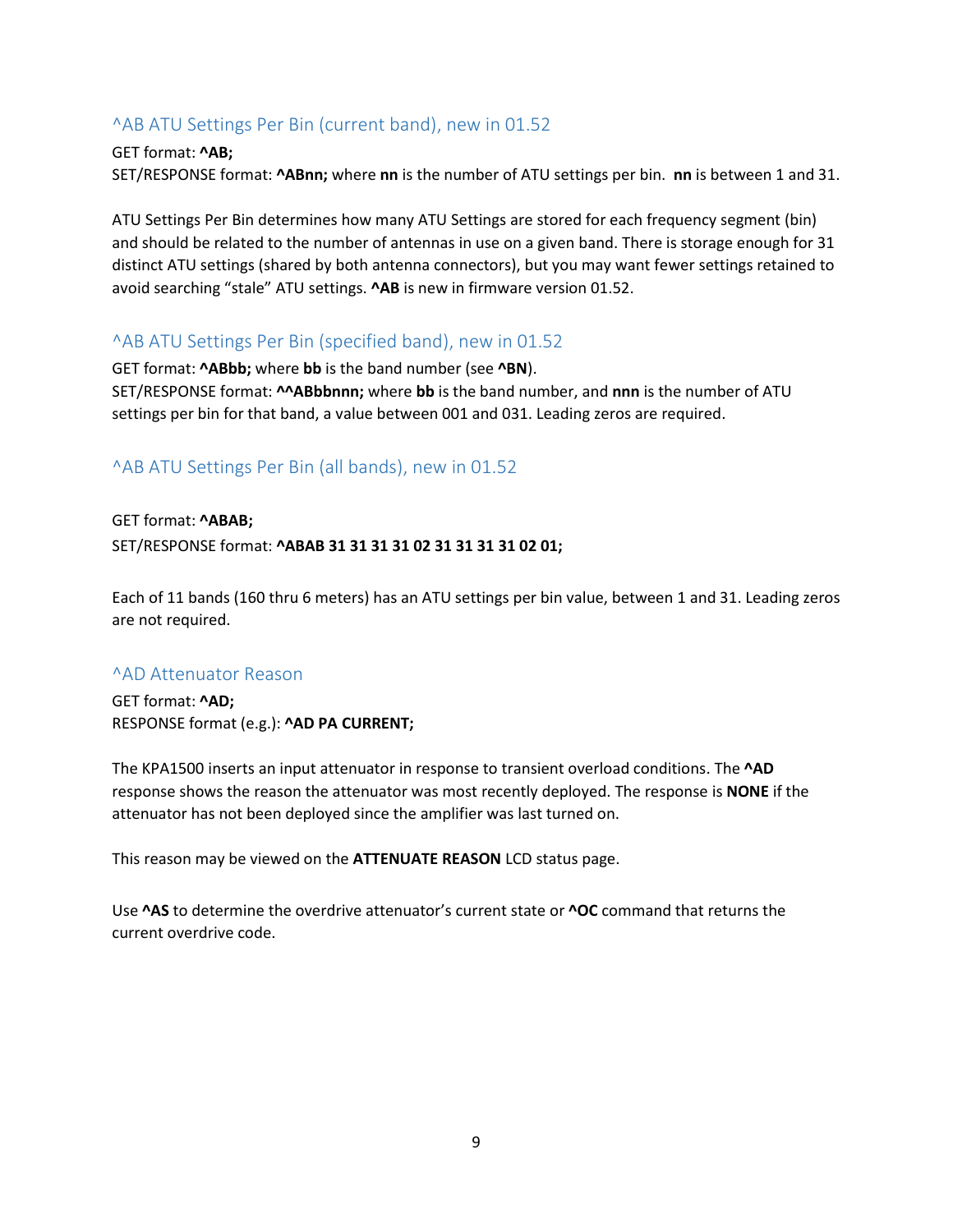## ^AB ATU Settings Per Bin (current band), new in 01.52

GET format: **^AB;**
SET/RESPONSE format: **^ABnn;** where **nn** is the number of ATU settings per bin. **nn** is between 1 and 31.

ATU Settings Per Bin determines how many ATU Settings are stored for each frequency segment (bin) and should be related to the number of antennas in use on a given band. There is storage enough for 31 distinct ATU settings (shared by both antenna connectors), but you may want fewer settings retained to avoid searching "stale" ATU settings. **^AB** is new in firmware version 01.52.

## ^AB ATU Settings Per Bin (specified band), new in 01.52

GET format: **^ABbb;** where **bb** is the band number (see **^BN**).
SET/RESPONSE format: **^^ABbbnnn;** where **bb** is the band number, and **nnn** is the number of ATU settings per bin for that band, a value between 001 and 031. Leading zeros are required.

## ^AB ATU Settings Per Bin (all bands), new in 01.52

GET format: **^ABAB;**
SET/RESPONSE format: **^ABAB 31 31 31 31 02 31 31 31 31 02 01;**

Each of 11 bands (160 thru 6 meters) has an ATU settings per bin value, between 1 and 31. Leading zeros are not required.

## ^AD Attenuator Reason

GET format: **^AD;**
RESPONSE format (e.g.): **^AD PA CURRENT;**

The KPA1500 inserts an input attenuator in response to transient overload conditions. The **^AD** response shows the reason the attenuator was most recently deployed. The response is **NONE** if the attenuator has not been deployed since the amplifier was last turned on.

This reason may be viewed on the **ATTENUATE REASON** LCD status page.

Use **^AS** to determine the overdrive attenuator's current state or **^OC** command that returns the current overdrive code.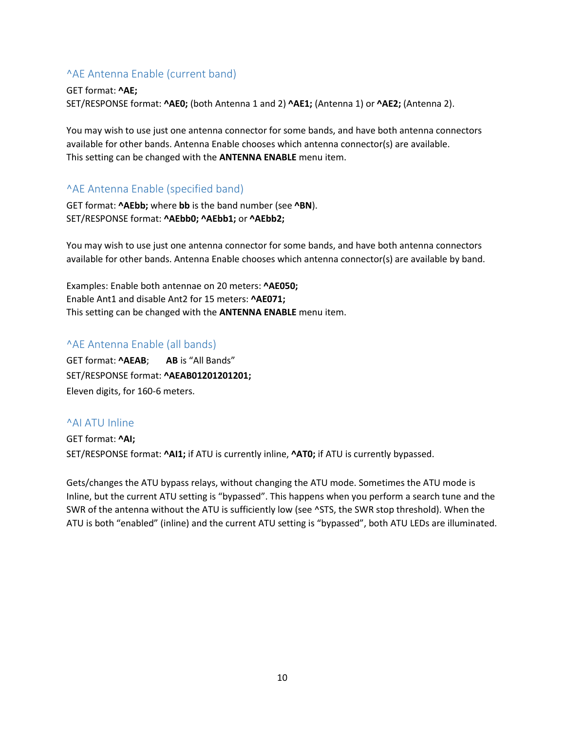## ^AE Antenna Enable (current band)

GET format: **^AE;**
SET/RESPONSE format: **^AE0;** (both Antenna 1 and 2) **^AE1;** (Antenna 1) or **^AE2;** (Antenna 2).

You may wish to use just one antenna connector for some bands, and have both antenna connectors available for other bands. Antenna Enable chooses which antenna connector(s) are available.
This setting can be changed with the **ANTENNA ENABLE** menu item.

## ^AE Antenna Enable (specified band)

GET format: **^AEbb;** where **bb** is the band number (see **^BN**).
SET/RESPONSE format: **^AEbb0; ^AEbb1;** or **^AEbb2;**

You may wish to use just one antenna connector for some bands, and have both antenna connectors available for other bands. Antenna Enable chooses which antenna connector(s) are available by band.

Examples: Enable both antennae on 20 meters: **^AE050;**
Enable Ant1 and disable Ant2 for 15 meters: **^AE071;**
This setting can be changed with the **ANTENNA ENABLE** menu item.

## ^AE Antenna Enable (all bands)

GET format: **^AEAB**;   **AB** is "All Bands"
SET/RESPONSE format: **^AEAB01201201201;**
Eleven digits, for 160-6 meters.

## ^AI ATU Inline

GET format: **^AI;**
SET/RESPONSE format: **^AI1;** if ATU is currently inline, **^AT0;** if ATU is currently bypassed.

Gets/changes the ATU bypass relays, without changing the ATU mode. Sometimes the ATU mode is Inline, but the current ATU setting is "bypassed". This happens when you perform a search tune and the SWR of the antenna without the ATU is sufficiently low (see ^STS, the SWR stop threshold). When the ATU is both "enabled" (inline) and the current ATU setting is "bypassed", both ATU LEDs are illuminated.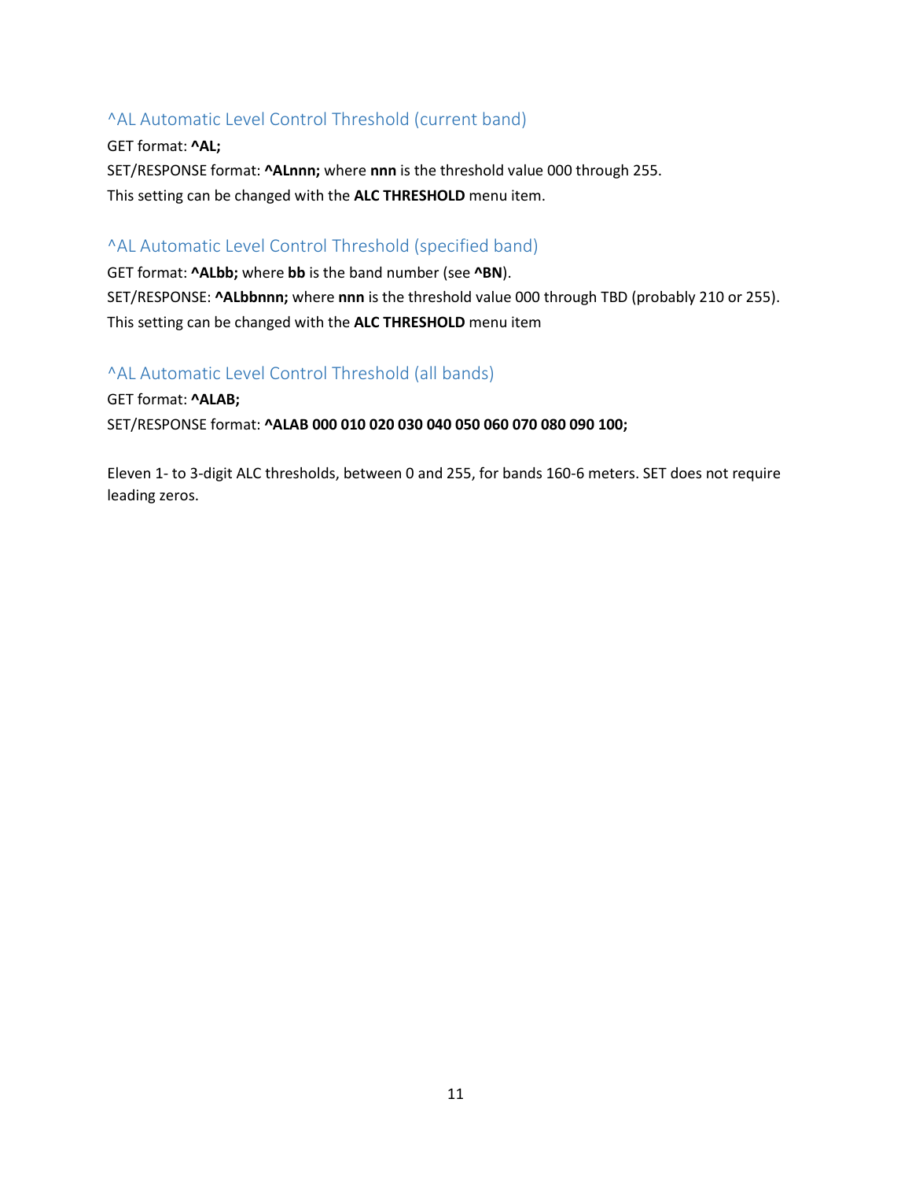### ^AL Automatic Level Control Threshold (current band)

GET format: **^AL;**

SET/RESPONSE format: **^ALnnn;** where **nnn** is the threshold value 000 through 255.

This setting can be changed with the **ALC THRESHOLD** menu item.

### ^AL Automatic Level Control Threshold (specified band)

GET format: **^ALbb;** where **bb** is the band number (see **^BN**).

SET/RESPONSE: **^ALbbnnn;** where **nnn** is the threshold value 000 through TBD (probably 210 or 255).

This setting can be changed with the **ALC THRESHOLD** menu item

### ^AL Automatic Level Control Threshold (all bands)

GET format: **^ALAB;**

SET/RESPONSE format: **^ALAB 000 010 020 030 040 050 060 070 080 090 100;**

Eleven 1- to 3-digit ALC thresholds, between 0 and 255, for bands 160-6 meters. SET does not require leading zeros.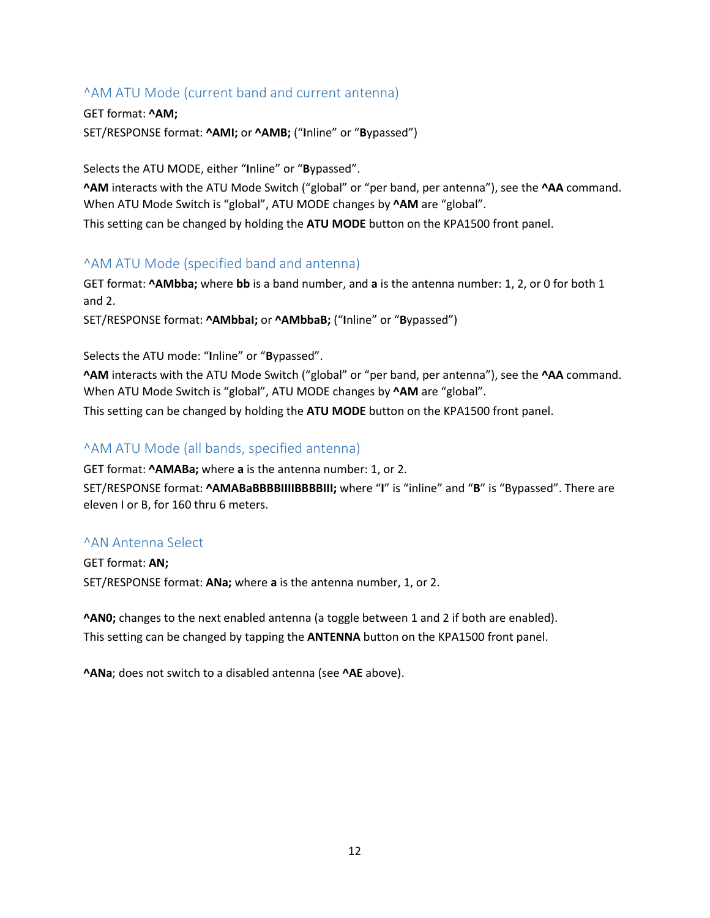### ^AM ATU Mode (current band and current antenna)

GET format: **^AM;**

SET/RESPONSE format: **^AMI;** or **^AMB;** ("**I**nline" or "**B**ypassed")

Selects the ATU MODE, either "**I**nline" or "**B**ypassed".

**^AM** interacts with the ATU Mode Switch ("global" or "per band, per antenna"), see the **^AA** command. When ATU Mode Switch is "global", ATU MODE changes by **^AM** are "global".

This setting can be changed by holding the **ATU MODE** button on the KPA1500 front panel.

### ^AM ATU Mode (specified band and antenna)

GET format: **^AMbba;** where **bb** is a band number, and **a** is the antenna number: 1, 2, or 0 for both 1 and 2.

SET/RESPONSE format: **^AMbbaI;** or **^AMbbaB;** ("**I**nline" or "**B**ypassed")

Selects the ATU mode: "**I**nline" or "**B**ypassed".

**^AM** interacts with the ATU Mode Switch ("global" or "per band, per antenna"), see the **^AA** command. When ATU Mode Switch is "global", ATU MODE changes by **^AM** are "global".

This setting can be changed by holding the **ATU MODE** button on the KPA1500 front panel.

### ^AM ATU Mode (all bands, specified antenna)

GET format: **^AMABa;** where **a** is the antenna number: 1, or 2.

SET/RESPONSE format: **^AMABaBBBBIIIIBBBBIII;** where "**I**" is "inline" and "**B**" is "Bypassed". There are eleven I or B, for 160 thru 6 meters.

### ^AN Antenna Select

GET format: **AN;**

SET/RESPONSE format: **ANa;** where **a** is the antenna number, 1, or 2.

**^AN0;** changes to the next enabled antenna (a toggle between 1 and 2 if both are enabled).

This setting can be changed by tapping the **ANTENNA** button on the KPA1500 front panel.

**^ANa**; does not switch to a disabled antenna (see **^AE** above).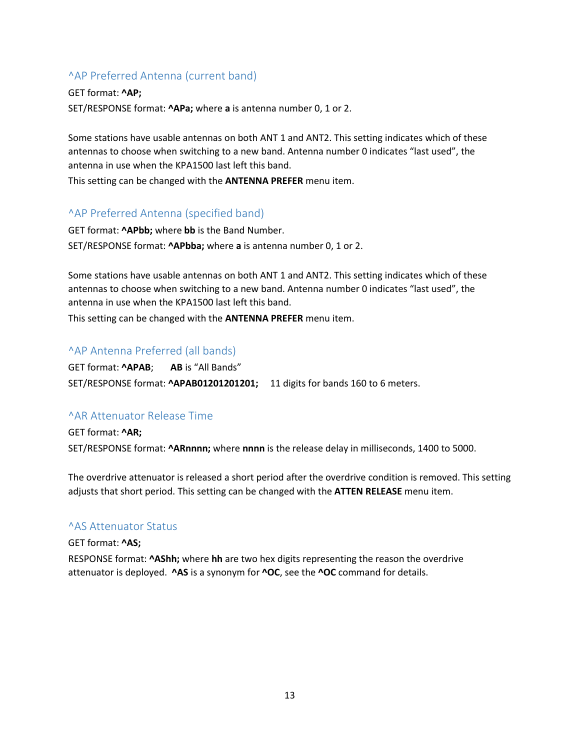## ^AP Preferred Antenna (current band)

GET format: **^AP;**

SET/RESPONSE format: **^APa;** where **a** is antenna number 0, 1 or 2.

Some stations have usable antennas on both ANT 1 and ANT2. This setting indicates which of these antennas to choose when switching to a new band. Antenna number 0 indicates “last used”, the antenna in use when the KPA1500 last left this band.

This setting can be changed with the **ANTENNA PREFER** menu item.

## ^AP Preferred Antenna (specified band)

GET format: **^APbb;** where **bb** is the Band Number.

SET/RESPONSE format: **^APbba;** where **a** is antenna number 0, 1 or 2.

Some stations have usable antennas on both ANT 1 and ANT2. This setting indicates which of these antennas to choose when switching to a new band. Antenna number 0 indicates “last used”, the antenna in use when the KPA1500 last left this band.

This setting can be changed with the **ANTENNA PREFER** menu item.

## ^AP Antenna Preferred (all bands)

GET format: **^APAB**;   **AB** is “All Bands”

SET/RESPONSE format: **^APAB01201201201;**   11 digits for bands 160 to 6 meters.

## ^AR Attenuator Release Time

GET format: **^AR;**

SET/RESPONSE format: **^ARnnnn;** where **nnnn** is the release delay in milliseconds, 1400 to 5000.

The overdrive attenuator is released a short period after the overdrive condition is removed. This setting adjusts that short period. This setting can be changed with the **ATTEN RELEASE** menu item.

## ^AS Attenuator Status

GET format: **^AS;**

RESPONSE format: **^AShh;** where **hh** are two hex digits representing the reason the overdrive attenuator is deployed. **^AS** is a synonym for **^OC**, see the **^OC** command for details.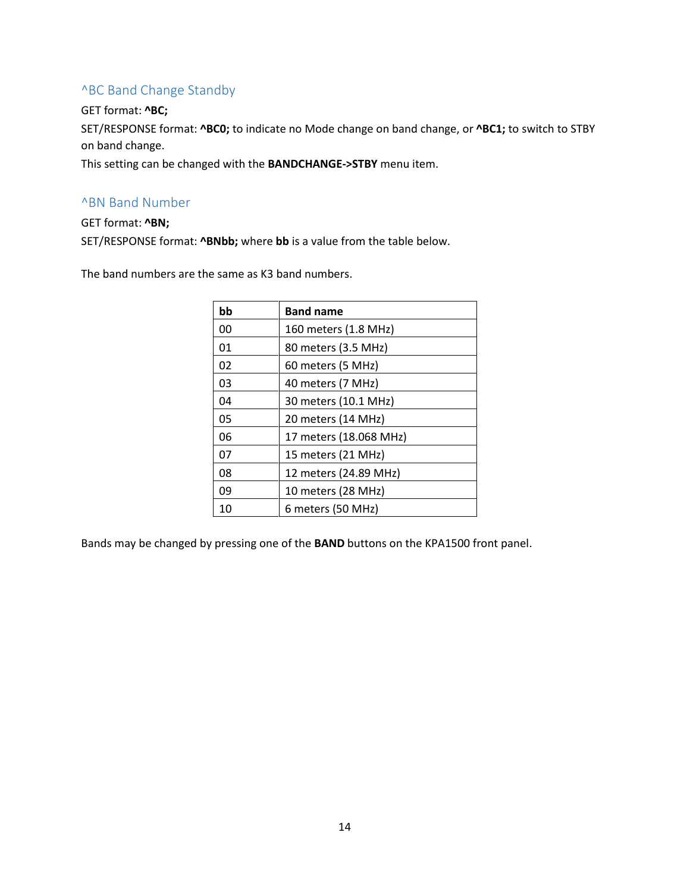## ^BC Band Change Standby

GET format: **^BC;**

SET/RESPONSE format: **^BC0;** to indicate no Mode change on band change, or **^BC1;** to switch to STBY on band change.

This setting can be changed with the **BANDCHANGE->STBY** menu item.

## ^BN Band Number

GET format: **^BN;**

SET/RESPONSE format: **^BNbb;** where **bb** is a value from the table below.

The band numbers are the same as K3 band numbers.

| bb | Band name |
|---|---|
| 00 | 160 meters (1.8 MHz) |
| 01 | 80 meters (3.5 MHz) |
| 02 | 60 meters (5 MHz) |
| 03 | 40 meters (7 MHz) |
| 04 | 30 meters (10.1 MHz) |
| 05 | 20 meters (14 MHz) |
| 06 | 17 meters (18.068 MHz) |
| 07 | 15 meters (21 MHz) |
| 08 | 12 meters (24.89 MHz) |
| 09 | 10 meters (28 MHz) |
| 10 | 6 meters (50 MHz) |

Bands may be changed by pressing one of the **BAND** buttons on the KPA1500 front panel.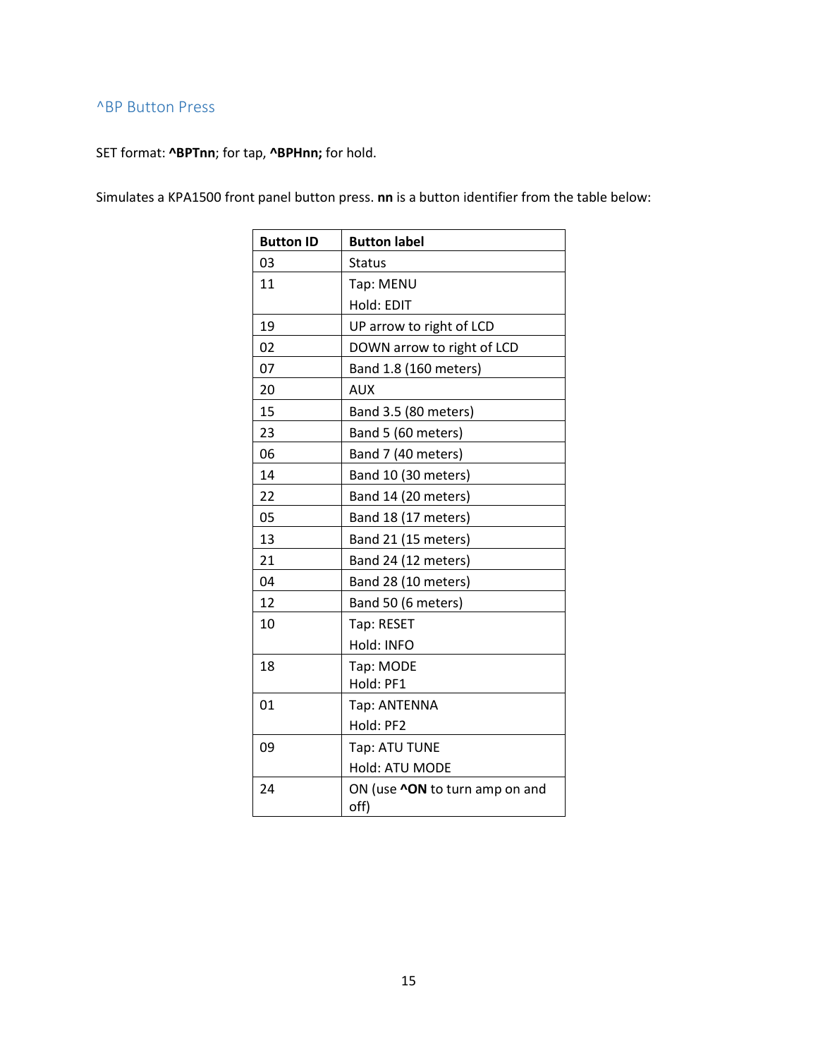## ^BP Button Press

SET format: **^BPTnn**; for tap, **^BPHnn;** for hold.

Simulates a KPA1500 front panel button press. **nn** is a button identifier from the table below:

| Button ID | Button label |
|---|---|
| 03 | Status |
| 11 | Tap: MENU<br>Hold: EDIT |
| 19 | UP arrow to right of LCD |
| 02 | DOWN arrow to right of LCD |
| 07 | Band 1.8 (160 meters) |
| 20 | AUX |
| 15 | Band 3.5 (80 meters) |
| 23 | Band 5 (60 meters) |
| 06 | Band 7 (40 meters) |
| 14 | Band 10 (30 meters) |
| 22 | Band 14 (20 meters) |
| 05 | Band 18 (17 meters) |
| 13 | Band 21 (15 meters) |
| 21 | Band 24 (12 meters) |
| 04 | Band 28 (10 meters) |
| 12 | Band 50 (6 meters) |
| 10 | Tap: RESET<br>Hold: INFO |
| 18 | Tap: MODE<br>Hold: PF1 |
| 01 | Tap: ANTENNA<br>Hold: PF2 |
| 09 | Tap: ATU TUNE<br>Hold: ATU MODE |
| 24 | ON (use **^ON** to turn amp on and off) |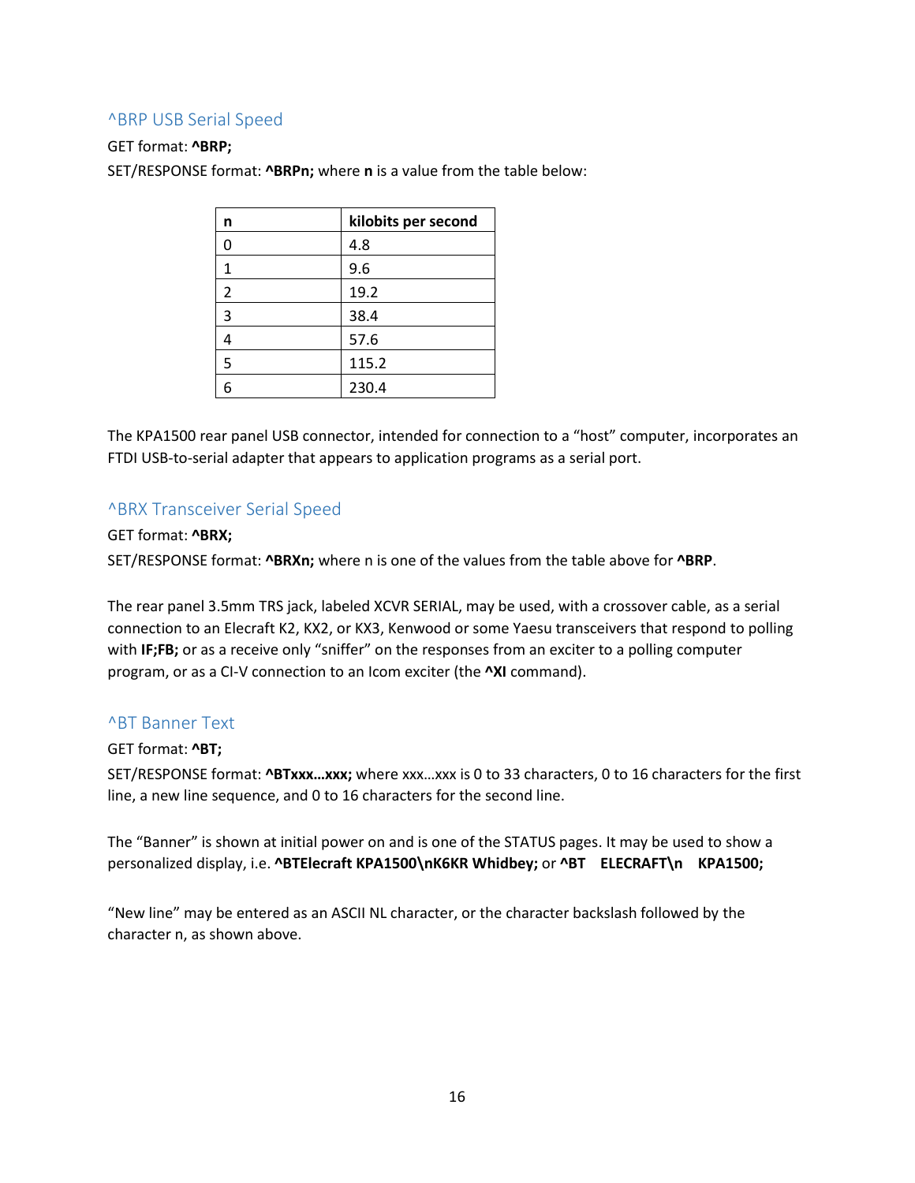## ^BRP USB Serial Speed

GET format: **^BRP;**

SET/RESPONSE format: **^BRPn;** where **n** is a value from the table below:

| n | kilobits per second |
|---|---|
| 0 | 4.8 |
| 1 | 9.6 |
| 2 | 19.2 |
| 3 | 38.4 |
| 4 | 57.6 |
| 5 | 115.2 |
| 6 | 230.4 |

The KPA1500 rear panel USB connector, intended for connection to a "host" computer, incorporates an FTDI USB-to-serial adapter that appears to application programs as a serial port.

## ^BRX Transceiver Serial Speed

GET format: **^BRX;**

SET/RESPONSE format: **^BRXn;** where n is one of the values from the table above for **^BRP**.

The rear panel 3.5mm TRS jack, labeled XCVR SERIAL, may be used, with a crossover cable, as a serial connection to an Elecraft K2, KX2, or KX3, Kenwood or some Yaesu transceivers that respond to polling with **IF;FB;** or as a receive only "sniffer" on the responses from an exciter to a polling computer program, or as a CI-V connection to an Icom exciter (the **^XI** command).

## ^BT Banner Text

GET format: **^BT;**

SET/RESPONSE format: **^BTxxx…xxx;** where xxx…xxx is 0 to 33 characters, 0 to 16 characters for the first line, a new line sequence, and 0 to 16 characters for the second line.

The "Banner" is shown at initial power on and is one of the STATUS pages. It may be used to show a personalized display, i.e. **^BTElecraft KPA1500\nK6KR Whidbey;** or **^BT    ELECRAFT\n    KPA1500;**

"New line" may be entered as an ASCII NL character, or the character backslash followed by the character n, as shown above.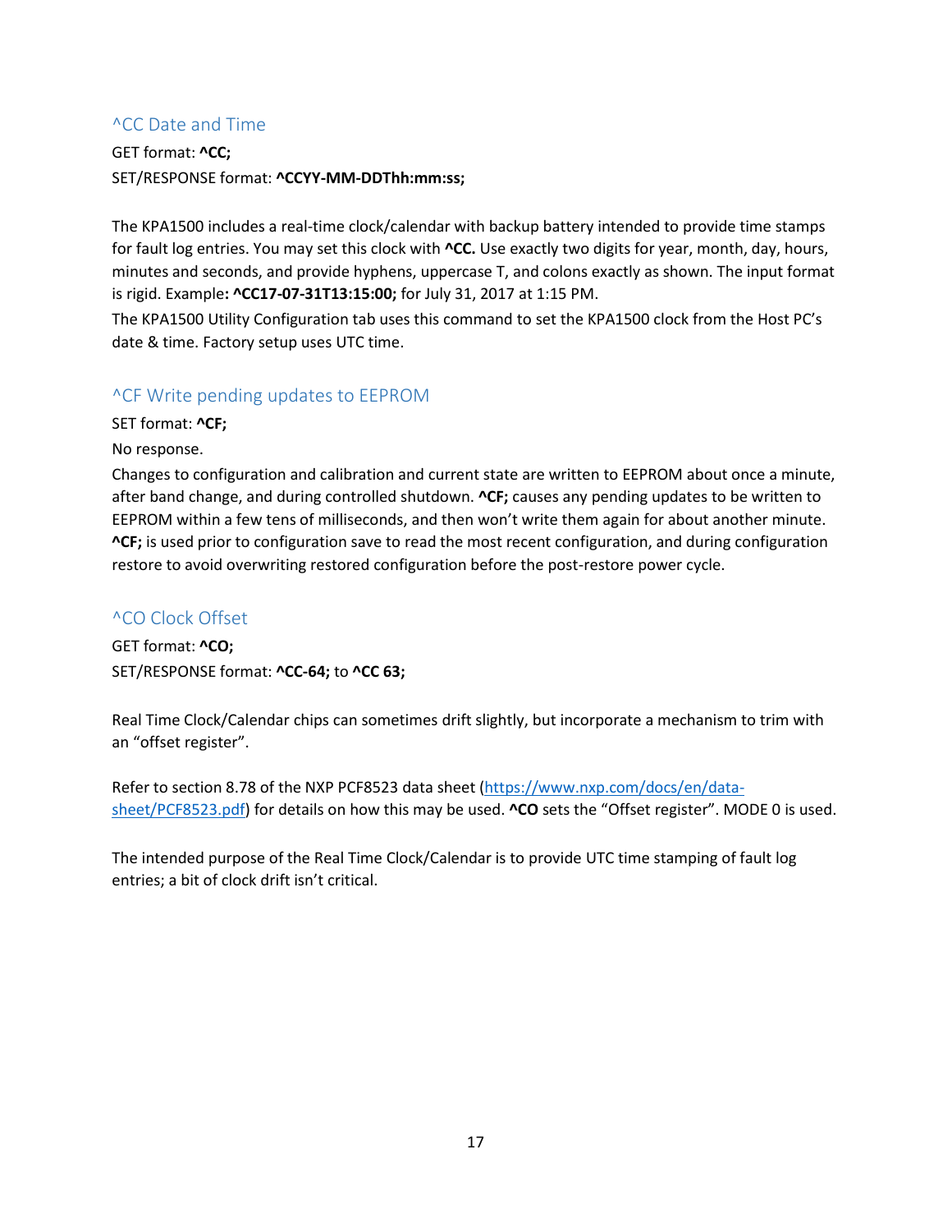## ^CC Date and Time

GET format: **^CC;**

SET/RESPONSE format: **^CCYY-MM-DDThh:mm:ss;**

The KPA1500 includes a real-time clock/calendar with backup battery intended to provide time stamps for fault log entries. You may set this clock with **^CC.** Use exactly two digits for year, month, day, hours, minutes and seconds, and provide hyphens, uppercase T, and colons exactly as shown. The input format is rigid. Example**: ^CC17-07-31T13:15:00;** for July 31, 2017 at 1:15 PM.

The KPA1500 Utility Configuration tab uses this command to set the KPA1500 clock from the Host PC's date & time. Factory setup uses UTC time.

## ^CF Write pending updates to EEPROM

SET format: **^CF;**

No response.

Changes to configuration and calibration and current state are written to EEPROM about once a minute, after band change, and during controlled shutdown. **^CF;** causes any pending updates to be written to EEPROM within a few tens of milliseconds, and then won't write them again for about another minute. **^CF;** is used prior to configuration save to read the most recent configuration, and during configuration restore to avoid overwriting restored configuration before the post-restore power cycle.

## ^CO Clock Offset

GET format: **^CO;**

SET/RESPONSE format: **^CC-64;** to **^CC 63;**

Real Time Clock/Calendar chips can sometimes drift slightly, but incorporate a mechanism to trim with an "offset register".

Refer to section 8.78 of the NXP PCF8523 data sheet (https://www.nxp.com/docs/en/data-sheet/PCF8523.pdf) for details on how this may be used. **^CO** sets the "Offset register". MODE 0 is used.

The intended purpose of the Real Time Clock/Calendar is to provide UTC time stamping of fault log entries; a bit of clock drift isn't critical.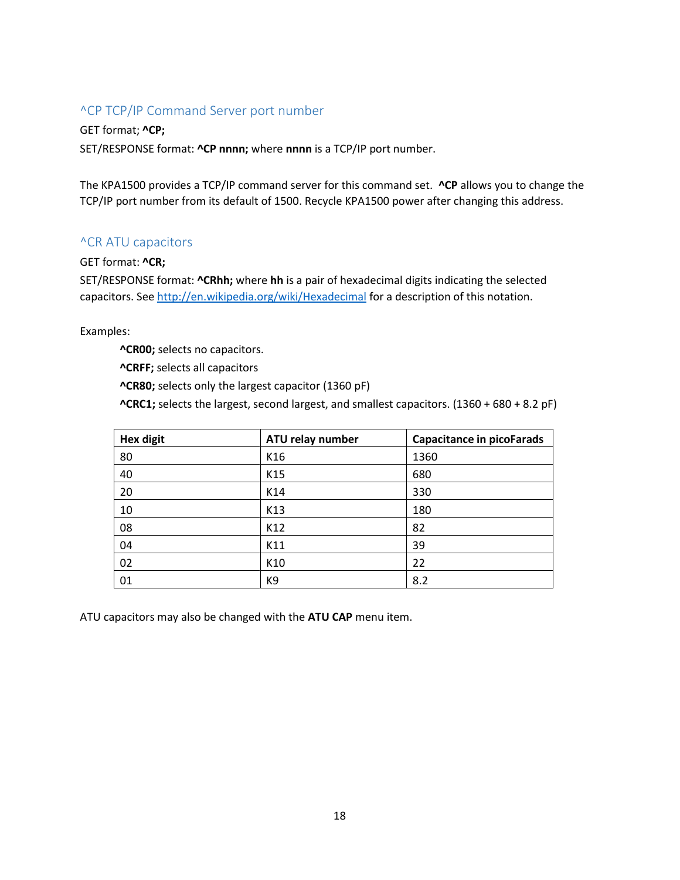## ^CP TCP/IP Command Server port number

GET format; **^CP;**

SET/RESPONSE format: **^CP nnnn;** where **nnnn** is a TCP/IP port number.

The KPA1500 provides a TCP/IP command server for this command set. **^CP** allows you to change the TCP/IP port number from its default of 1500. Recycle KPA1500 power after changing this address.

## ^CR ATU capacitors

GET format: **^CR;**

SET/RESPONSE format: **^CRhh;** where **hh** is a pair of hexadecimal digits indicating the selected capacitors. See http://en.wikipedia.org/wiki/Hexadecimal for a description of this notation.

Examples:

> **^CR00;** selects no capacitors.
>
> **^CRFF;** selects all capacitors
>
> **^CR80;** selects only the largest capacitor (1360 pF)
>
> **^CRC1;** selects the largest, second largest, and smallest capacitors. (1360 + 680 + 8.2 pF)

| Hex digit | ATU relay number | Capacitance in picoFarads |
|---|---|---|
| 80 | K16 | 1360 |
| 40 | K15 | 680 |
| 20 | K14 | 330 |
| 10 | K13 | 180 |
| 08 | K12 | 82 |
| 04 | K11 | 39 |
| 02 | K10 | 22 |
| 01 | K9 | 8.2 |

ATU capacitors may also be changed with the **ATU CAP** menu item.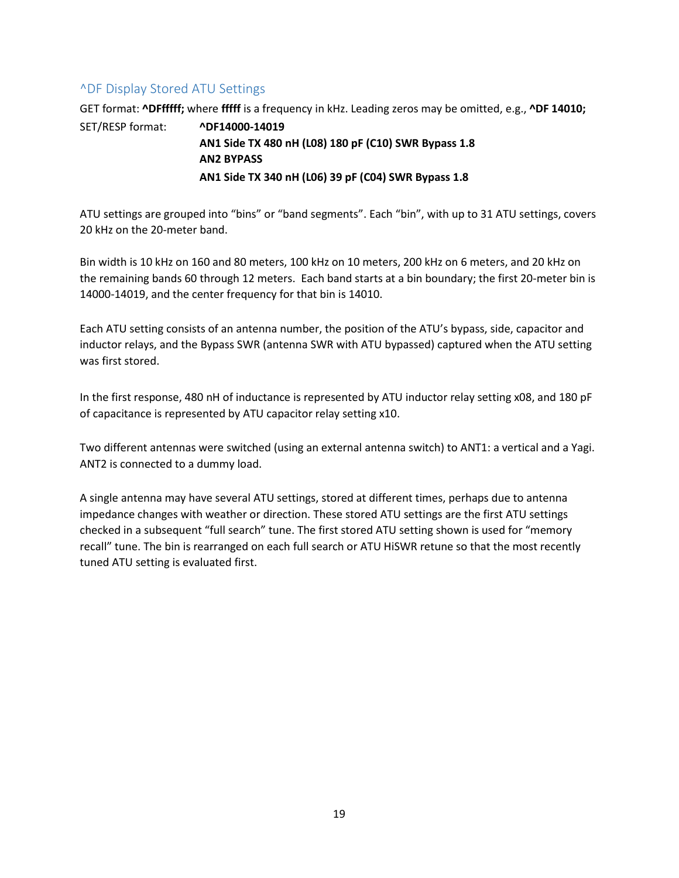## ^DF Display Stored ATU Settings

GET format: **^DFfffff;** where **fffff** is a frequency in kHz. Leading zeros may be omitted, e.g., **^DF 14010;**

SET/RESP format: **^DF14000-14019**
**AN1 Side TX 480 nH (L08) 180 pF (C10) SWR Bypass 1.8**
**AN2 BYPASS**
**AN1 Side TX 340 nH (L06) 39 pF (C04) SWR Bypass 1.8**

ATU settings are grouped into "bins" or "band segments". Each "bin", with up to 31 ATU settings, covers 20 kHz on the 20-meter band.

Bin width is 10 kHz on 160 and 80 meters, 100 kHz on 10 meters, 200 kHz on 6 meters, and 20 kHz on the remaining bands 60 through 12 meters. Each band starts at a bin boundary; the first 20-meter bin is 14000-14019, and the center frequency for that bin is 14010.

Each ATU setting consists of an antenna number, the position of the ATU's bypass, side, capacitor and inductor relays, and the Bypass SWR (antenna SWR with ATU bypassed) captured when the ATU setting was first stored.

In the first response, 480 nH of inductance is represented by ATU inductor relay setting x08, and 180 pF of capacitance is represented by ATU capacitor relay setting x10.

Two different antennas were switched (using an external antenna switch) to ANT1: a vertical and a Yagi. ANT2 is connected to a dummy load.

A single antenna may have several ATU settings, stored at different times, perhaps due to antenna impedance changes with weather or direction. These stored ATU settings are the first ATU settings checked in a subsequent "full search" tune. The first stored ATU setting shown is used for "memory recall" tune. The bin is rearranged on each full search or ATU HiSWR retune so that the most recently tuned ATU setting is evaluated first.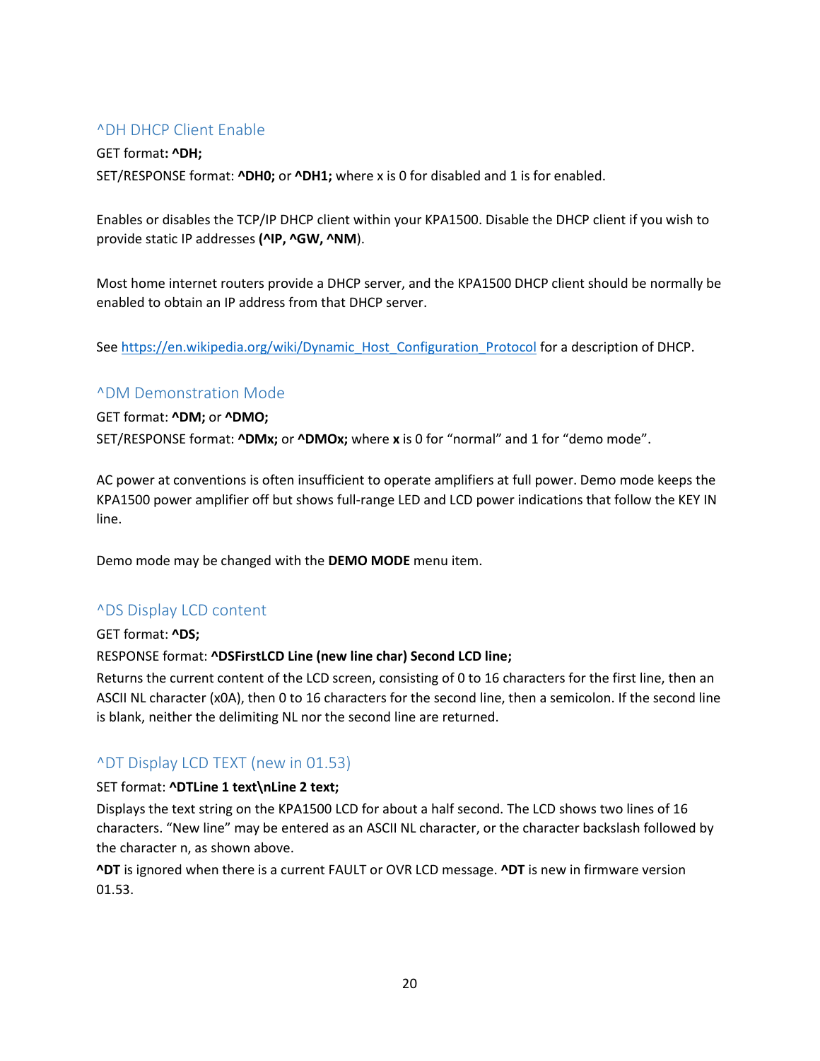## ^DH DHCP Client Enable

GET format**: ^DH;**

SET/RESPONSE format: **^DH0;** or **^DH1;** where x is 0 for disabled and 1 is for enabled.

Enables or disables the TCP/IP DHCP client within your KPA1500. Disable the DHCP client if you wish to provide static IP addresses **(^IP, ^GW, ^NM**).

Most home internet routers provide a DHCP server, and the KPA1500 DHCP client should be normally be enabled to obtain an IP address from that DHCP server.

See https://en.wikipedia.org/wiki/Dynamic_Host_Configuration_Protocol for a description of DHCP.

## ^DM Demonstration Mode

GET format: **^DM;** or **^DMO;**

SET/RESPONSE format: **^DMx;** or **^DMOx;** where **x** is 0 for "normal" and 1 for "demo mode".

AC power at conventions is often insufficient to operate amplifiers at full power. Demo mode keeps the KPA1500 power amplifier off but shows full-range LED and LCD power indications that follow the KEY IN line.

Demo mode may be changed with the **DEMO MODE** menu item.

## ^DS Display LCD content

GET format: **^DS;**

RESPONSE format: **^DSFirstLCD Line (new line char) Second LCD line;**

Returns the current content of the LCD screen, consisting of 0 to 16 characters for the first line, then an ASCII NL character (x0A), then 0 to 16 characters for the second line, then a semicolon. If the second line is blank, neither the delimiting NL nor the second line are returned.

## ^DT Display LCD TEXT (new in 01.53)

SET format: **^DTLine 1 text\nLine 2 text;**

Displays the text string on the KPA1500 LCD for about a half second. The LCD shows two lines of 16 characters. "New line" may be entered as an ASCII NL character, or the character backslash followed by the character n, as shown above.

**^DT** is ignored when there is a current FAULT or OVR LCD message. **^DT** is new in firmware version 01.53.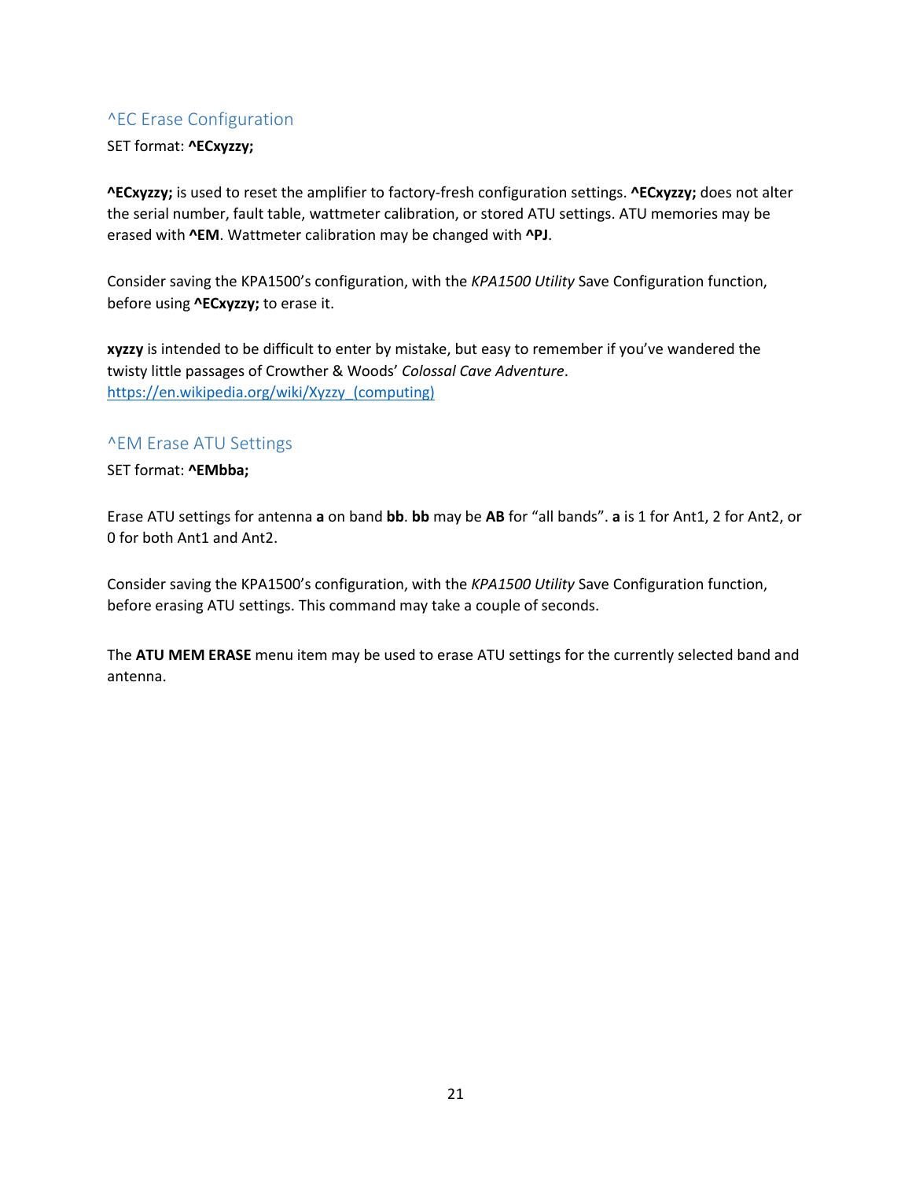## ^EC Erase Configuration

SET format: **^ECxyzzy;**

**^ECxyzzy;** is used to reset the amplifier to factory-fresh configuration settings. **^ECxyzzy;** does not alter the serial number, fault table, wattmeter calibration, or stored ATU settings. ATU memories may be erased with **^EM**. Wattmeter calibration may be changed with **^PJ**.

Consider saving the KPA1500's configuration, with the *KPA1500 Utility* Save Configuration function, before using **^ECxyzzy;** to erase it.

**xyzzy** is intended to be difficult to enter by mistake, but easy to remember if you've wandered the twisty little passages of Crowther & Woods' *Colossal Cave Adventure*.
https://en.wikipedia.org/wiki/Xyzzy_(computing)

## ^EM Erase ATU Settings

SET format: **^EMbba;**

Erase ATU settings for antenna **a** on band **bb**. **bb** may be **AB** for "all bands". **a** is 1 for Ant1, 2 for Ant2, or 0 for both Ant1 and Ant2.

Consider saving the KPA1500's configuration, with the *KPA1500 Utility* Save Configuration function, before erasing ATU settings. This command may take a couple of seconds.

The **ATU MEM ERASE** menu item may be used to erase ATU settings for the currently selected band and antenna.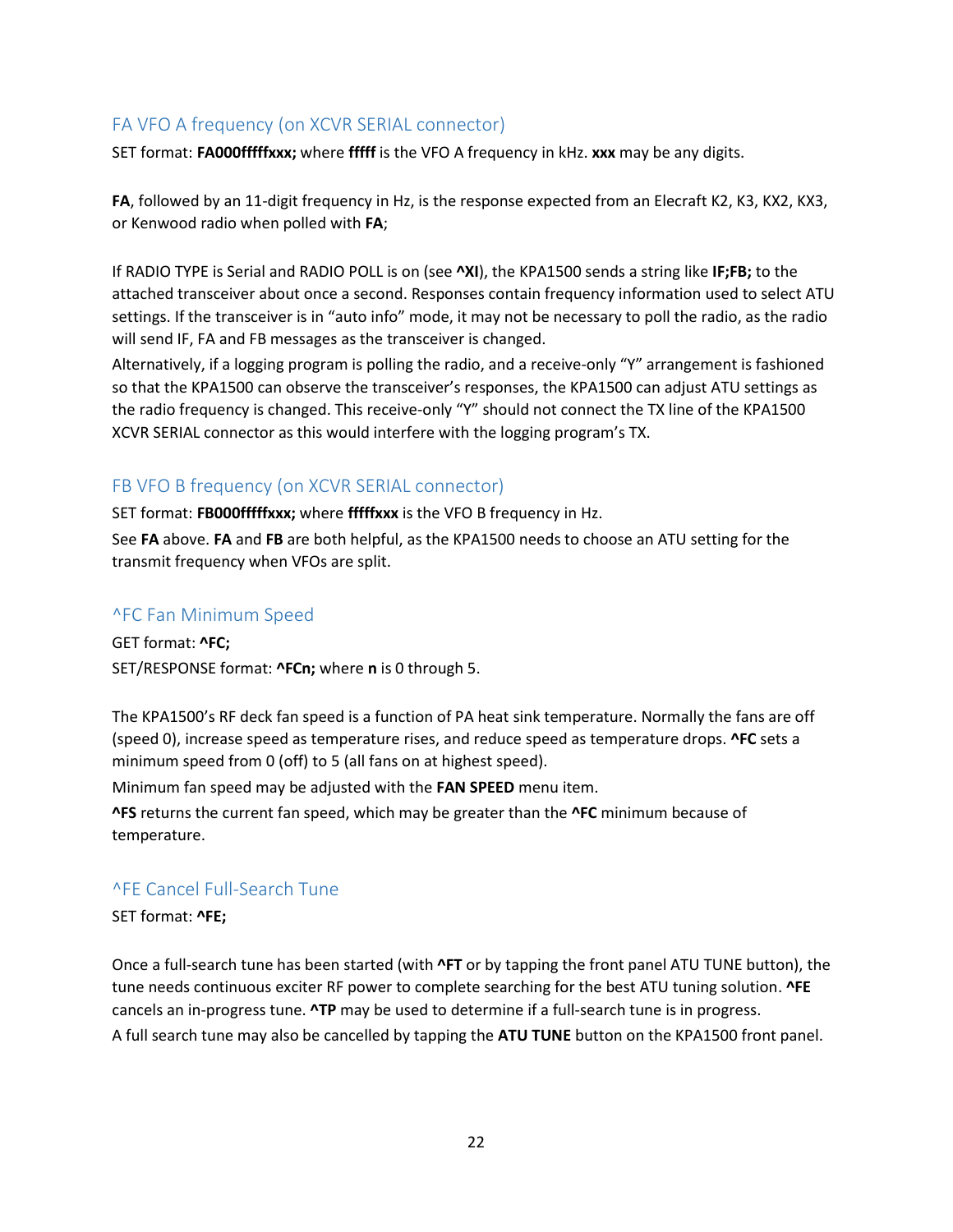## FA VFO A frequency (on XCVR SERIAL connector)

SET format: **FA000fffffxxx;** where **fffff** is the VFO A frequency in kHz. **xxx** may be any digits.

**FA**, followed by an 11-digit frequency in Hz, is the response expected from an Elecraft K2, K3, KX2, KX3, or Kenwood radio when polled with **FA**;

If RADIO TYPE is Serial and RADIO POLL is on (see **^XI**), the KPA1500 sends a string like **IF;FB;** to the attached transceiver about once a second. Responses contain frequency information used to select ATU settings. If the transceiver is in "auto info" mode, it may not be necessary to poll the radio, as the radio will send IF, FA and FB messages as the transceiver is changed.

Alternatively, if a logging program is polling the radio, and a receive-only "Y" arrangement is fashioned so that the KPA1500 can observe the transceiver's responses, the KPA1500 can adjust ATU settings as the radio frequency is changed. This receive-only "Y" should not connect the TX line of the KPA1500 XCVR SERIAL connector as this would interfere with the logging program's TX.

## FB VFO B frequency (on XCVR SERIAL connector)

SET format: **FB000fffffxxx;** where **fffffxxx** is the VFO B frequency in Hz.

See **FA** above. **FA** and **FB** are both helpful, as the KPA1500 needs to choose an ATU setting for the transmit frequency when VFOs are split.

## ^FC Fan Minimum Speed

GET format: **^FC;**

SET/RESPONSE format: **^FCn;** where **n** is 0 through 5.

The KPA1500's RF deck fan speed is a function of PA heat sink temperature. Normally the fans are off (speed 0), increase speed as temperature rises, and reduce speed as temperature drops. **^FC** sets a minimum speed from 0 (off) to 5 (all fans on at highest speed).

Minimum fan speed may be adjusted with the **FAN SPEED** menu item.

**^FS** returns the current fan speed, which may be greater than the **^FC** minimum because of temperature.

## ^FE Cancel Full-Search Tune

SET format: **^FE;**

Once a full-search tune has been started (with **^FT** or by tapping the front panel ATU TUNE button), the tune needs continuous exciter RF power to complete searching for the best ATU tuning solution. **^FE** cancels an in-progress tune. **^TP** may be used to determine if a full-search tune is in progress.

A full search tune may also be cancelled by tapping the **ATU TUNE** button on the KPA1500 front panel.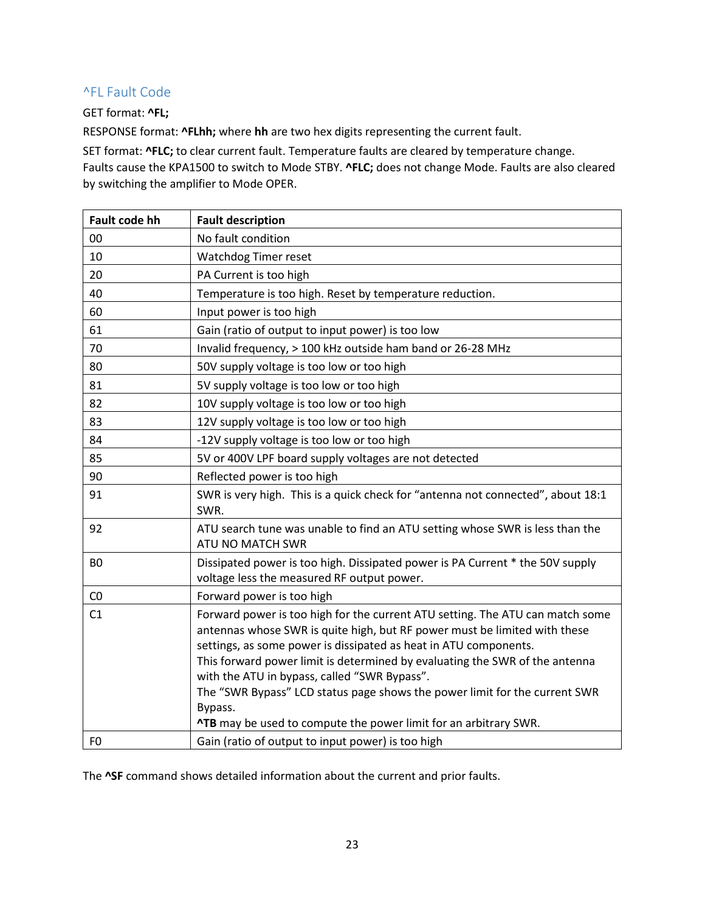## ^FL Fault Code

GET format: **^FL;**

RESPONSE format: **^FLhh;** where **hh** are two hex digits representing the current fault.

SET format: **^FLC;** to clear current fault. Temperature faults are cleared by temperature change. Faults cause the KPA1500 to switch to Mode STBY. **^FLC;** does not change Mode. Faults are also cleared by switching the amplifier to Mode OPER.

| Fault code hh | Fault description |
|---|---|
| 00 | No fault condition |
| 10 | Watchdog Timer reset |
| 20 | PA Current is too high |
| 40 | Temperature is too high. Reset by temperature reduction. |
| 60 | Input power is too high |
| 61 | Gain (ratio of output to input power) is too low |
| 70 | Invalid frequency, > 100 kHz outside ham band or 26-28 MHz |
| 80 | 50V supply voltage is too low or too high |
| 81 | 5V supply voltage is too low or too high |
| 82 | 10V supply voltage is too low or too high |
| 83 | 12V supply voltage is too low or too high |
| 84 | -12V supply voltage is too low or too high |
| 85 | 5V or 400V LPF board supply voltages are not detected |
| 90 | Reflected power is too high |
| 91 | SWR is very high. This is a quick check for “antenna not connected”, about 18:1 SWR. |
| 92 | ATU search tune was unable to find an ATU setting whose SWR is less than the ATU NO MATCH SWR |
| B0 | Dissipated power is too high. Dissipated power is PA Current * the 50V supply voltage less the measured RF output power. |
| C0 | Forward power is too high |
| C1 | Forward power is too high for the current ATU setting. The ATU can match some antennas whose SWR is quite high, but RF power must be limited with these settings, as some power is dissipated as heat in ATU components. This forward power limit is determined by evaluating the SWR of the antenna with the ATU in bypass, called “SWR Bypass”. The “SWR Bypass” LCD status page shows the power limit for the current SWR Bypass. **^TB** may be used to compute the power limit for an arbitrary SWR. |
| F0 | Gain (ratio of output to input power) is too high |

The **^SF** command shows detailed information about the current and prior faults.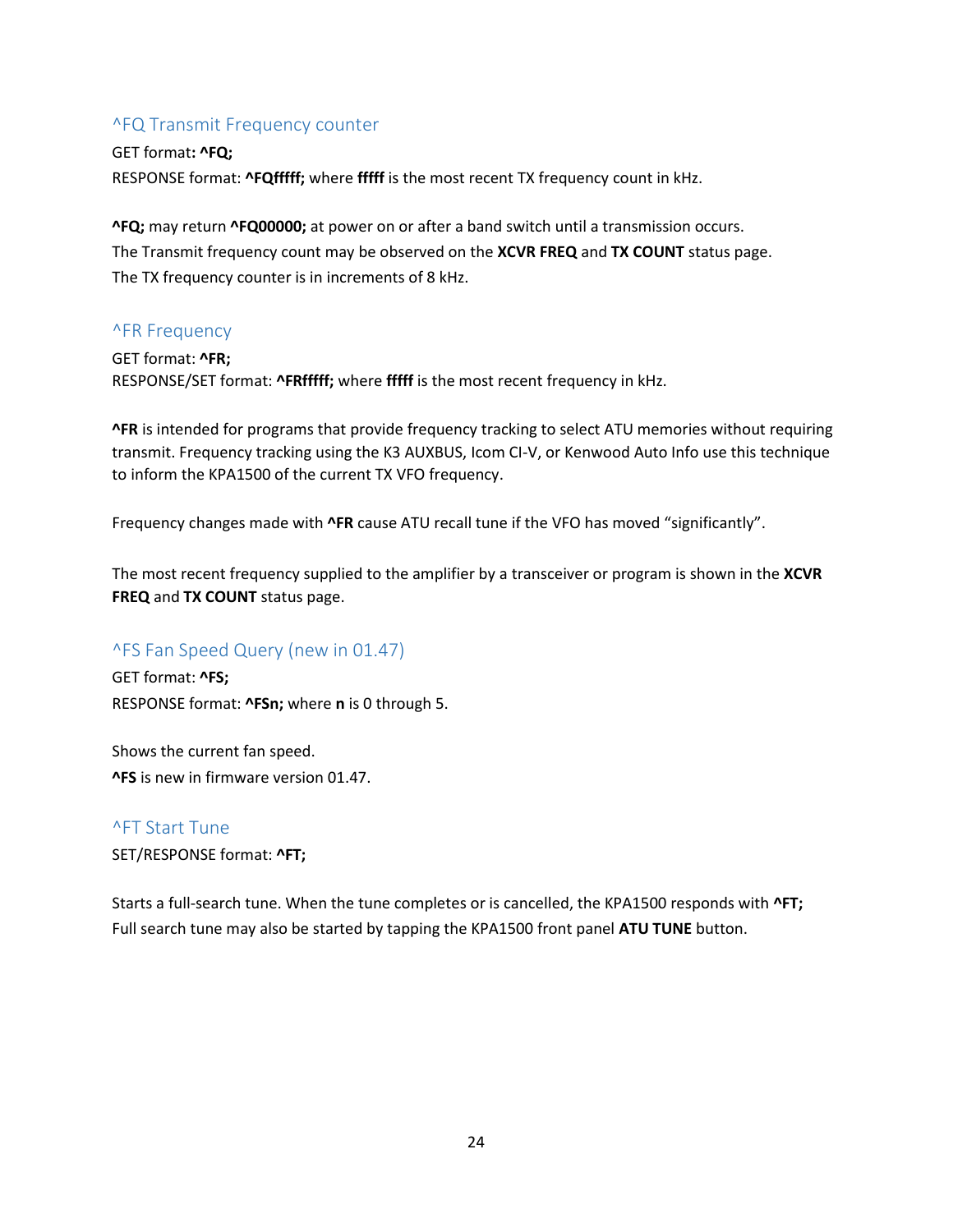## ^FQ Transmit Frequency counter

GET format**: ^FQ;**
RESPONSE format: **^FQfffff;** where **fffff** is the most recent TX frequency count in kHz.

**^FQ;** may return **^FQ00000;** at power on or after a band switch until a transmission occurs.
The Transmit frequency count may be observed on the **XCVR FREQ** and **TX COUNT** status page.
The TX frequency counter is in increments of 8 kHz.

## ^FR Frequency

GET format: **^FR;**
RESPONSE/SET format: **^FRfffff;** where **fffff** is the most recent frequency in kHz.

**^FR** is intended for programs that provide frequency tracking to select ATU memories without requiring transmit. Frequency tracking using the K3 AUXBUS, Icom CI-V, or Kenwood Auto Info use this technique to inform the KPA1500 of the current TX VFO frequency.

Frequency changes made with **^FR** cause ATU recall tune if the VFO has moved “significantly”.

The most recent frequency supplied to the amplifier by a transceiver or program is shown in the **XCVR FREQ** and **TX COUNT** status page.

## ^FS Fan Speed Query (new in 01.47)

GET format: **^FS;**
RESPONSE format: **^FSn;** where **n** is 0 through 5.

Shows the current fan speed.
**^FS** is new in firmware version 01.47.

## ^FT Start Tune

SET/RESPONSE format: **^FT;**

Starts a full-search tune. When the tune completes or is cancelled, the KPA1500 responds with **^FT;**
Full search tune may also be started by tapping the KPA1500 front panel **ATU TUNE** button.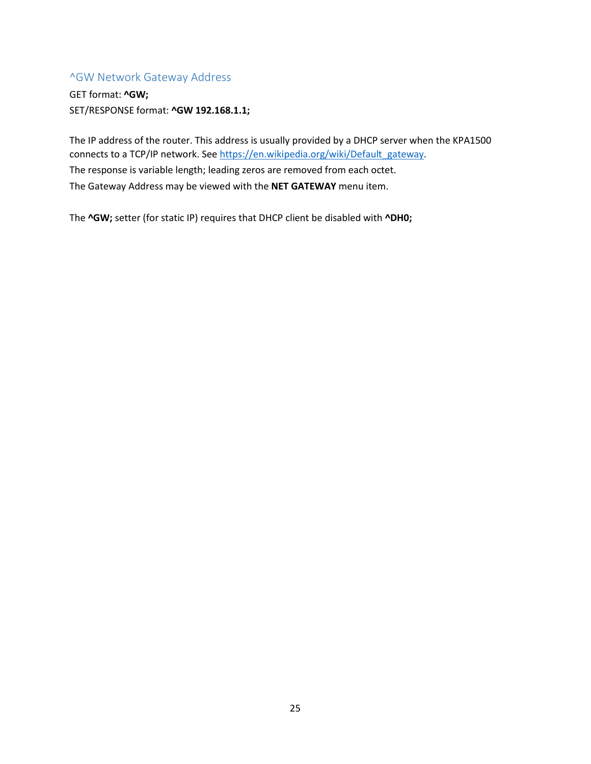## ^GW Network Gateway Address

GET format: **^GW;**
SET/RESPONSE format: **^GW 192.168.1.1;**

The IP address of the router. This address is usually provided by a DHCP server when the KPA1500 connects to a TCP/IP network. See [https://en.wikipedia.org/wiki/Default_gateway](https://en.wikipedia.org/wiki/Default_gateway).
The response is variable length; leading zeros are removed from each octet.
The Gateway Address may be viewed with the **NET GATEWAY** menu item.

The **^GW;** setter (for static IP) requires that DHCP client be disabled with **^DH0;**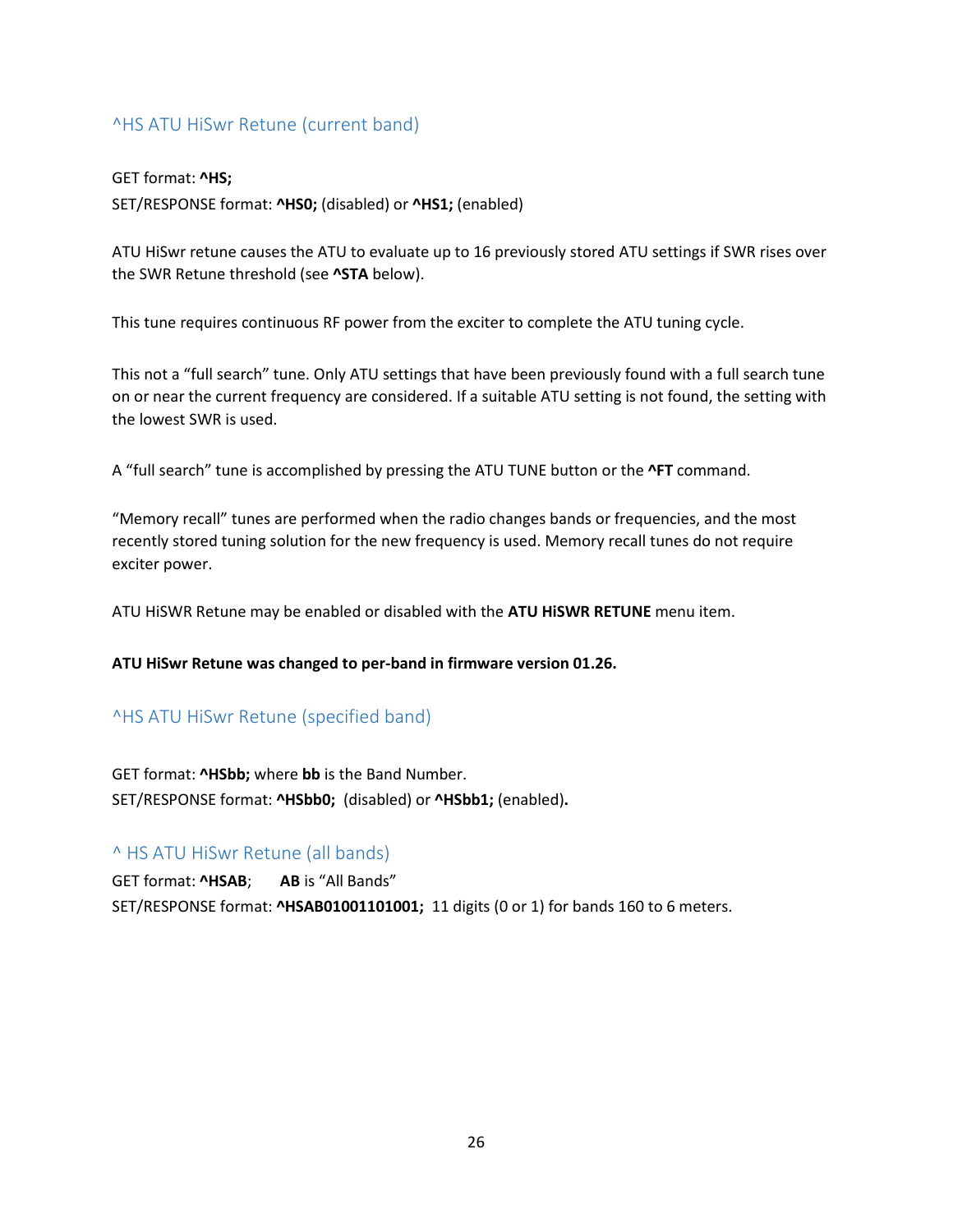## ^HS ATU HiSwr Retune (current band)

GET format: **^HS;**
SET/RESPONSE format: **^HS0;** (disabled) or **^HS1;** (enabled)

ATU HiSwr retune causes the ATU to evaluate up to 16 previously stored ATU settings if SWR rises over the SWR Retune threshold (see **^STA** below).

This tune requires continuous RF power from the exciter to complete the ATU tuning cycle.

This not a "full search" tune. Only ATU settings that have been previously found with a full search tune on or near the current frequency are considered. If a suitable ATU setting is not found, the setting with the lowest SWR is used.

A "full search" tune is accomplished by pressing the ATU TUNE button or the **^FT** command.

"Memory recall" tunes are performed when the radio changes bands or frequencies, and the most recently stored tuning solution for the new frequency is used. Memory recall tunes do not require exciter power.

ATU HiSWR Retune may be enabled or disabled with the **ATU HiSWR RETUNE** menu item.

**ATU HiSwr Retune was changed to per-band in firmware version 01.26.**

## ^HS ATU HiSwr Retune (specified band)

GET format: **^HSbb;** where **bb** is the Band Number.
SET/RESPONSE format: **^HSbb0;** (disabled) or **^HSbb1;** (enabled)**.**

## ^ HS ATU HiSwr Retune (all bands)

GET format: **^HSAB**; **AB** is "All Bands"
SET/RESPONSE format: **^HSAB01001101001;** 11 digits (0 or 1) for bands 160 to 6 meters.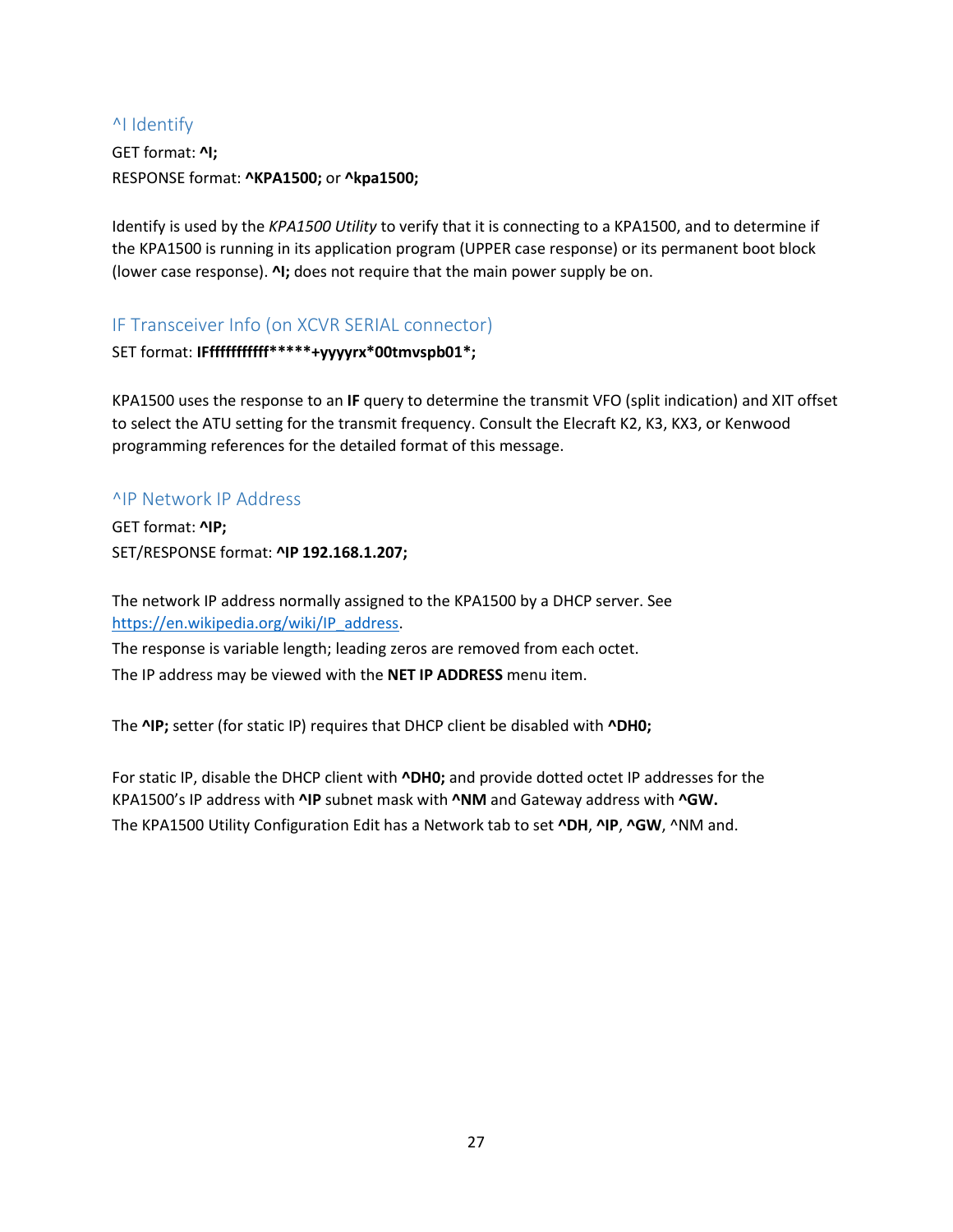## ^I Identify

GET format: **^I;**
RESPONSE format: **^KPA1500;** or **^kpa1500;**

Identify is used by the *KPA1500 Utility* to verify that it is connecting to a KPA1500, and to determine if the KPA1500 is running in its application program (UPPER case response) or its permanent boot block (lower case response). **^I;** does not require that the main power supply be on.

## IF Transceiver Info (on XCVR SERIAL connector)

SET format: **IFfffffffffff*****+yyyyrx*00tmvspb01*;**

KPA1500 uses the response to an **IF** query to determine the transmit VFO (split indication) and XIT offset to select the ATU setting for the transmit frequency. Consult the Elecraft K2, K3, KX3, or Kenwood programming references for the detailed format of this message.

## ^IP Network IP Address

GET format: **^IP;**
SET/RESPONSE format: **^IP 192.168.1.207;**

The network IP address normally assigned to the KPA1500 by a DHCP server. See https://en.wikipedia.org/wiki/IP_address.
The response is variable length; leading zeros are removed from each octet.
The IP address may be viewed with the **NET IP ADDRESS** menu item.

The **^IP;** setter (for static IP) requires that DHCP client be disabled with **^DH0;**

For static IP, disable the DHCP client with **^DH0;** and provide dotted octet IP addresses for the KPA1500's IP address with **^IP** subnet mask with **^NM** and Gateway address with **^GW.**
The KPA1500 Utility Configuration Edit has a Network tab to set **^DH**, **^IP**, **^GW**, ^NM and.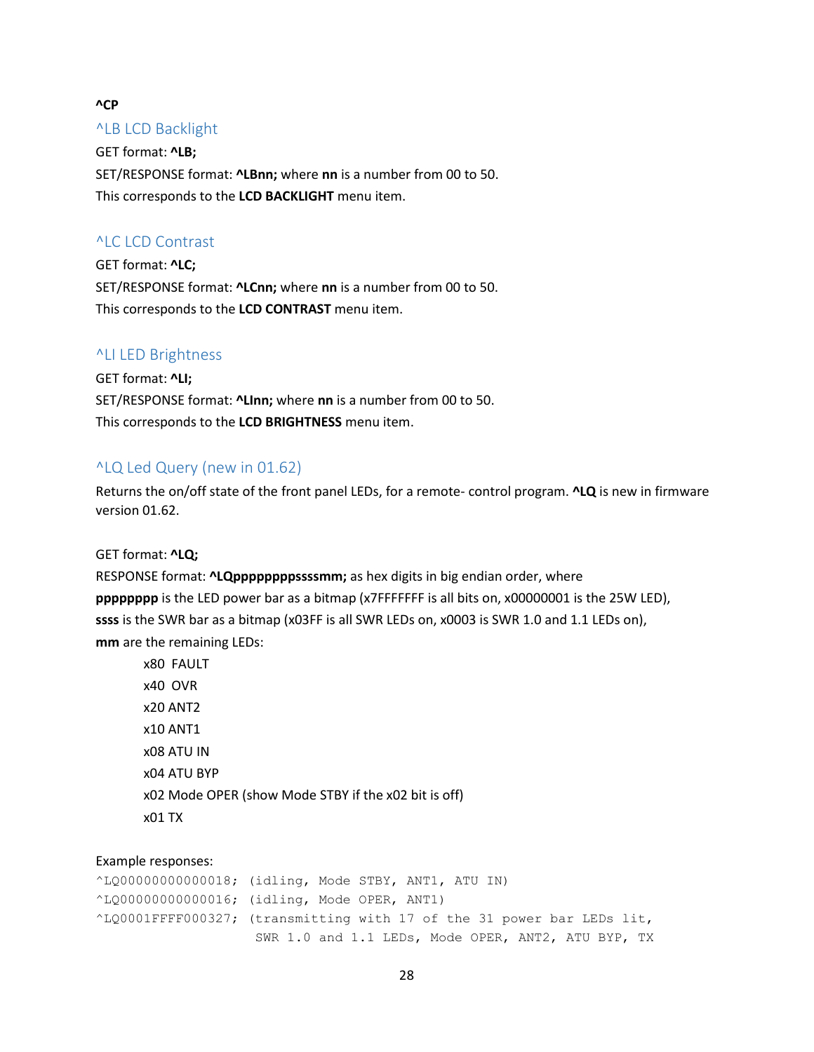**^CP**

## ^LB LCD Backlight

GET format: **^LB;**

SET/RESPONSE format: **^LBnn;** where **nn** is a number from 00 to 50.

This corresponds to the **LCD BACKLIGHT** menu item.

## ^LC LCD Contrast

GET format: **^LC;**

SET/RESPONSE format: **^LCnn;** where **nn** is a number from 00 to 50.

This corresponds to the **LCD CONTRAST** menu item.

## ^LI LED Brightness

GET format: **^LI;**

SET/RESPONSE format: **^LInn;** where **nn** is a number from 00 to 50.

This corresponds to the **LCD BRIGHTNESS** menu item.

## ^LQ Led Query (new in 01.62)

Returns the on/off state of the front panel LEDs, for a remote- control program. **^LQ** is new in firmware version 01.62.

GET format: **^LQ;**

RESPONSE format: **^LQppppppppssssmm;** as hex digits in big endian order, where

**pppppppp** is the LED power bar as a bitmap (x7FFFFFFF is all bits on, x00000001 is the 25W LED),

**ssss** is the SWR bar as a bitmap (x03FF is all SWR LEDs on, x0003 is SWR 1.0 and 1.1 LEDs on),

**mm** are the remaining LEDs:

- x80 FAULT
- x40 OVR
- x20 ANT2
- x10 ANT1
- x08 ATU IN
- x04 ATU BYP
- x02 Mode OPER (show Mode STBY if the x02 bit is off)
- x01 TX

Example responses:

```
^LQ00000000000018; (idling, Mode STBY, ANT1, ATU IN)
^LQ00000000000016; (idling, Mode OPER, ANT1)
^LQ0001FFFF000327; (transmitting with 17 of the 31 power bar LEDs lit,
                    SWR 1.0 and 1.1 LEDs, Mode OPER, ANT2, ATU BYP, TX
```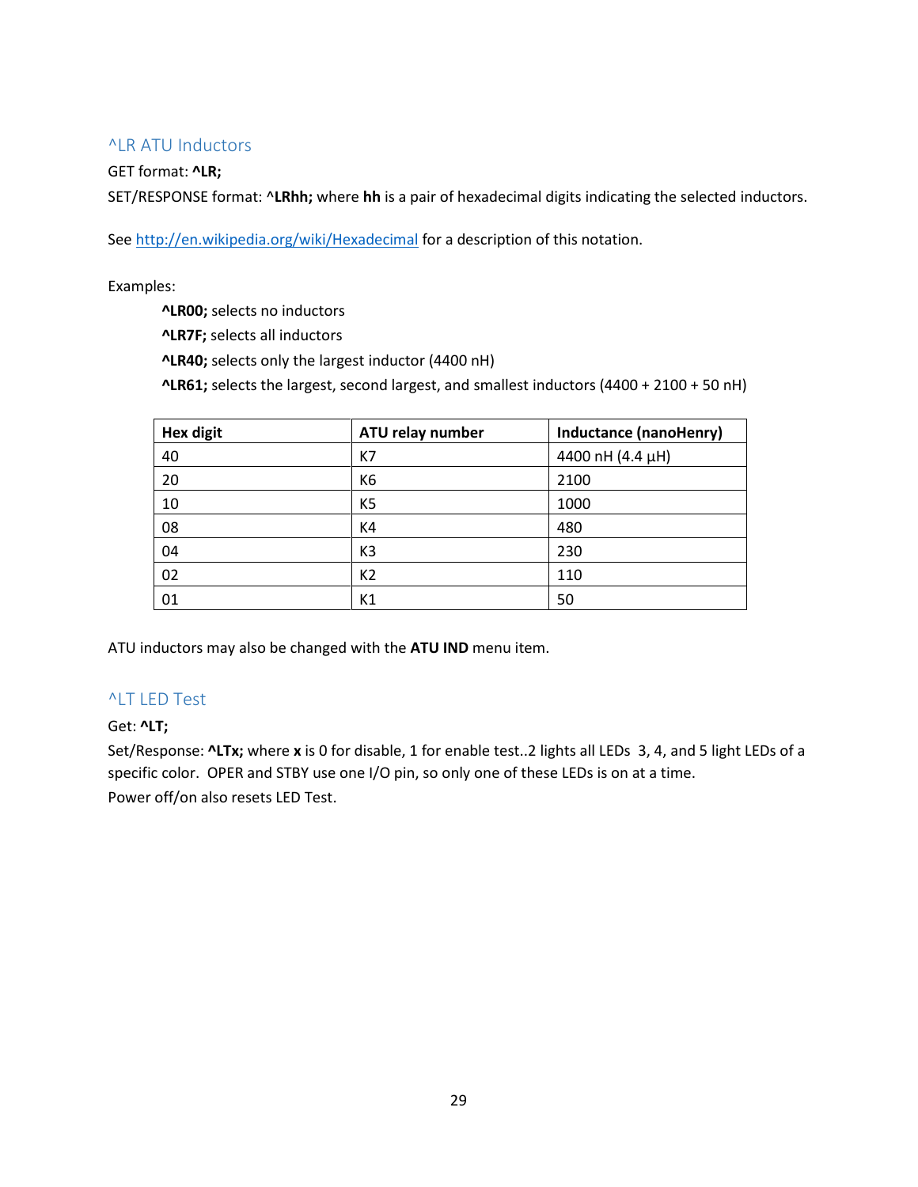## ^LR ATU Inductors

GET format: **^LR;**

SET/RESPONSE format: **^LRhh;** where **hh** is a pair of hexadecimal digits indicating the selected inductors.

See http://en.wikipedia.org/wiki/Hexadecimal for a description of this notation.

Examples:

> **^LR00;** selects no inductors
> **^LR7F;** selects all inductors
> **^LR40;** selects only the largest inductor (4400 nH)
> **^LR61;** selects the largest, second largest, and smallest inductors (4400 + 2100 + 50 nH)

| Hex digit | ATU relay number | Inductance (nanoHenry) |
|---|---|---|
| 40 | K7 | 4400 nH (4.4 µH) |
| 20 | K6 | 2100 |
| 10 | K5 | 1000 |
| 08 | K4 | 480 |
| 04 | K3 | 230 |
| 02 | K2 | 110 |
| 01 | K1 | 50 |

ATU inductors may also be changed with the **ATU IND** menu item.

## ^LT LED Test

Get: **^LT;**

Set/Response: **^LTx;** where **x** is 0 for disable, 1 for enable test..2 lights all LEDs 3, 4, and 5 light LEDs of a specific color. OPER and STBY use one I/O pin, so only one of these LEDs is on at a time.

Power off/on also resets LED Test.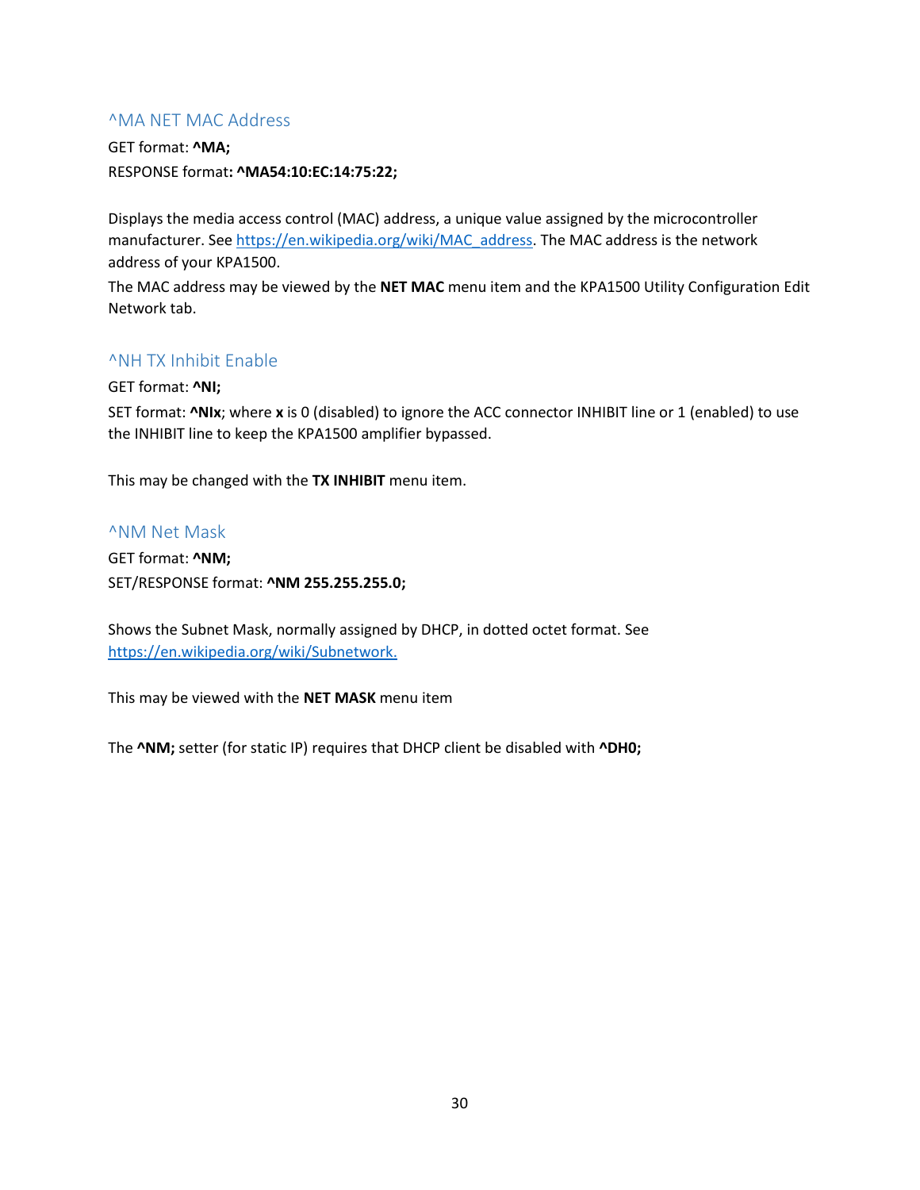### ^MA NET MAC Address

GET format: **^MA;**

RESPONSE format**: ^MA54:10:EC:14:75:22;**

Displays the media access control (MAC) address, a unique value assigned by the microcontroller manufacturer. See https://en.wikipedia.org/wiki/MAC_address. The MAC address is the network address of your KPA1500.

The MAC address may be viewed by the **NET MAC** menu item and the KPA1500 Utility Configuration Edit Network tab.

### ^NH TX Inhibit Enable

GET format: **^NI;**

SET format: **^NIx**; where **x** is 0 (disabled) to ignore the ACC connector INHIBIT line or 1 (enabled) to use the INHIBIT line to keep the KPA1500 amplifier bypassed.

This may be changed with the **TX INHIBIT** menu item.

### ^NM Net Mask

GET format: **^NM;**

SET/RESPONSE format: **^NM 255.255.255.0;**

Shows the Subnet Mask, normally assigned by DHCP, in dotted octet format. See https://en.wikipedia.org/wiki/Subnetwork.

This may be viewed with the **NET MASK** menu item

The **^NM;** setter (for static IP) requires that DHCP client be disabled with **^DH0;**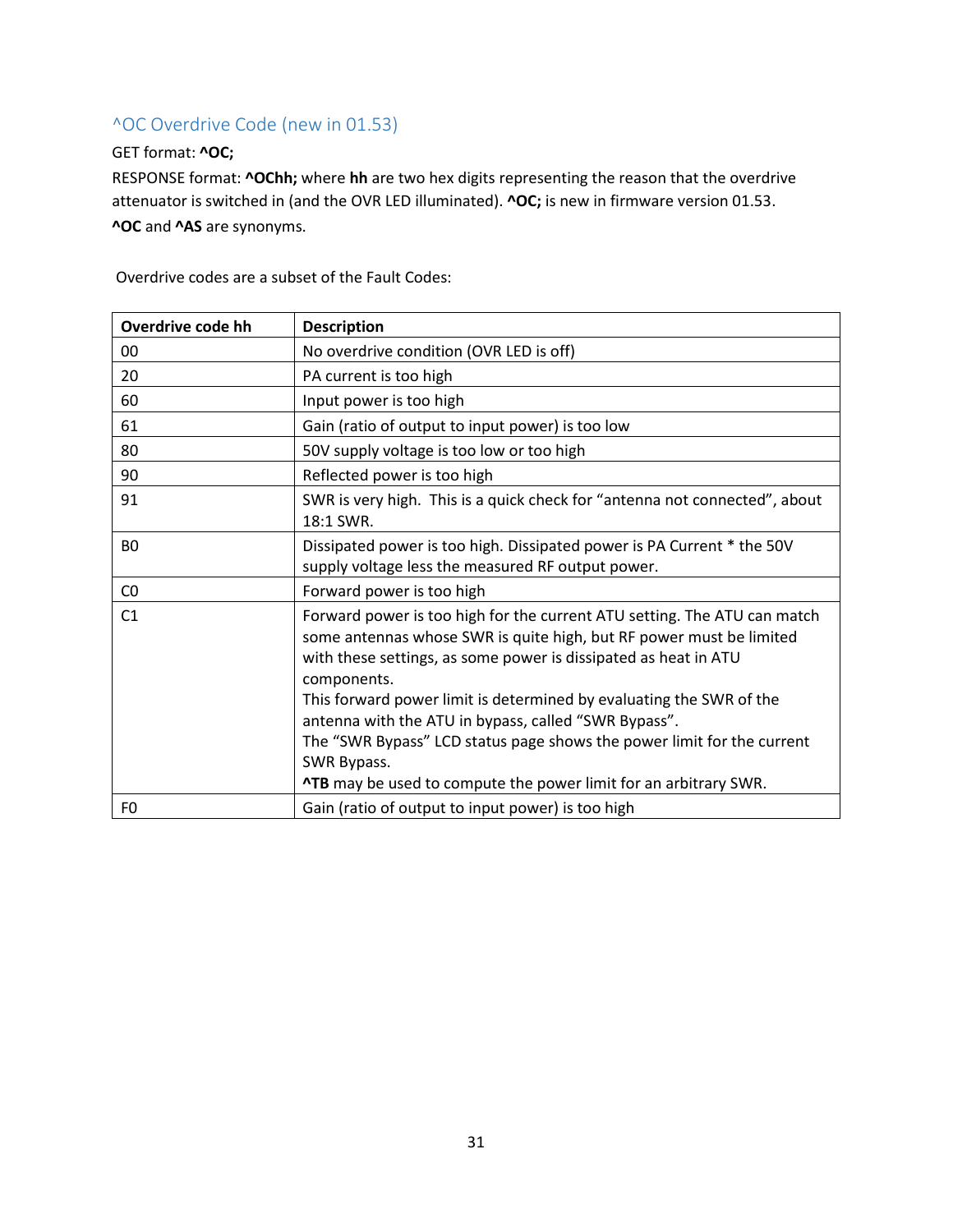## ^OC Overdrive Code (new in 01.53)

GET format: **^OC;**

RESPONSE format: **^OChh;** where **hh** are two hex digits representing the reason that the overdrive attenuator is switched in (and the OVR LED illuminated). **^OC;** is new in firmware version 01.53.

**^OC** and **^AS** are synonyms.

Overdrive codes are a subset of the Fault Codes:

| Overdrive code hh | Description |
|---|---|
| 00 | No overdrive condition (OVR LED is off) |
| 20 | PA current is too high |
| 60 | Input power is too high |
| 61 | Gain (ratio of output to input power) is too low |
| 80 | 50V supply voltage is too low or too high |
| 90 | Reflected power is too high |
| 91 | SWR is very high. This is a quick check for "antenna not connected", about 18:1 SWR. |
| B0 | Dissipated power is too high. Dissipated power is PA Current * the 50V supply voltage less the measured RF output power. |
| C0 | Forward power is too high |
| C1 | Forward power is too high for the current ATU setting. The ATU can match some antennas whose SWR is quite high, but RF power must be limited with these settings, as some power is dissipated as heat in ATU components.<br>This forward power limit is determined by evaluating the SWR of the antenna with the ATU in bypass, called "SWR Bypass".<br>The "SWR Bypass" LCD status page shows the power limit for the current SWR Bypass.<br>**^TB** may be used to compute the power limit for an arbitrary SWR. |
| F0 | Gain (ratio of output to input power) is too high |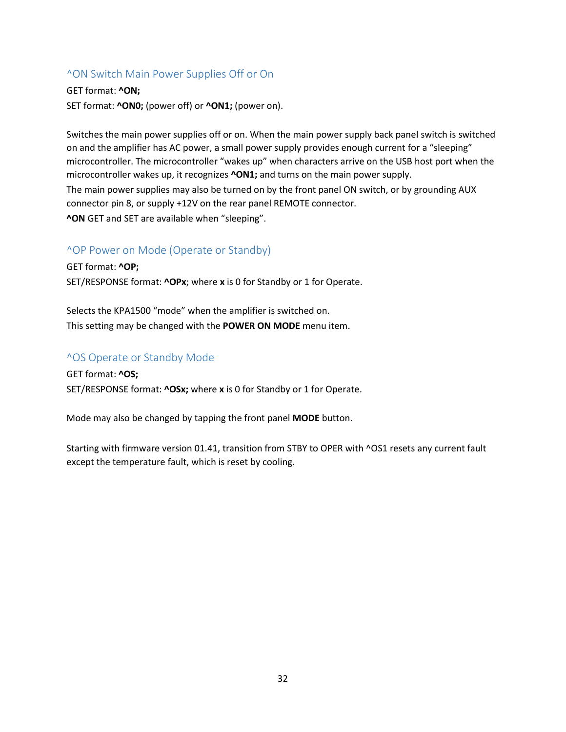## ^ON Switch Main Power Supplies Off or On

GET format: **^ON;**
SET format: **^ON0;** (power off) or **^ON1;** (power on).

Switches the main power supplies off or on. When the main power supply back panel switch is switched on and the amplifier has AC power, a small power supply provides enough current for a “sleeping” microcontroller. The microcontroller “wakes up” when characters arrive on the USB host port when the microcontroller wakes up, it recognizes **^ON1;** and turns on the main power supply.
The main power supplies may also be turned on by the front panel ON switch, or by grounding AUX connector pin 8, or supply +12V on the rear panel REMOTE connector.
**^ON** GET and SET are available when “sleeping”.

## ^OP Power on Mode (Operate or Standby)

GET format: **^OP;**
SET/RESPONSE format: **^OPx**; where **x** is 0 for Standby or 1 for Operate.

Selects the KPA1500 “mode” when the amplifier is switched on.
This setting may be changed with the **POWER ON MODE** menu item.

## ^OS Operate or Standby Mode

GET format: **^OS;**
SET/RESPONSE format: **^OSx;** where **x** is 0 for Standby or 1 for Operate.

Mode may also be changed by tapping the front panel **MODE** button.

Starting with firmware version 01.41, transition from STBY to OPER with ^OS1 resets any current fault except the temperature fault, which is reset by cooling.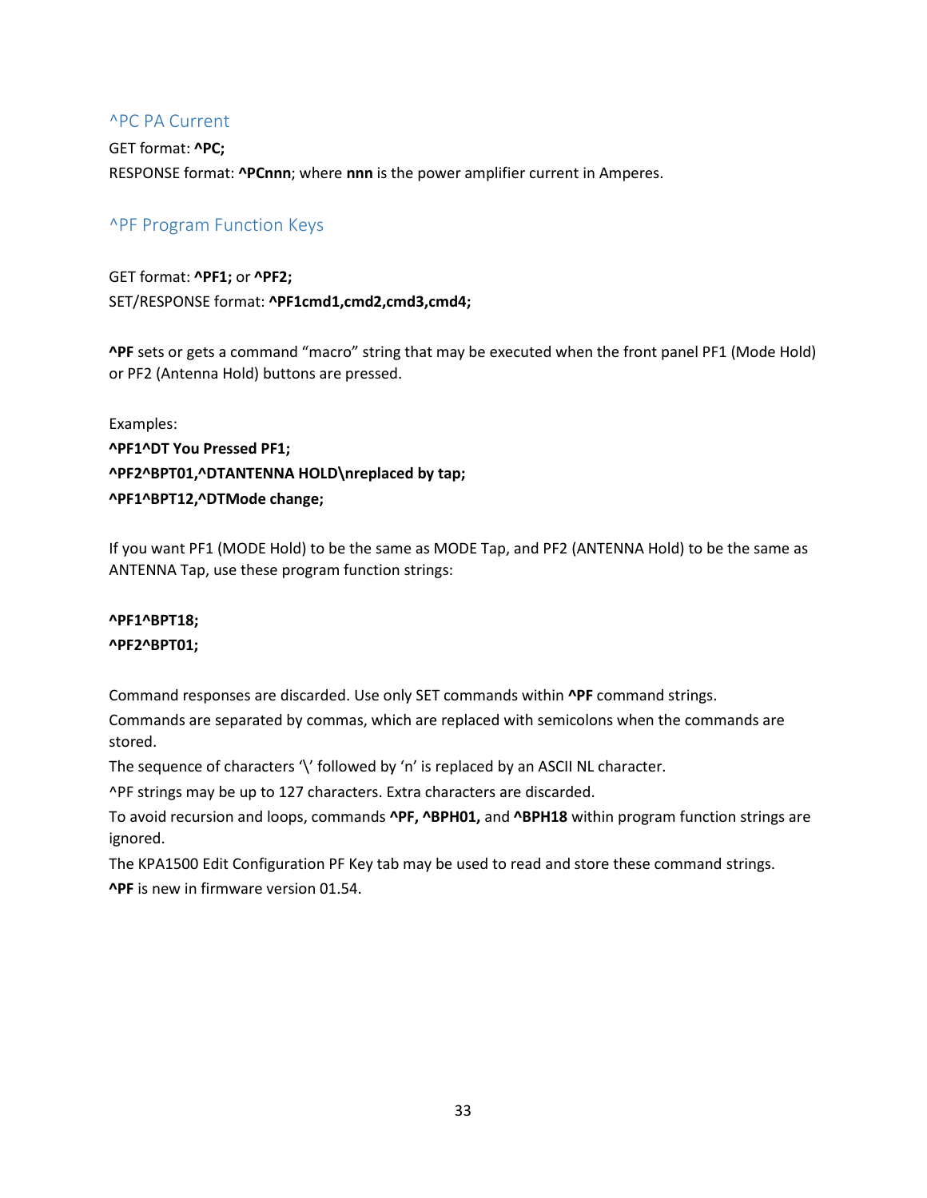## ^PC PA Current

GET format: **^PC;**

RESPONSE format: **^PCnnn**; where **nnn** is the power amplifier current in Amperes.

## ^PF Program Function Keys

GET format: **^PF1;** or **^PF2;**

SET/RESPONSE format: **^PF1cmd1,cmd2,cmd3,cmd4;**

**^PF** sets or gets a command “macro” string that may be executed when the front panel PF1 (Mode Hold) or PF2 (Antenna Hold) buttons are pressed.

Examples:

**^PF1^DT You Pressed PF1;**

**^PF2^BPT01,^DTANTENNA HOLD\nreplaced by tap;**

**^PF1^BPT12,^DTMode change;**

If you want PF1 (MODE Hold) to be the same as MODE Tap, and PF2 (ANTENNA Hold) to be the same as ANTENNA Tap, use these program function strings:

**^PF1^BPT18;**

**^PF2^BPT01;**

Command responses are discarded. Use only SET commands within **^PF** command strings.

Commands are separated by commas, which are replaced with semicolons when the commands are stored.

The sequence of characters ‘\’ followed by ‘n’ is replaced by an ASCII NL character.

^PF strings may be up to 127 characters. Extra characters are discarded.

To avoid recursion and loops, commands **^PF, ^BPH01,** and **^BPH18** within program function strings are ignored.

The KPA1500 Edit Configuration PF Key tab may be used to read and store these command strings.

**^PF** is new in firmware version 01.54.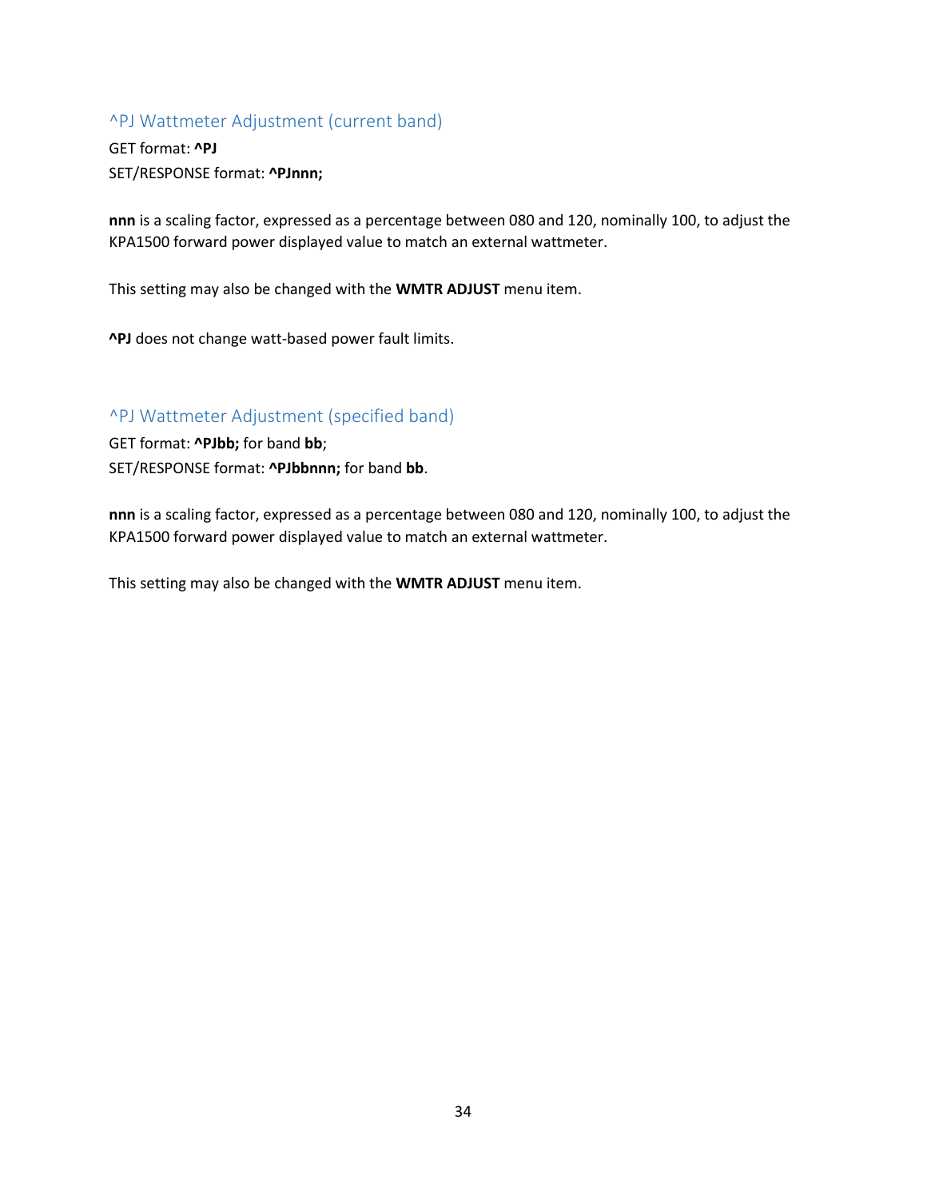### ^PJ Wattmeter Adjustment (current band)

GET format: **^PJ**
SET/RESPONSE format: **^PJnnn;**

**nnn** is a scaling factor, expressed as a percentage between 080 and 120, nominally 100, to adjust the KPA1500 forward power displayed value to match an external wattmeter.

This setting may also be changed with the **WMTR ADJUST** menu item.

**^PJ** does not change watt-based power fault limits.

### ^PJ Wattmeter Adjustment (specified band)

GET format: **^PJbb;** for band **bb**;
SET/RESPONSE format: **^PJbbnnn;** for band **bb**.

**nnn** is a scaling factor, expressed as a percentage between 080 and 120, nominally 100, to adjust the KPA1500 forward power displayed value to match an external wattmeter.

This setting may also be changed with the **WMTR ADJUST** menu item.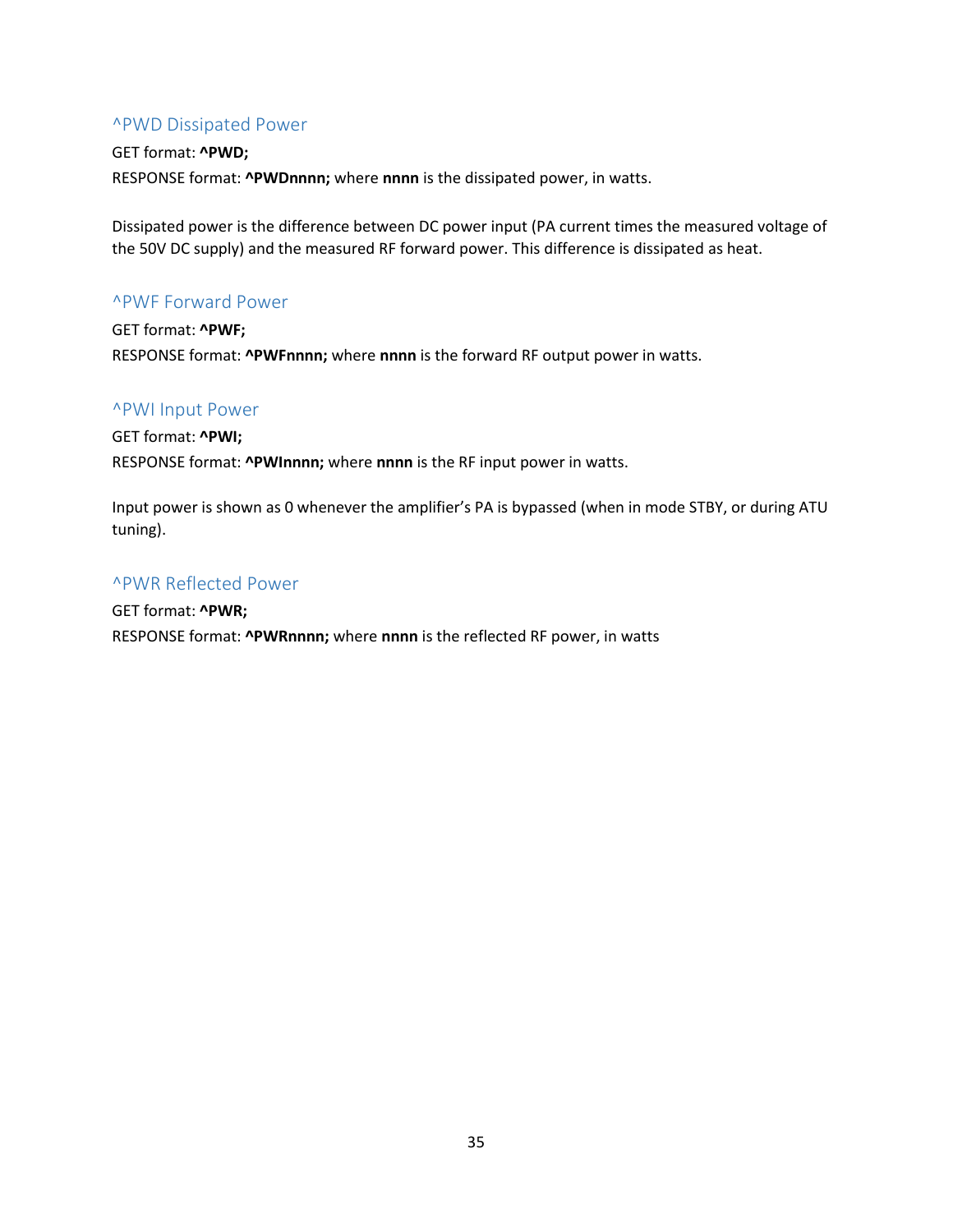### ^PWD Dissipated Power

GET format: **^PWD;**

RESPONSE format: **^PWDnnnn;** where **nnnn** is the dissipated power, in watts.

Dissipated power is the difference between DC power input (PA current times the measured voltage of the 50V DC supply) and the measured RF forward power. This difference is dissipated as heat.

### ^PWF Forward Power

GET format: **^PWF;**

RESPONSE format: **^PWFnnnn;** where **nnnn** is the forward RF output power in watts.

### ^PWI Input Power

GET format: **^PWI;**

RESPONSE format: **^PWInnnn;** where **nnnn** is the RF input power in watts.

Input power is shown as 0 whenever the amplifier's PA is bypassed (when in mode STBY, or during ATU tuning).

### ^PWR Reflected Power

GET format: **^PWR;**

RESPONSE format: **^PWRnnnn;** where **nnnn** is the reflected RF power, in watts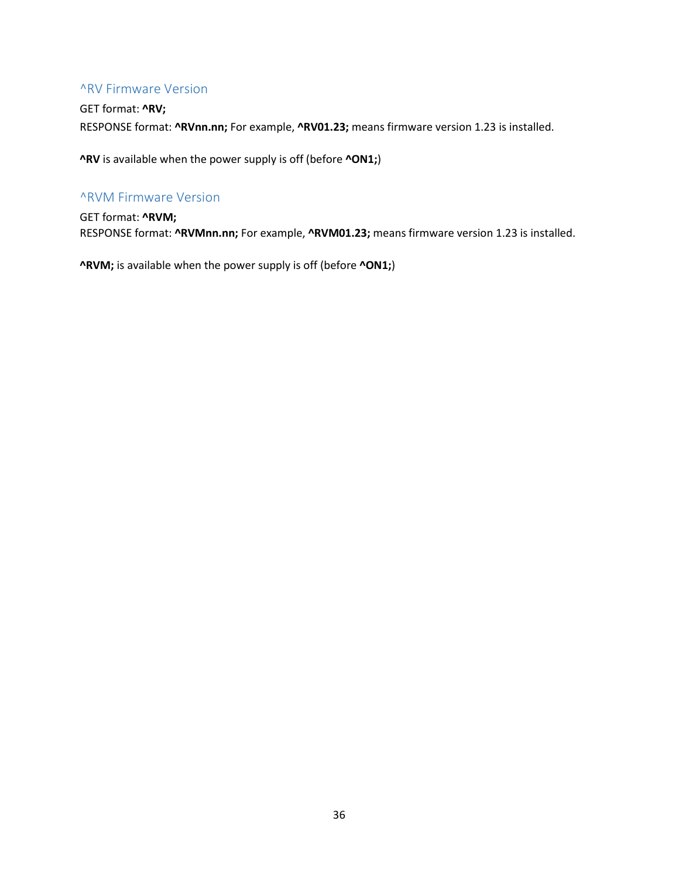## ^RV Firmware Version

GET format: **^RV;**
RESPONSE format: **^RVnn.nn;** For example, **^RV01.23;** means firmware version 1.23 is installed.

**^RV** is available when the power supply is off (before **^ON1;**)

## ^RVM Firmware Version

GET format: **^RVM;**
RESPONSE format: **^RVMnn.nn;** For example, **^RVM01.23;** means firmware version 1.23 is installed.

**^RVM;** is available when the power supply is off (before **^ON1;**)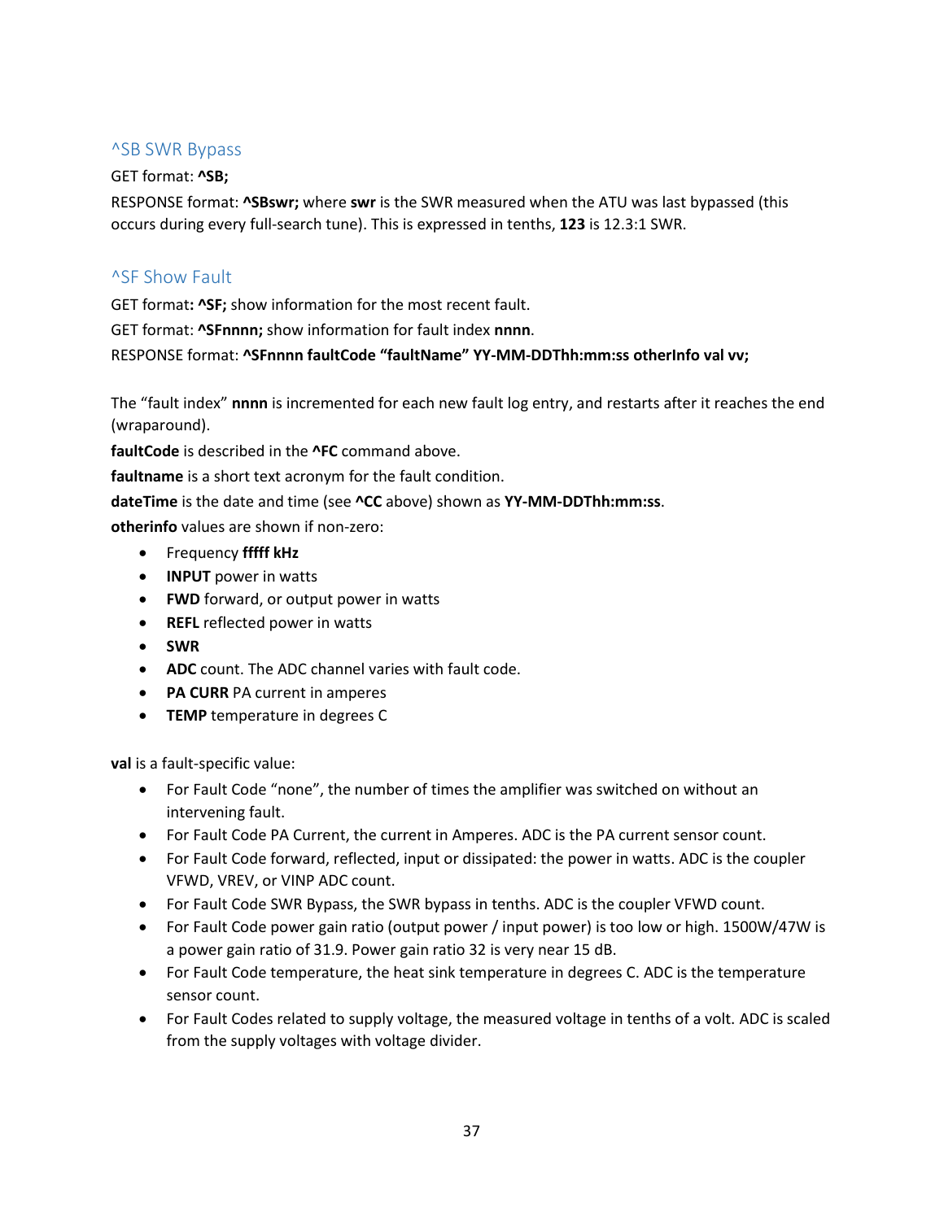## ^SB SWR Bypass

GET format: **^SB;**

RESPONSE format: **^SBswr;** where **swr** is the SWR measured when the ATU was last bypassed (this occurs during every full-search tune). This is expressed in tenths, **123** is 12.3:1 SWR.

## ^SF Show Fault

GET format**: ^SF;** show information for the most recent fault.

GET format: **^SFnnnn;** show information for fault index **nnnn**.

RESPONSE format: **^SFnnnn faultCode "faultName" YY-MM-DDThh:mm:ss otherInfo val vv;**

The "fault index" **nnnn** is incremented for each new fault log entry, and restarts after it reaches the end (wraparound).

**faultCode** is described in the **^FC** command above.

**faultname** is a short text acronym for the fault condition.

**dateTime** is the date and time (see **^CC** above) shown as **YY-MM-DDThh:mm:ss**.

**otherinfo** values are shown if non-zero:

- Frequency **fffff kHz**
- **INPUT** power in watts
- **FWD** forward, or output power in watts
- **REFL** reflected power in watts
- **SWR**
- **ADC** count. The ADC channel varies with fault code.
- **PA CURR** PA current in amperes
- **TEMP** temperature in degrees C

**val** is a fault-specific value:

- For Fault Code "none", the number of times the amplifier was switched on without an intervening fault.
- For Fault Code PA Current, the current in Amperes. ADC is the PA current sensor count.
- For Fault Code forward, reflected, input or dissipated: the power in watts. ADC is the coupler VFWD, VREV, or VINP ADC count.
- For Fault Code SWR Bypass, the SWR bypass in tenths. ADC is the coupler VFWD count.
- For Fault Code power gain ratio (output power / input power) is too low or high. 1500W/47W is a power gain ratio of 31.9. Power gain ratio 32 is very near 15 dB.
- For Fault Code temperature, the heat sink temperature in degrees C. ADC is the temperature sensor count.
- For Fault Codes related to supply voltage, the measured voltage in tenths of a volt. ADC is scaled from the supply voltages with voltage divider.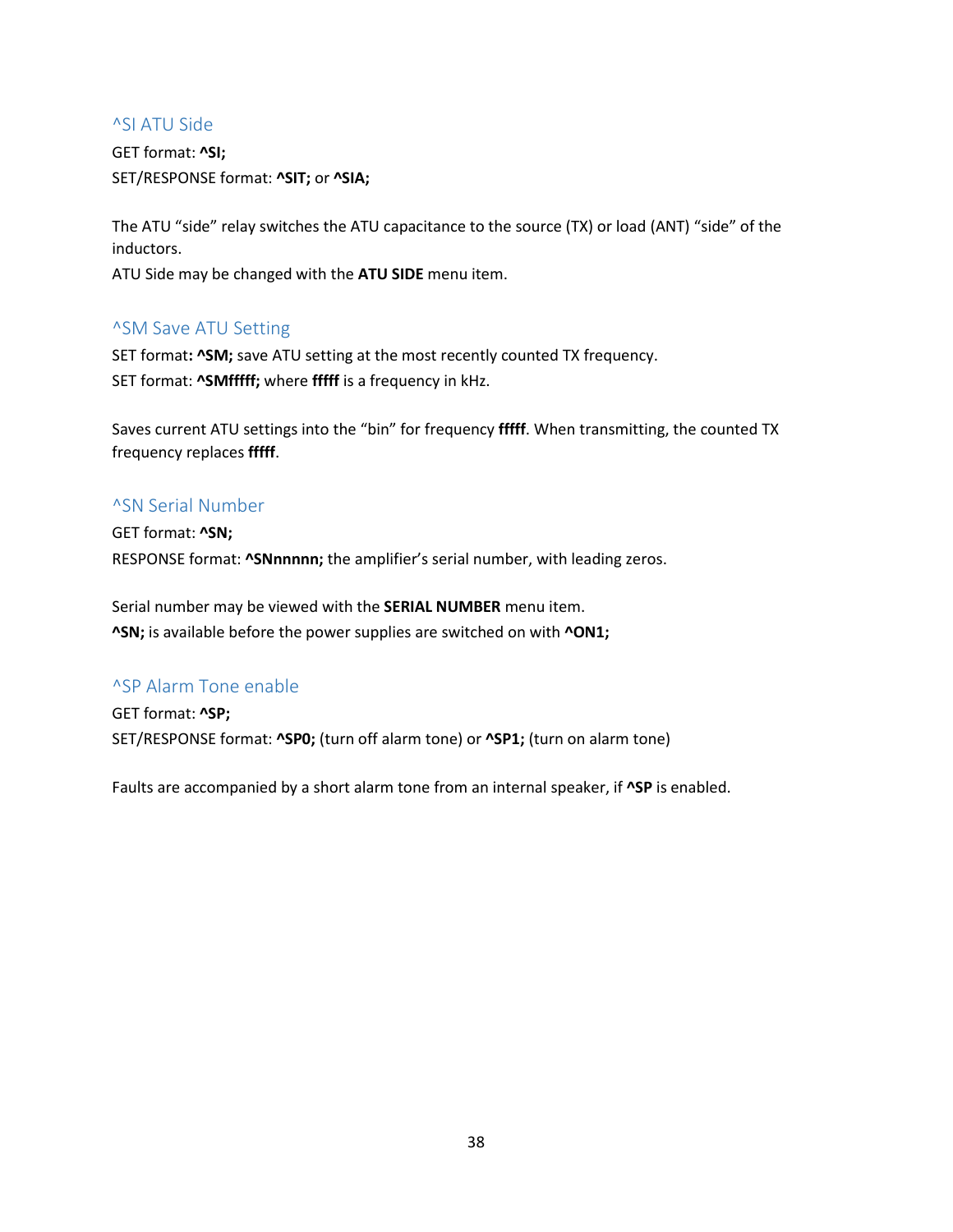## ^SI ATU Side

GET format: **^SI;**
SET/RESPONSE format: **^SIT;** or **^SIA;**

The ATU “side” relay switches the ATU capacitance to the source (TX) or load (ANT) “side” of the inductors.
ATU Side may be changed with the **ATU SIDE** menu item.

## ^SM Save ATU Setting

SET format**: ^SM;** save ATU setting at the most recently counted TX frequency.
SET format: **^SMfffff;** where **fffff** is a frequency in kHz.

Saves current ATU settings into the “bin” for frequency **fffff**. When transmitting, the counted TX frequency replaces **fffff**.

## ^SN Serial Number

GET format: **^SN;**
RESPONSE format: **^SNnnnnn;** the amplifier’s serial number, with leading zeros.

Serial number may be viewed with the **SERIAL NUMBER** menu item.
**^SN;** is available before the power supplies are switched on with **^ON1;**

## ^SP Alarm Tone enable

GET format: **^SP;**
SET/RESPONSE format: **^SP0;** (turn off alarm tone) or **^SP1;** (turn on alarm tone)

Faults are accompanied by a short alarm tone from an internal speaker, if **^SP** is enabled.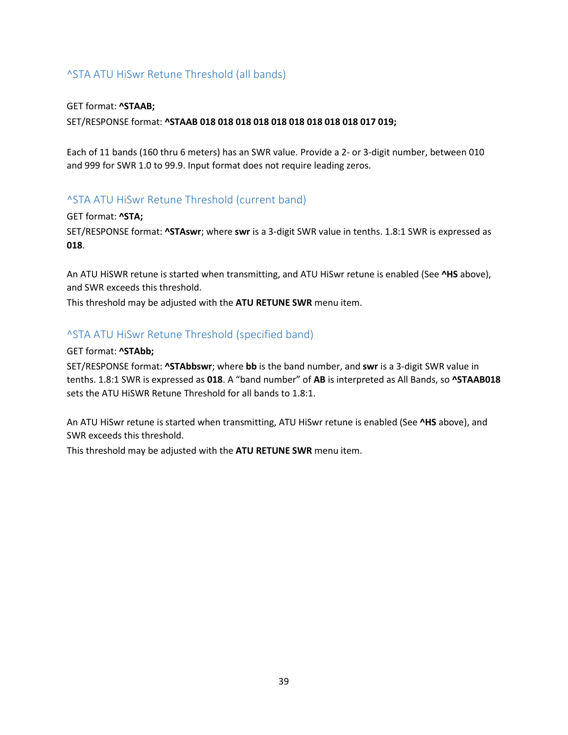### ^STA ATU HiSwr Retune Threshold (all bands)

GET format: **^STAAB;**

SET/RESPONSE format: **^STAAB 018 018 018 018 018 018 018 018 018 017 019;**

Each of 11 bands (160 thru 6 meters) has an SWR value. Provide a 2- or 3-digit number, between 010 and 999 for SWR 1.0 to 99.9. Input format does not require leading zeros.

### ^STA ATU HiSwr Retune Threshold (current band)

GET format: **^STA;**

SET/RESPONSE format: **^STAswr**; where **swr** is a 3-digit SWR value in tenths. 1.8:1 SWR is expressed as **018**.

An ATU HiSWR retune is started when transmitting, and ATU HiSwr retune is enabled (See **^HS** above), and SWR exceeds this threshold.

This threshold may be adjusted with the **ATU RETUNE SWR** menu item.

### ^STA ATU HiSwr Retune Threshold (specified band)

GET format: **^STAbb;**

SET/RESPONSE format: **^STAbbswr**; where **bb** is the band number, and **swr** is a 3-digit SWR value in tenths. 1.8:1 SWR is expressed as **018**. A "band number" of **AB** is interpreted as All Bands, so **^STAAB018** sets the ATU HiSWR Retune Threshold for all bands to 1.8:1.

An ATU HiSwr retune is started when transmitting, ATU HiSwr retune is enabled (See **^HS** above), and SWR exceeds this threshold.

This threshold may be adjusted with the **ATU RETUNE SWR** menu item.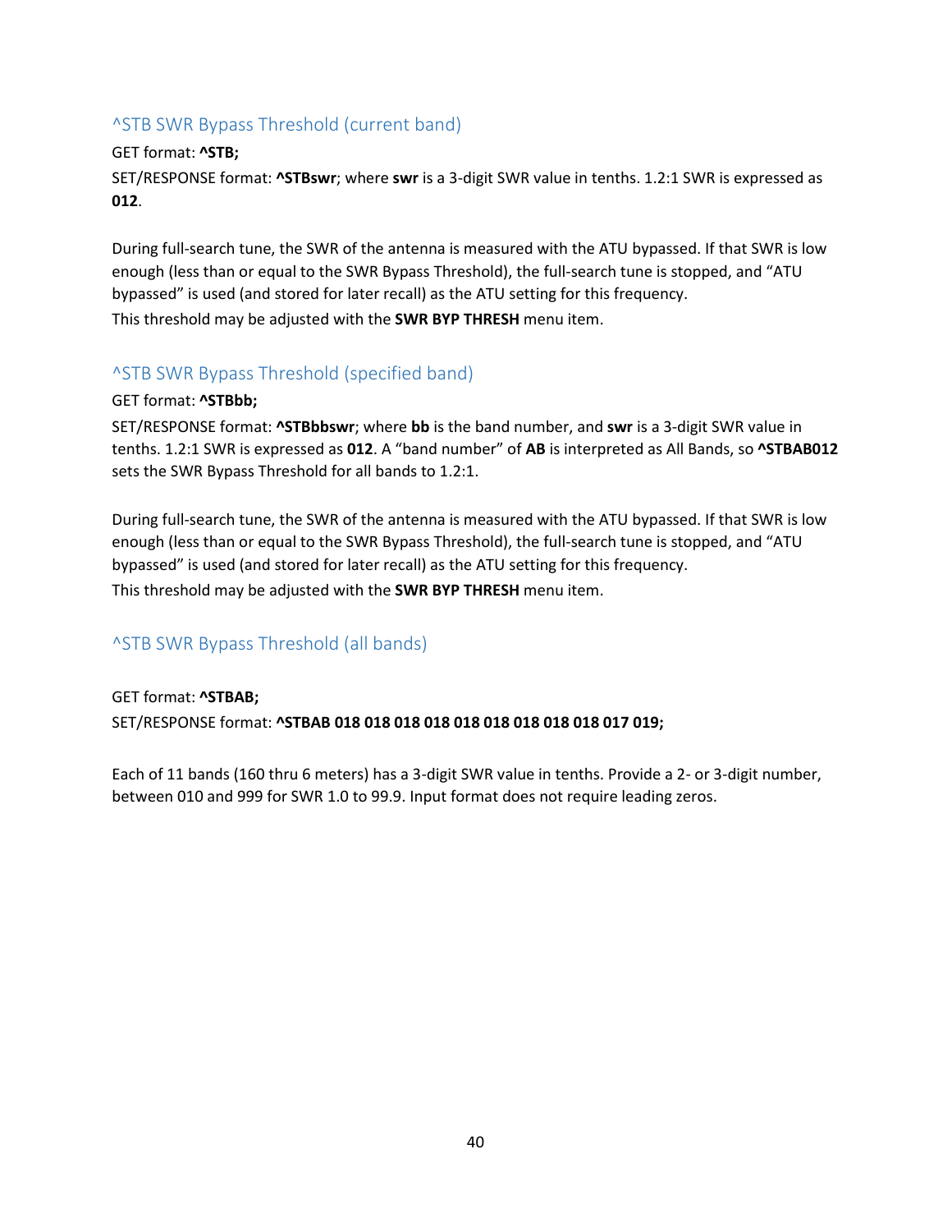### ^STB SWR Bypass Threshold (current band)

GET format: **^STB;**

SET/RESPONSE format: **^STBswr**; where **swr** is a 3-digit SWR value in tenths. 1.2:1 SWR is expressed as **012**.

During full-search tune, the SWR of the antenna is measured with the ATU bypassed. If that SWR is low enough (less than or equal to the SWR Bypass Threshold), the full-search tune is stopped, and "ATU bypassed" is used (and stored for later recall) as the ATU setting for this frequency.

This threshold may be adjusted with the **SWR BYP THRESH** menu item.

### ^STB SWR Bypass Threshold (specified band)

GET format: **^STBbb;**

SET/RESPONSE format: **^STBbbswr**; where **bb** is the band number, and **swr** is a 3-digit SWR value in tenths. 1.2:1 SWR is expressed as **012**. A "band number" of **AB** is interpreted as All Bands, so **^STBAB012** sets the SWR Bypass Threshold for all bands to 1.2:1.

During full-search tune, the SWR of the antenna is measured with the ATU bypassed. If that SWR is low enough (less than or equal to the SWR Bypass Threshold), the full-search tune is stopped, and "ATU bypassed" is used (and stored for later recall) as the ATU setting for this frequency.

This threshold may be adjusted with the **SWR BYP THRESH** menu item.

### ^STB SWR Bypass Threshold (all bands)

GET format: **^STBAB;**

SET/RESPONSE format: **^STBAB 018 018 018 018 018 018 018 018 018 017 019;**

Each of 11 bands (160 thru 6 meters) has a 3-digit SWR value in tenths. Provide a 2- or 3-digit number, between 010 and 999 for SWR 1.0 to 99.9. Input format does not require leading zeros.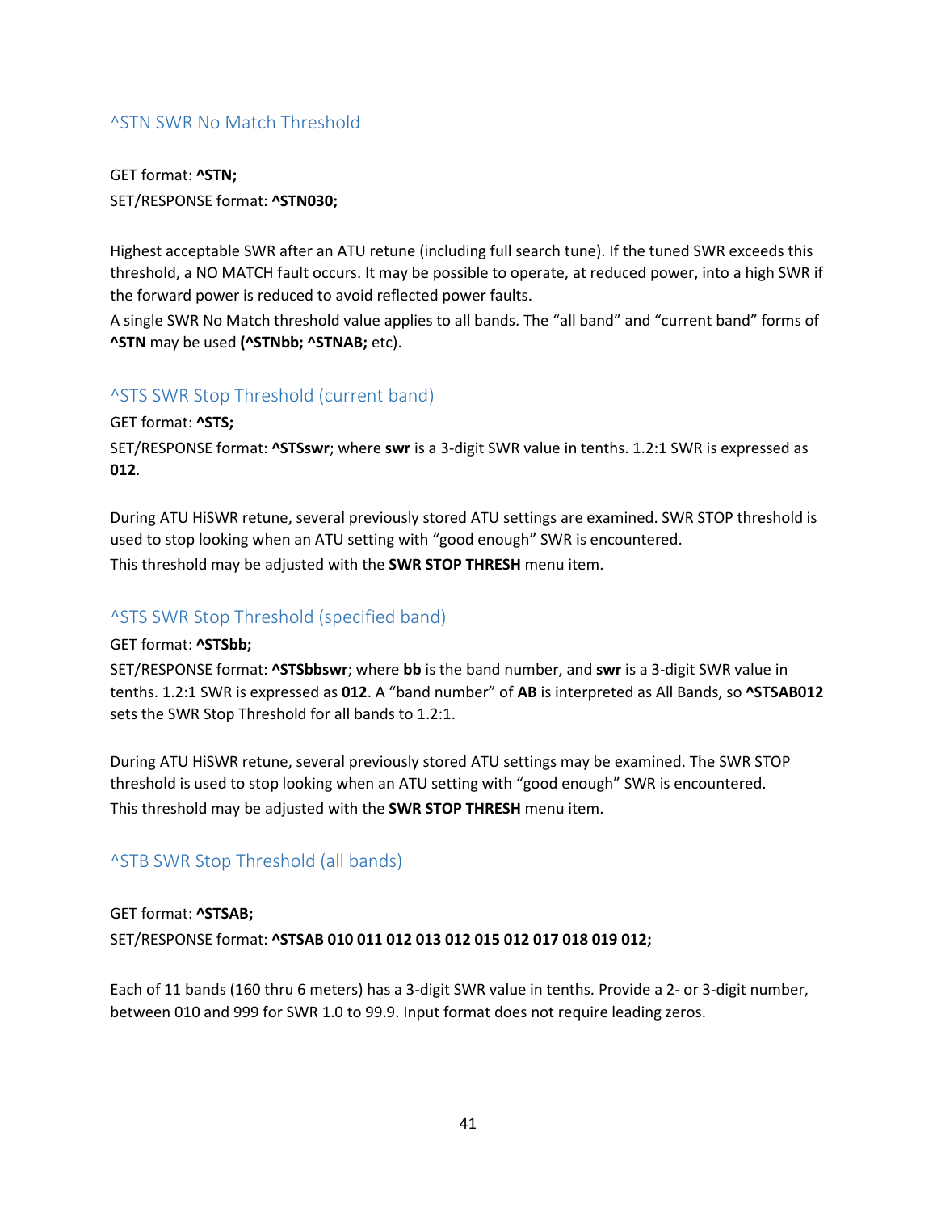## ^STN SWR No Match Threshold

GET format: **^STN;**

SET/RESPONSE format: **^STN030;**

Highest acceptable SWR after an ATU retune (including full search tune). If the tuned SWR exceeds this threshold, a NO MATCH fault occurs. It may be possible to operate, at reduced power, into a high SWR if the forward power is reduced to avoid reflected power faults.

A single SWR No Match threshold value applies to all bands. The “all band” and “current band” forms of **^STN** may be used **(^STNbb; ^STNAB;** etc).

## ^STS SWR Stop Threshold (current band)

GET format: **^STS;**

SET/RESPONSE format: **^STSswr**; where **swr** is a 3-digit SWR value in tenths. 1.2:1 SWR is expressed as **012**.

During ATU HiSWR retune, several previously stored ATU settings are examined. SWR STOP threshold is used to stop looking when an ATU setting with “good enough” SWR is encountered.

This threshold may be adjusted with the **SWR STOP THRESH** menu item.

## ^STS SWR Stop Threshold (specified band)

GET format: **^STSbb;**

SET/RESPONSE format: **^STSbbswr**; where **bb** is the band number, and **swr** is a 3-digit SWR value in tenths. 1.2:1 SWR is expressed as **012**. A “band number” of **AB** is interpreted as All Bands, so **^STSAB012** sets the SWR Stop Threshold for all bands to 1.2:1.

During ATU HiSWR retune, several previously stored ATU settings may be examined. The SWR STOP threshold is used to stop looking when an ATU setting with “good enough” SWR is encountered.

This threshold may be adjusted with the **SWR STOP THRESH** menu item.

## ^STB SWR Stop Threshold (all bands)

GET format: **^STSAB;**

SET/RESPONSE format: **^STSAB 010 011 012 013 012 015 012 017 018 019 012;**

Each of 11 bands (160 thru 6 meters) has a 3-digit SWR value in tenths. Provide a 2- or 3-digit number, between 010 and 999 for SWR 1.0 to 99.9. Input format does not require leading zeros.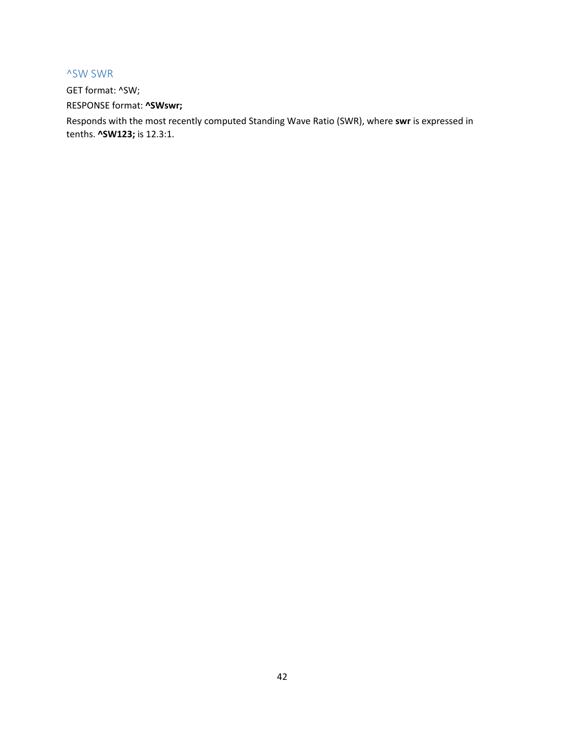## ^SW SWR

GET format: ^SW;

RESPONSE format: **^SWswr;**

Responds with the most recently computed Standing Wave Ratio (SWR), where **swr** is expressed in tenths. **^SW123;** is 12.3:1.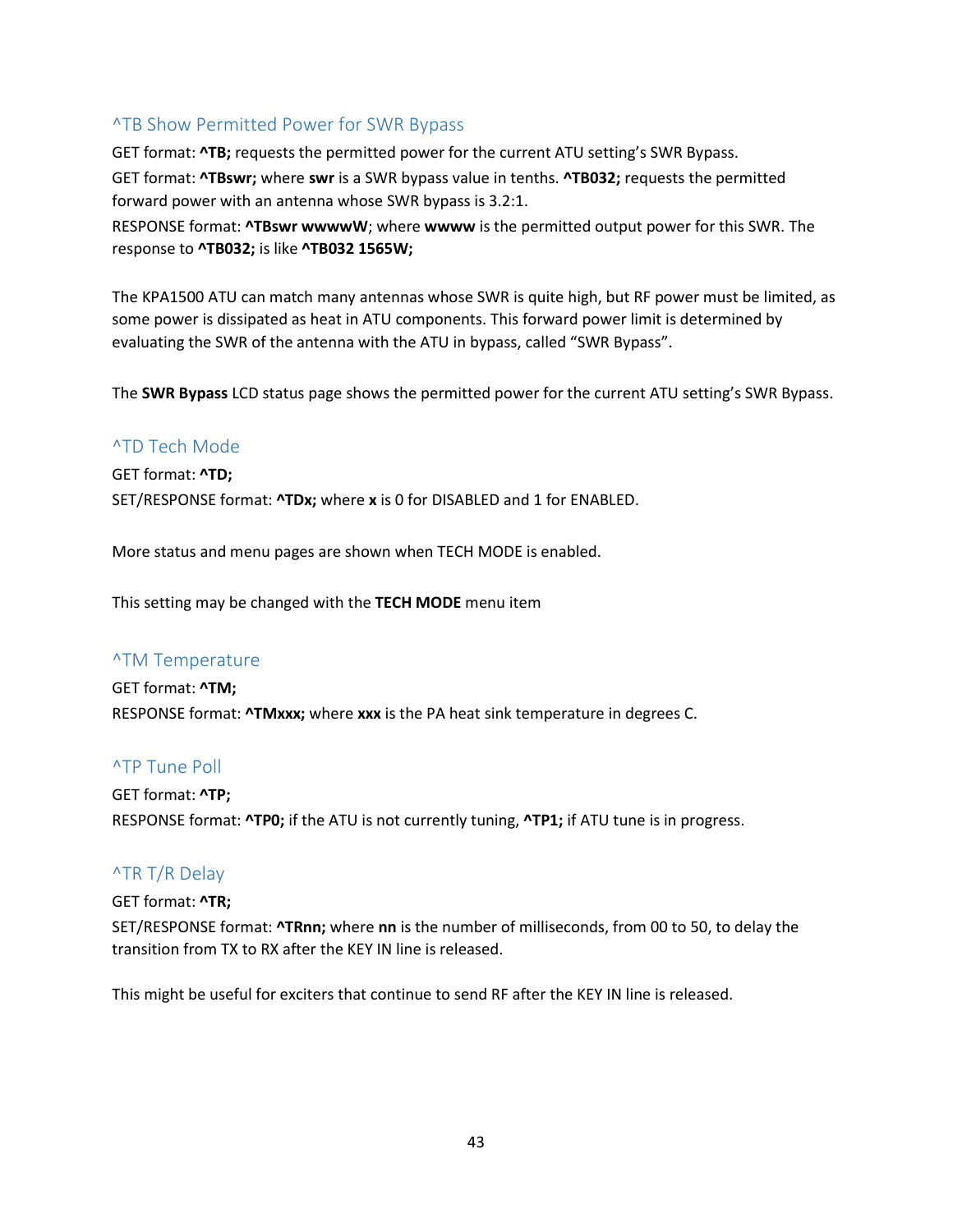## ^TB Show Permitted Power for SWR Bypass

GET format: **^TB;** requests the permitted power for the current ATU setting's SWR Bypass.

GET format: **^TBswr;** where **swr** is a SWR bypass value in tenths. **^TB032;** requests the permitted forward power with an antenna whose SWR bypass is 3.2:1.

RESPONSE format: **^TBswr wwwwW**; where **wwww** is the permitted output power for this SWR. The response to **^TB032;** is like **^TB032 1565W;**

The KPA1500 ATU can match many antennas whose SWR is quite high, but RF power must be limited, as some power is dissipated as heat in ATU components. This forward power limit is determined by evaluating the SWR of the antenna with the ATU in bypass, called "SWR Bypass".

The **SWR Bypass** LCD status page shows the permitted power for the current ATU setting's SWR Bypass.

## ^TD Tech Mode

GET format: **^TD;**

SET/RESPONSE format: **^TDx;** where **x** is 0 for DISABLED and 1 for ENABLED.

More status and menu pages are shown when TECH MODE is enabled.

This setting may be changed with the **TECH MODE** menu item

## ^TM Temperature

GET format: **^TM;**

RESPONSE format: **^TMxxx;** where **xxx** is the PA heat sink temperature in degrees C.

## ^TP Tune Poll

GET format: **^TP;**

RESPONSE format: **^TP0;** if the ATU is not currently tuning, **^TP1;** if ATU tune is in progress.

## ^TR T/R Delay

GET format: **^TR;**

SET/RESPONSE format: **^TRnn;** where **nn** is the number of milliseconds, from 00 to 50, to delay the transition from TX to RX after the KEY IN line is released.

This might be useful for exciters that continue to send RF after the KEY IN line is released.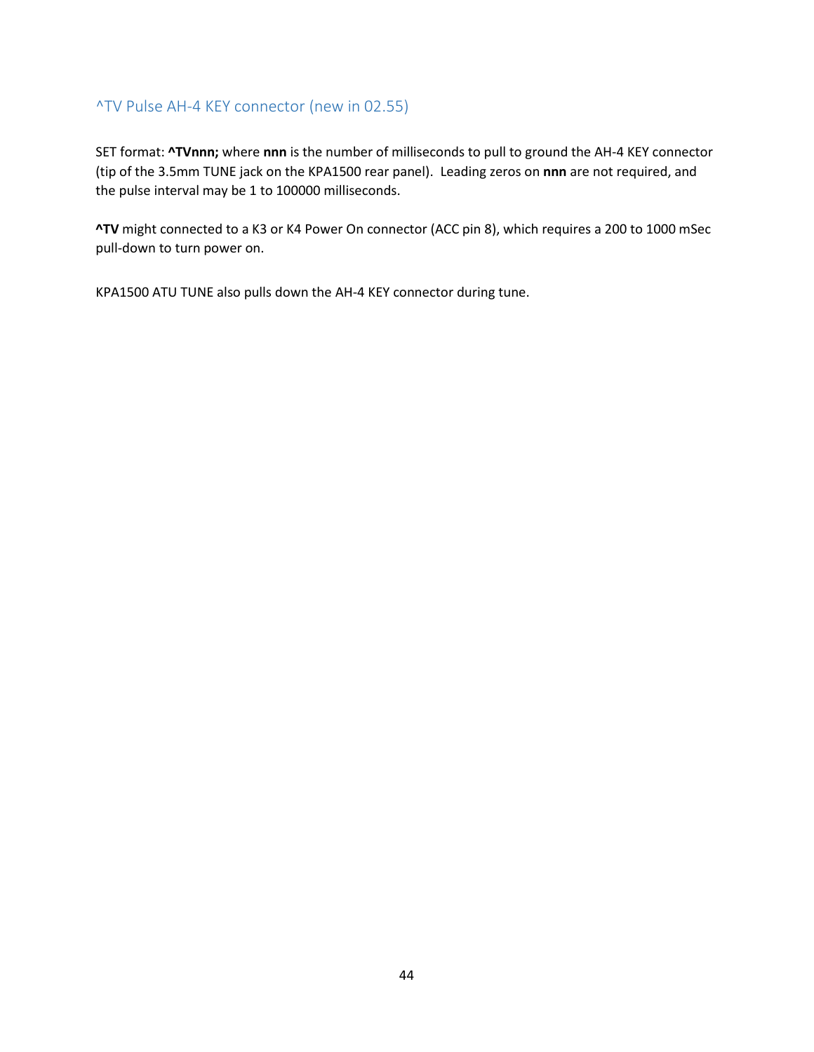### ^TV Pulse AH-4 KEY connector (new in 02.55)

SET format: **^TVnnn;** where **nnn** is the number of milliseconds to pull to ground the AH-4 KEY connector (tip of the 3.5mm TUNE jack on the KPA1500 rear panel). Leading zeros on **nnn** are not required, and the pulse interval may be 1 to 100000 milliseconds.

**^TV** might connected to a K3 or K4 Power On connector (ACC pin 8), which requires a 200 to 1000 mSec pull-down to turn power on.

KPA1500 ATU TUNE also pulls down the AH-4 KEY connector during tune.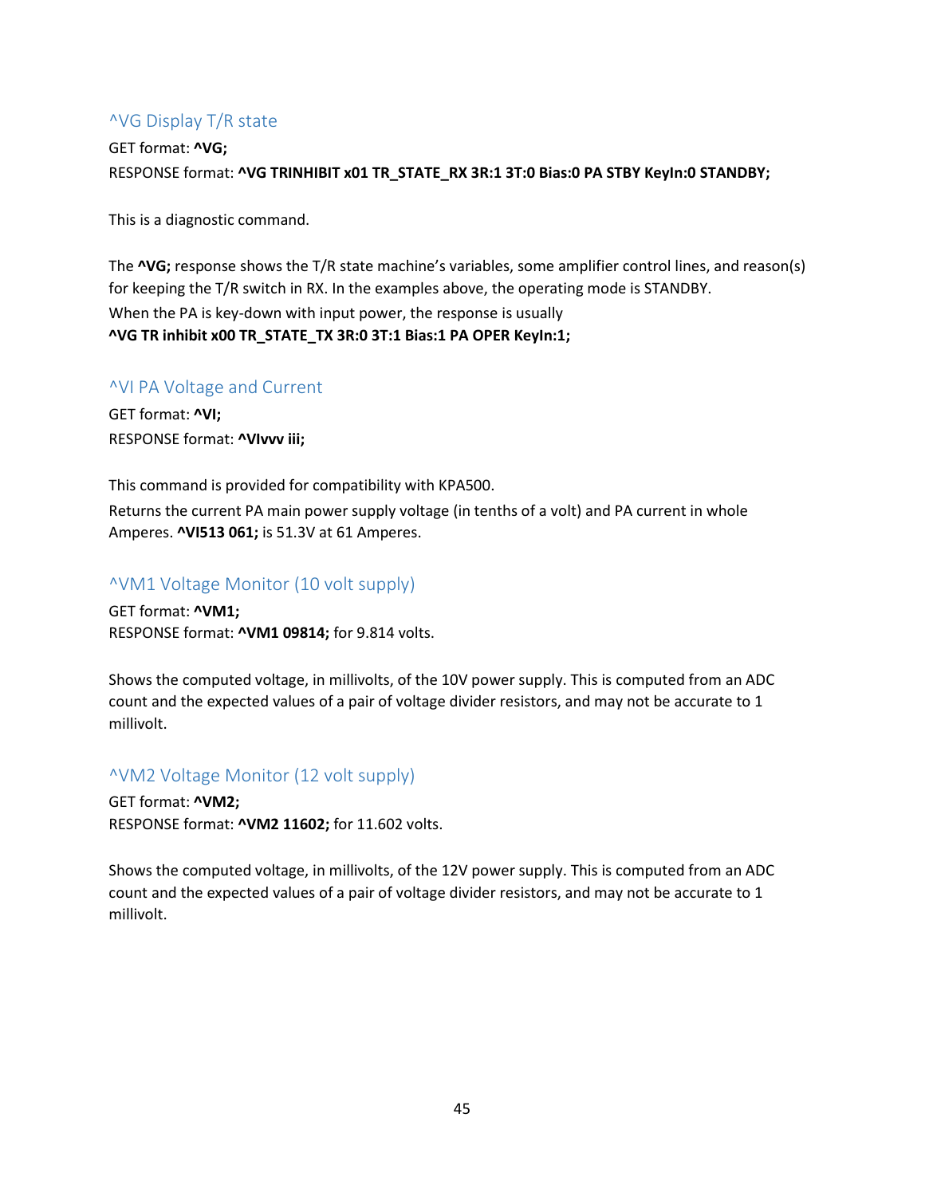### ^VG Display T/R state

GET format: **^VG;**
RESPONSE format: **^VG TRINHIBIT x01 TR_STATE_RX 3R:1 3T:0 Bias:0 PA STBY KeyIn:0 STANDBY;**

This is a diagnostic command.

The **^VG;** response shows the T/R state machine's variables, some amplifier control lines, and reason(s) for keeping the T/R switch in RX. In the examples above, the operating mode is STANDBY.
When the PA is key-down with input power, the response is usually
**^VG TR inhibit x00 TR_STATE_TX 3R:0 3T:1 Bias:1 PA OPER KeyIn:1;**

### ^VI PA Voltage and Current

GET format: **^VI;**
RESPONSE format: **^VIvvv iii;**

This command is provided for compatibility with KPA500.
Returns the current PA main power supply voltage (in tenths of a volt) and PA current in whole Amperes. **^VI513 061;** is 51.3V at 61 Amperes.

### ^VM1 Voltage Monitor (10 volt supply)

GET format: **^VM1;**
RESPONSE format: **^VM1 09814;** for 9.814 volts.

Shows the computed voltage, in millivolts, of the 10V power supply. This is computed from an ADC count and the expected values of a pair of voltage divider resistors, and may not be accurate to 1 millivolt.

### ^VM2 Voltage Monitor (12 volt supply)

GET format: **^VM2;**
RESPONSE format: **^VM2 11602;** for 11.602 volts.

Shows the computed voltage, in millivolts, of the 12V power supply. This is computed from an ADC count and the expected values of a pair of voltage divider resistors, and may not be accurate to 1 millivolt.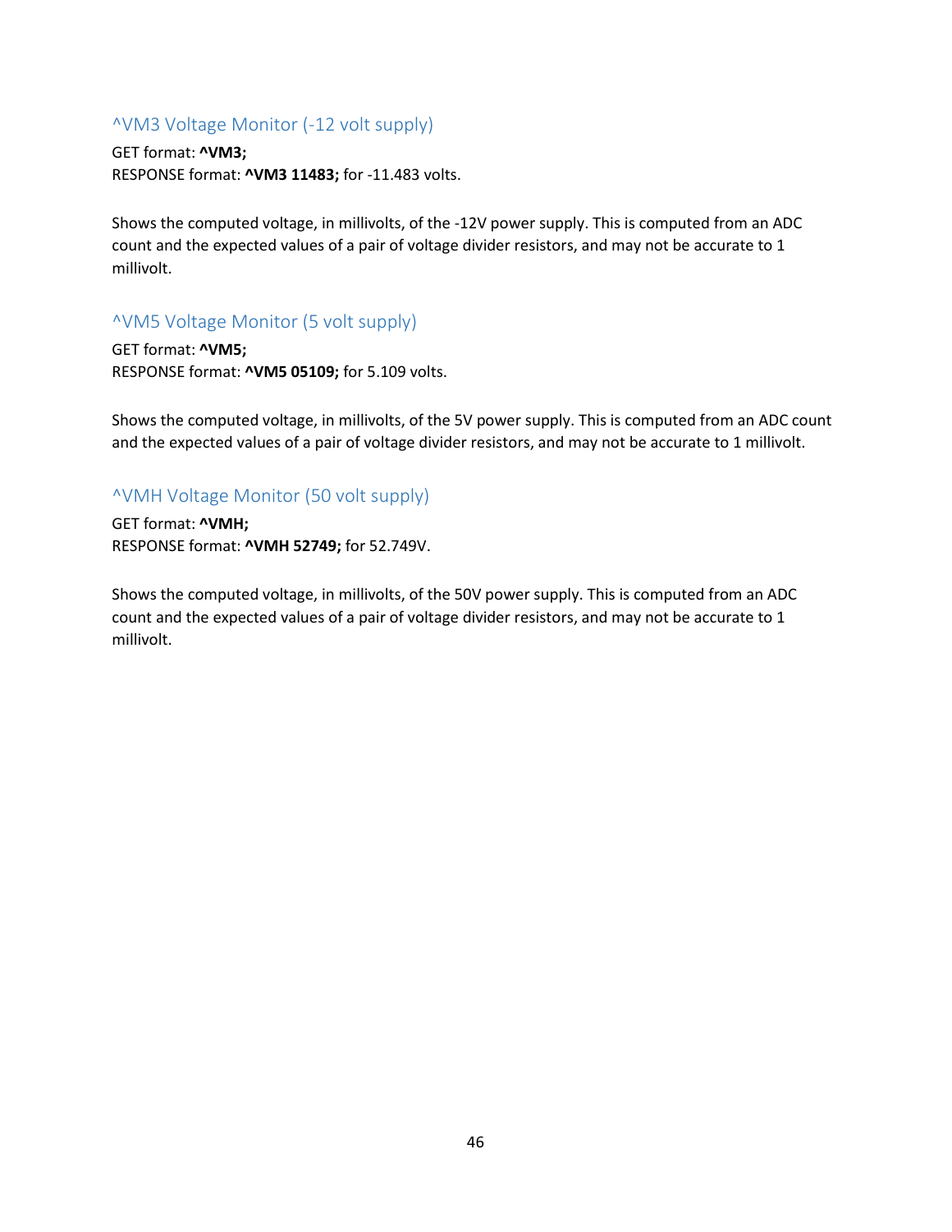### ^VM3 Voltage Monitor (-12 volt supply)

GET format: **^VM3;**
RESPONSE format: **^VM3 11483;** for -11.483 volts.

Shows the computed voltage, in millivolts, of the -12V power supply. This is computed from an ADC count and the expected values of a pair of voltage divider resistors, and may not be accurate to 1 millivolt.

### ^VM5 Voltage Monitor (5 volt supply)

GET format: **^VM5;**
RESPONSE format: **^VM5 05109;** for 5.109 volts.

Shows the computed voltage, in millivolts, of the 5V power supply. This is computed from an ADC count and the expected values of a pair of voltage divider resistors, and may not be accurate to 1 millivolt.

### ^VMH Voltage Monitor (50 volt supply)

GET format: **^VMH;**
RESPONSE format: **^VMH 52749;** for 52.749V.

Shows the computed voltage, in millivolts, of the 50V power supply. This is computed from an ADC count and the expected values of a pair of voltage divider resistors, and may not be accurate to 1 millivolt.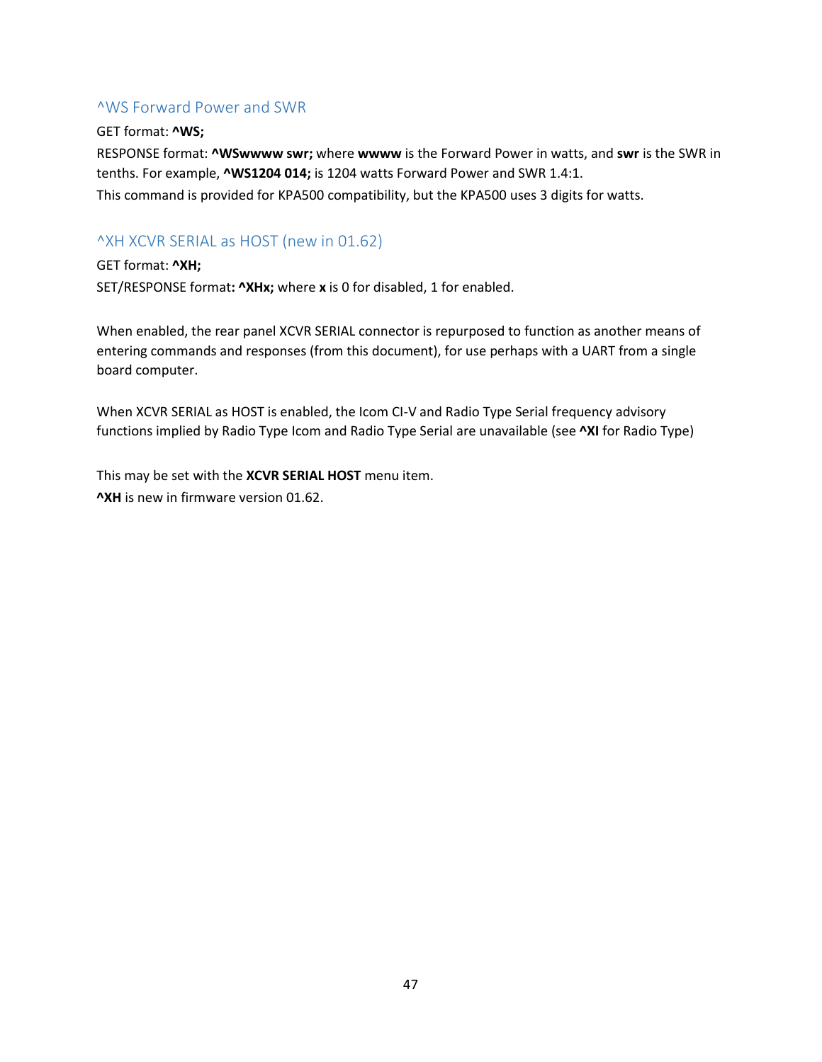## ^WS Forward Power and SWR

GET format: **^WS;**

RESPONSE format: **^WSwwww swr;** where **wwww** is the Forward Power in watts, and **swr** is the SWR in tenths. For example, **^WS1204 014;** is 1204 watts Forward Power and SWR 1.4:1.

This command is provided for KPA500 compatibility, but the KPA500 uses 3 digits for watts.

## ^XH XCVR SERIAL as HOST (new in 01.62)

GET format: **^XH;**

SET/RESPONSE format**: ^XHx;** where **x** is 0 for disabled, 1 for enabled.

When enabled, the rear panel XCVR SERIAL connector is repurposed to function as another means of entering commands and responses (from this document), for use perhaps with a UART from a single board computer.

When XCVR SERIAL as HOST is enabled, the Icom CI-V and Radio Type Serial frequency advisory functions implied by Radio Type Icom and Radio Type Serial are unavailable (see **^XI** for Radio Type)

This may be set with the **XCVR SERIAL HOST** menu item.

**^XH** is new in firmware version 01.62.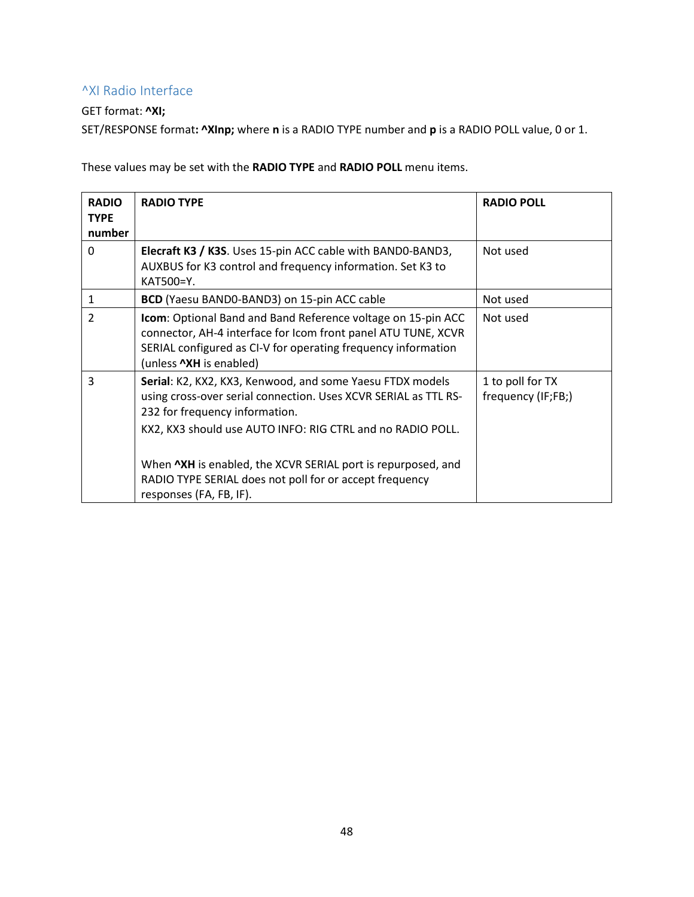## ^XI Radio Interface

GET format: **^XI;**

SET/RESPONSE format**: ^XInp;** where **n** is a RADIO TYPE number and **p** is a RADIO POLL value, 0 or 1.

These values may be set with the **RADIO TYPE** and **RADIO POLL** menu items.

| RADIO TYPE number | RADIO TYPE | RADIO POLL |
|---|---|---|
| 0 | **Elecraft K3 / K3S**. Uses 15-pin ACC cable with BAND0-BAND3, AUXBUS for K3 control and frequency information. Set K3 to KAT500=Y. | Not used |
| 1 | **BCD** (Yaesu BAND0-BAND3) on 15-pin ACC cable | Not used |
| 2 | **Icom**: Optional Band and Band Reference voltage on 15-pin ACC connector, AH-4 interface for Icom front panel ATU TUNE, XCVR SERIAL configured as CI-V for operating frequency information (unless **^XH** is enabled) | Not used |
| 3 | **Serial**: K2, KX2, KX3, Kenwood, and some Yaesu FTDX models using cross-over serial connection. Uses XCVR SERIAL as TTL RS-232 for frequency information.<br>KX2, KX3 should use AUTO INFO: RIG CTRL and no RADIO POLL.<br><br>When **^XH** is enabled, the XCVR SERIAL port is repurposed, and RADIO TYPE SERIAL does not poll for or accept frequency responses (FA, FB, IF). | 1 to poll for TX frequency (IF;FB;) |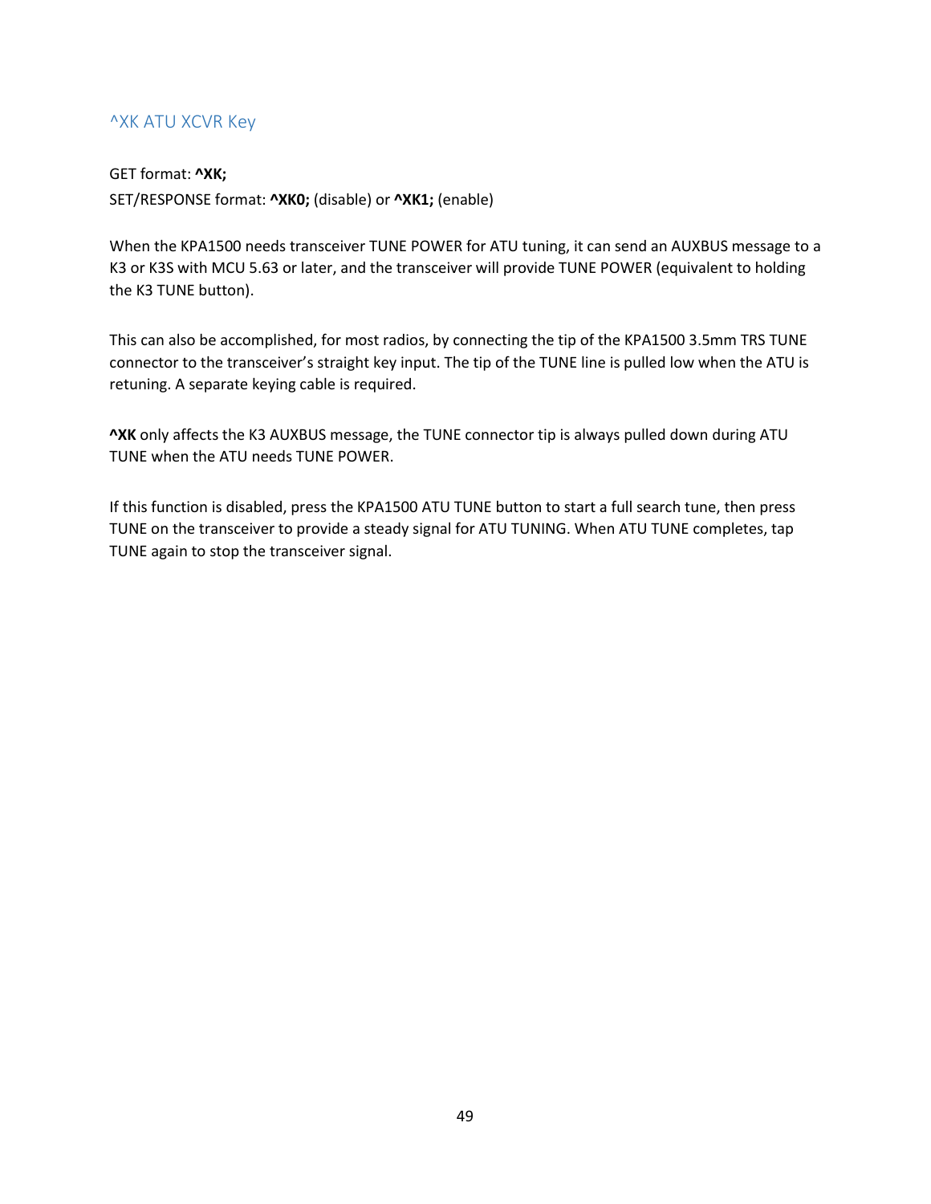## ^XK ATU XCVR Key

GET format: **^XK;**
SET/RESPONSE format: **^XK0;** (disable) or **^XK1;** (enable)

When the KPA1500 needs transceiver TUNE POWER for ATU tuning, it can send an AUXBUS message to a K3 or K3S with MCU 5.63 or later, and the transceiver will provide TUNE POWER (equivalent to holding the K3 TUNE button).

This can also be accomplished, for most radios, by connecting the tip of the KPA1500 3.5mm TRS TUNE connector to the transceiver's straight key input. The tip of the TUNE line is pulled low when the ATU is retuning. A separate keying cable is required.

**^XK** only affects the K3 AUXBUS message, the TUNE connector tip is always pulled down during ATU TUNE when the ATU needs TUNE POWER.

If this function is disabled, press the KPA1500 ATU TUNE button to start a full search tune, then press TUNE on the transceiver to provide a steady signal for ATU TUNING. When ATU TUNE completes, tap TUNE again to stop the transceiver signal.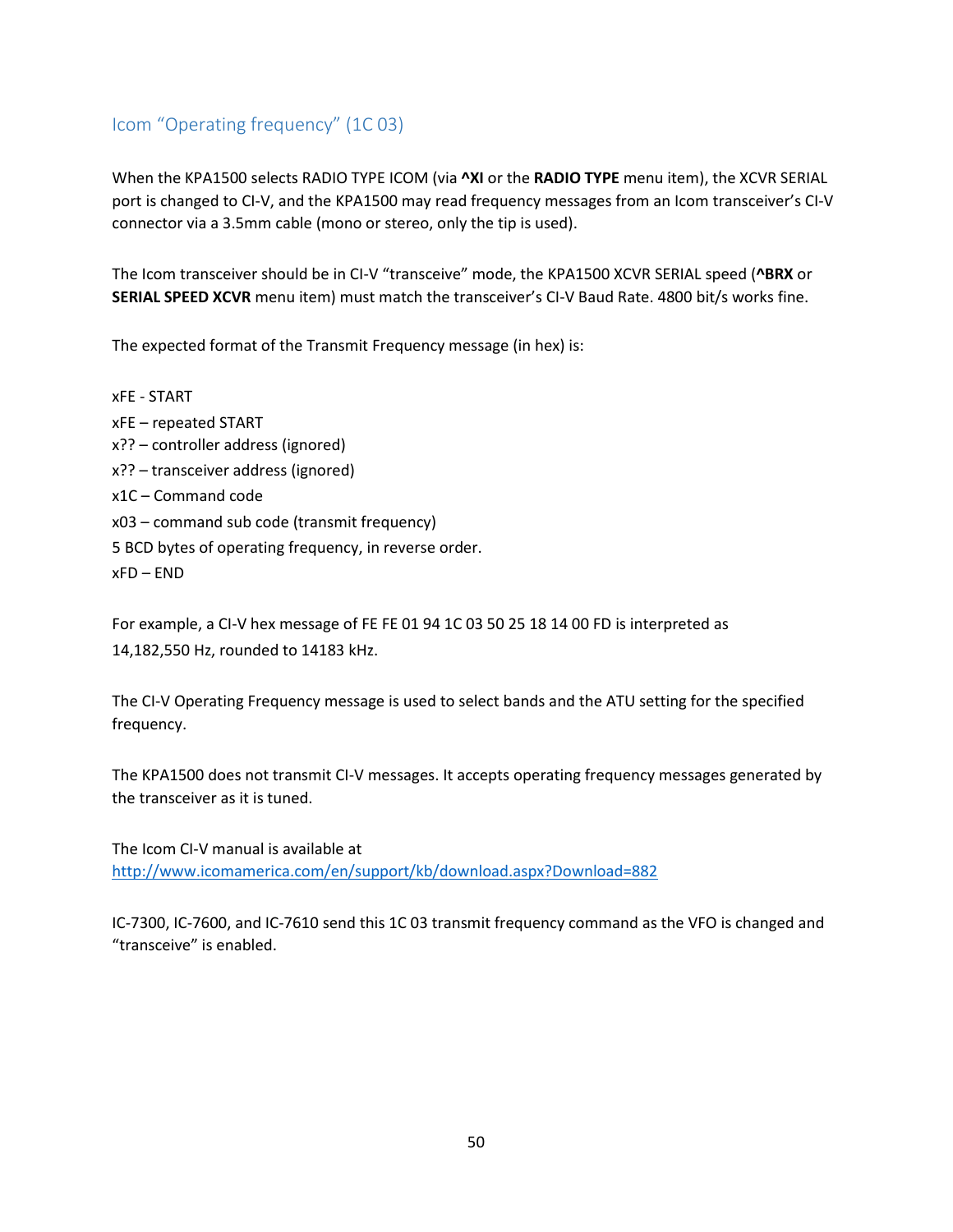## Icom "Operating frequency" (1C 03)

When the KPA1500 selects RADIO TYPE ICOM (via **^XI** or the **RADIO TYPE** menu item), the XCVR SERIAL port is changed to CI-V, and the KPA1500 may read frequency messages from an Icom transceiver's CI-V connector via a 3.5mm cable (mono or stereo, only the tip is used).

The Icom transceiver should be in CI-V "transceive" mode, the KPA1500 XCVR SERIAL speed (**^BRX** or **SERIAL SPEED XCVR** menu item) must match the transceiver's CI-V Baud Rate. 4800 bit/s works fine.

The expected format of the Transmit Frequency message (in hex) is:

xFE - START
xFE – repeated START
x?? – controller address (ignored)
x?? – transceiver address (ignored)
x1C – Command code
x03 – command sub code (transmit frequency)
5 BCD bytes of operating frequency, in reverse order.
xFD – END

For example, a CI-V hex message of FE FE 01 94 1C 03 50 25 18 14 00 FD is interpreted as 14,182,550 Hz, rounded to 14183 kHz.

The CI-V Operating Frequency message is used to select bands and the ATU setting for the specified frequency.

The KPA1500 does not transmit CI-V messages. It accepts operating frequency messages generated by the transceiver as it is tuned.

The Icom CI-V manual is available at
http://www.icomamerica.com/en/support/kb/download.aspx?Download=882

IC-7300, IC-7600, and IC-7610 send this 1C 03 transmit frequency command as the VFO is changed and "transceive" is enabled.